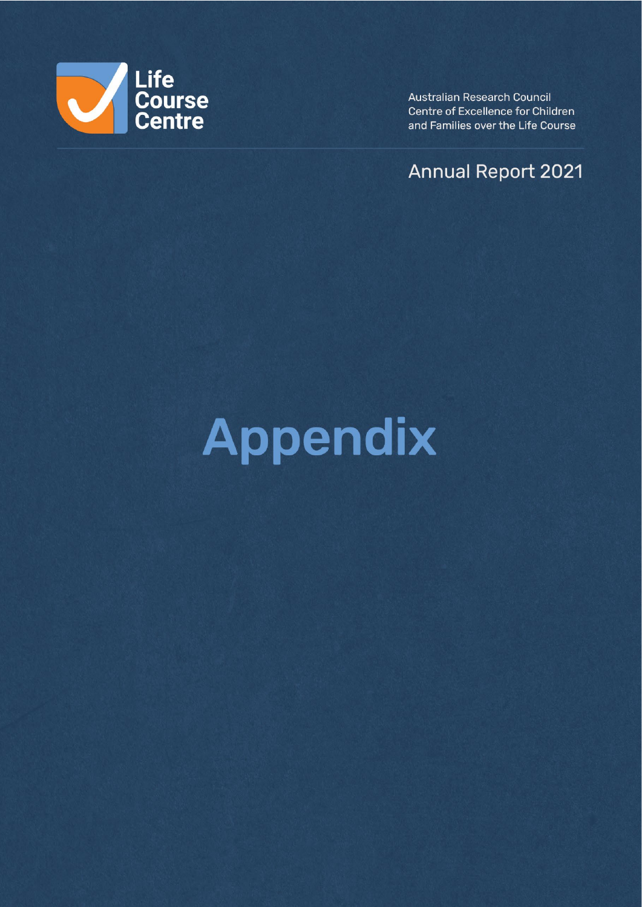Life Course Centre

Australian Research Council Centre of Excellence for Children and Families over the Life Course

Annual Report 2021

# Appendix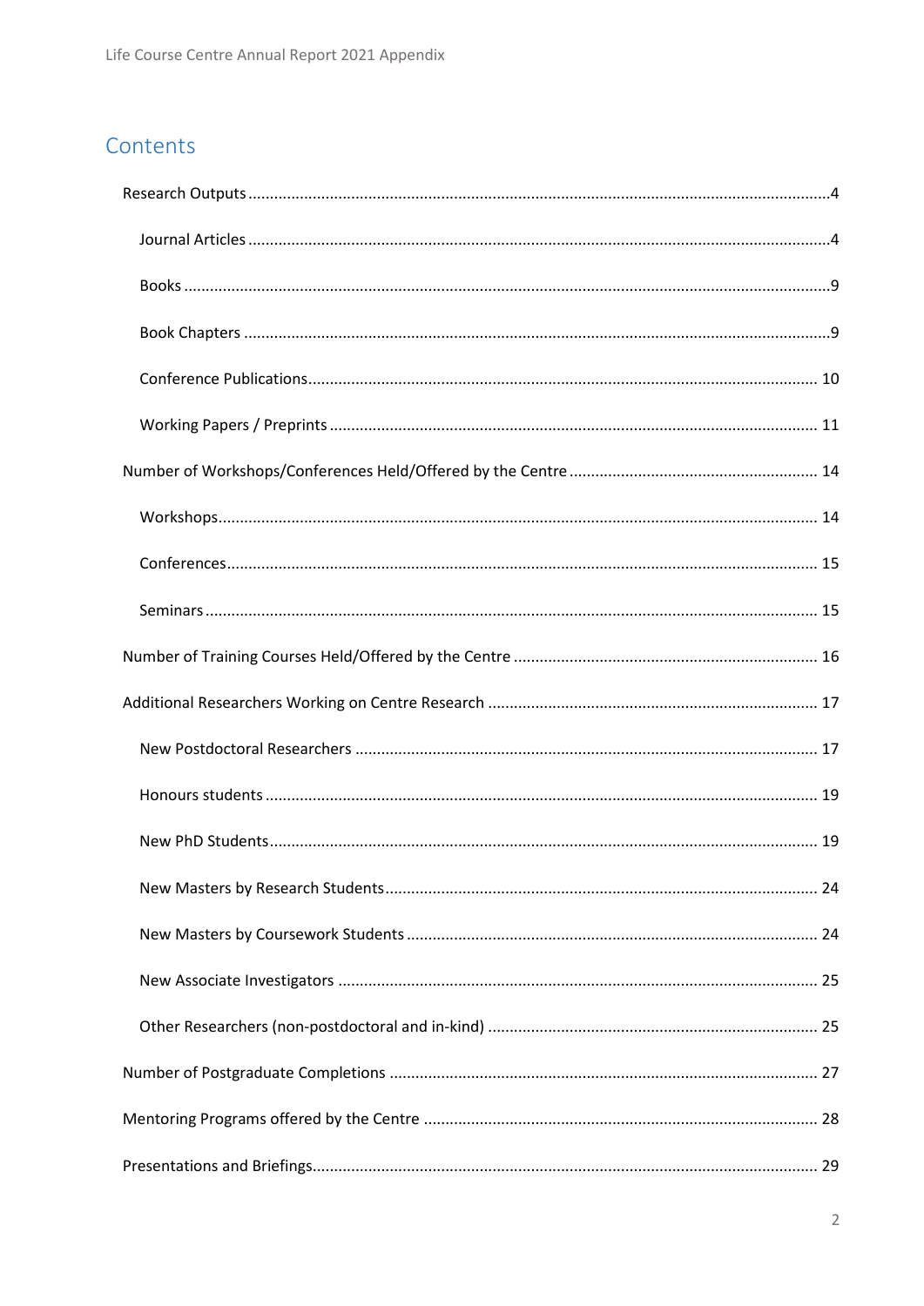# Contents

- Research Outputs ....................................................................................................................4
  - Journal Articles ....................................................................................................................4
  - Books ....................................................................................................................9
  - Book Chapters ....................................................................................................................9
  - Conference Publications.................................................................................................... 10
  - Working Papers / Preprints ................................................................................................ 11
- Number of Workshops/Conferences Held/Offered by the Centre ......................................................... 14
  - Workshops......................................................................................................................... 14
  - Conferences........................................................................................................................ 15
  - Seminars ............................................................................................................................ 15
- Number of Training Courses Held/Offered by the Centre ...................................................................... 16
- Additional Researchers Working on Centre Research ............................................................................ 17
  - New Postdoctoral Researchers .......................................................................................... 17
  - Honours students .............................................................................................................. 19
  - New PhD Students.............................................................................................................. 19
  - New Masters by Research Students.................................................................................... 24
  - New Masters by Coursework Students ............................................................................... 24
  - New Associate Investigators .............................................................................................. 25
  - Other Researchers (non-postdoctoral and in-kind) ............................................................ 25
- Number of Postgraduate Completions .................................................................................................. 27
- Mentoring Programs offered by the Centre .......................................................................................... 28
- Presentations and Briefings.................................................................................................................... 29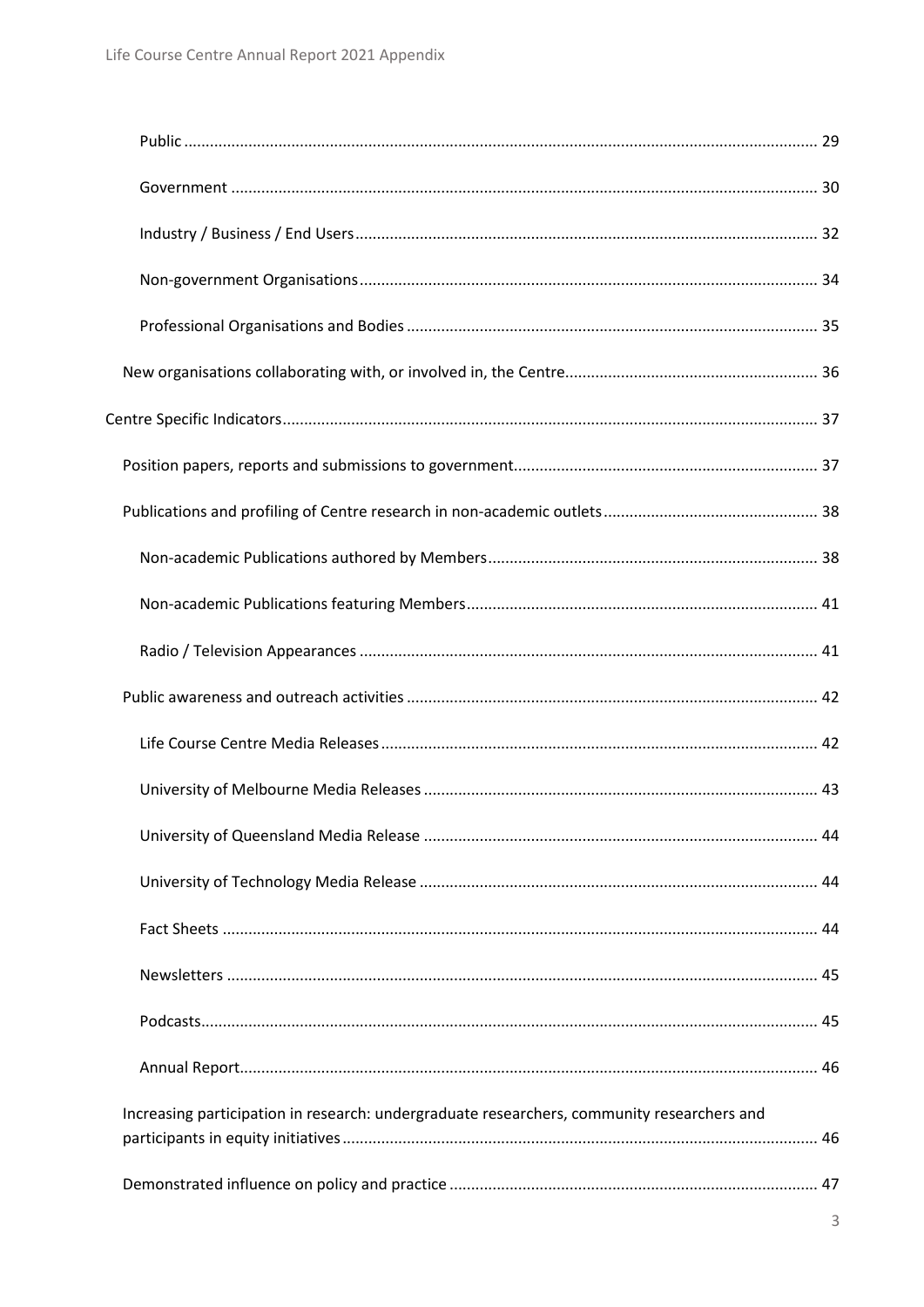Public ... 29

Government ... 30

Industry / Business / End Users ... 32

Non-government Organisations ... 34

Professional Organisations and Bodies ... 35

New organisations collaborating with, or involved in, the Centre ... 36

Centre Specific Indicators ... 37

Position papers, reports and submissions to government ... 37

Publications and profiling of Centre research in non-academic outlets ... 38

Non-academic Publications authored by Members ... 38

Non-academic Publications featuring Members ... 41

Radio / Television Appearances ... 41

Public awareness and outreach activities ... 42

Life Course Centre Media Releases ... 42

University of Melbourne Media Releases ... 43

University of Queensland Media Release ... 44

University of Technology Media Release ... 44

Fact Sheets ... 44

Newsletters ... 45

Podcasts ... 45

Annual Report ... 46

Increasing participation in research: undergraduate researchers, community researchers and participants in equity initiatives ... 46

Demonstrated influence on policy and practice ... 47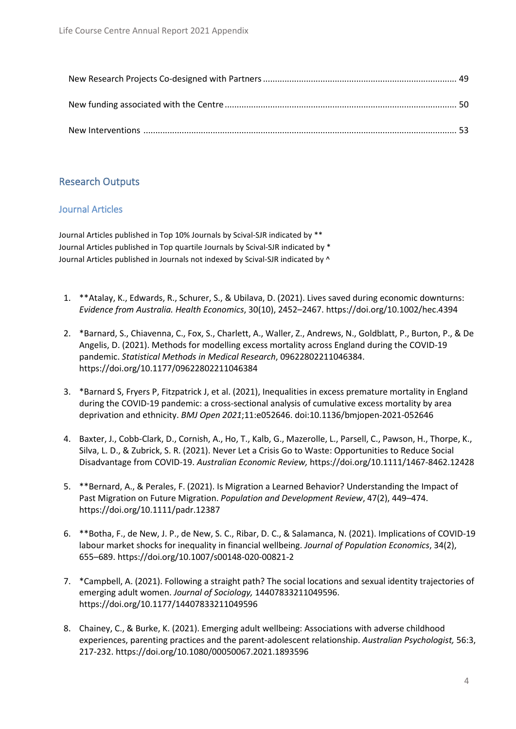New Research Projects Co-designed with Partners ................................................................................ 49

New funding associated with the Centre ................................................................................................ 50

New Interventions .................................................................................................................................. 53

## Research Outputs

### Journal Articles

Journal Articles published in Top 10% Journals by Scival-SJR indicated by **
Journal Articles published in Top quartile Journals by Scival-SJR indicated by *
Journal Articles published in Journals not indexed by Scival-SJR indicated by ^

1. **Atalay, K., Edwards, R., Schurer, S., & Ubilava, D. (2021). Lives saved during economic downturns: *Evidence from Australia. Health Economics*, 30(10), 2452–2467. https://doi.org/10.1002/hec.4394

2. *Barnard, S., Chiavenna, C., Fox, S., Charlett, A., Waller, Z., Andrews, N., Goldblatt, P., Burton, P., & De Angelis, D. (2021). Methods for modelling excess mortality across England during the COVID-19 pandemic. *Statistical Methods in Medical Research*, 09622802211046384. https://doi.org/10.1177/09622802211046384

3. *Barnard S, Fryers P, Fitzpatrick J, et al. (2021), Inequalities in excess premature mortality in England during the COVID-19 pandemic: a cross-sectional analysis of cumulative excess mortality by area deprivation and ethnicity. *BMJ Open 2021*;11:e052646. doi:10.1136/bmjopen-2021-052646

4. Baxter, J., Cobb-Clark, D., Cornish, A., Ho, T., Kalb, G., Mazerolle, L., Parsell, C., Pawson, H., Thorpe, K., Silva, L. D., & Zubrick, S. R. (2021). Never Let a Crisis Go to Waste: Opportunities to Reduce Social Disadvantage from COVID-19. *Australian Economic Review,* https://doi.org/10.1111/1467-8462.12428

5. **Bernard, A., & Perales, F. (2021). Is Migration a Learned Behavior? Understanding the Impact of Past Migration on Future Migration. *Population and Development Review*, 47(2), 449–474. https://doi.org/10.1111/padr.12387

6. **Botha, F., de New, J. P., de New, S. C., Ribar, D. C., & Salamanca, N. (2021). Implications of COVID-19 labour market shocks for inequality in financial wellbeing. *Journal of Population Economics*, 34(2), 655–689. https://doi.org/10.1007/s00148-020-00821-2

7. *Campbell, A. (2021). Following a straight path? The social locations and sexual identity trajectories of emerging adult women. *Journal of Sociology,* 14407833211049596. https://doi.org/10.1177/14407833211049596

8. Chainey, C., & Burke, K. (2021). Emerging adult wellbeing: Associations with adverse childhood experiences, parenting practices and the parent-adolescent relationship. *Australian Psychologist,* 56:3, 217-232. https://doi.org/10.1080/00050067.2021.1893596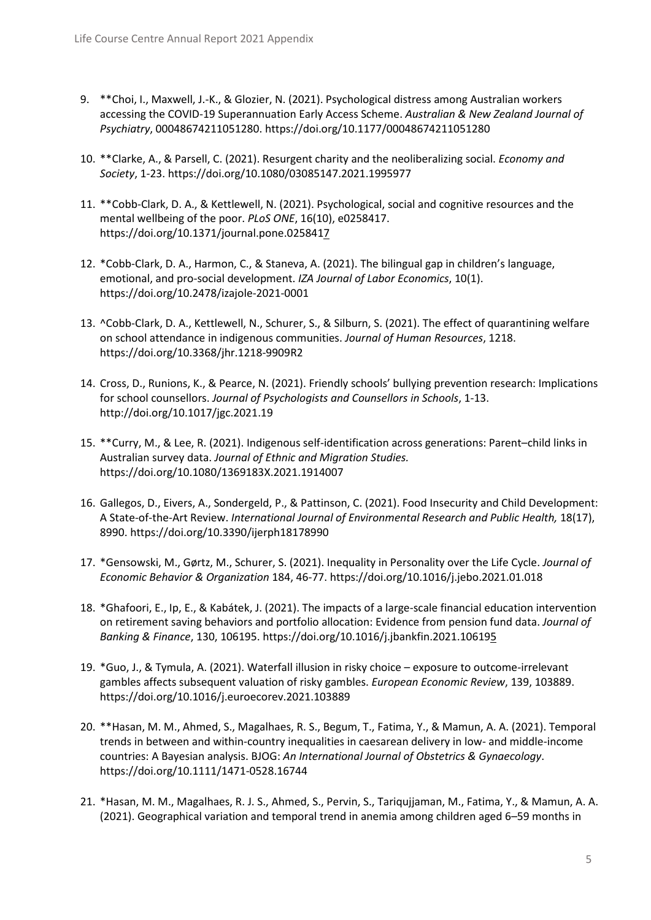9. **Choi, I., Maxwell, J.-K., & Glozier, N. (2021). Psychological distress among Australian workers accessing the COVID-19 Superannuation Early Access Scheme. *Australian & New Zealand Journal of Psychiatry*, 00048674211051280. https://doi.org/10.1177/00048674211051280

10. **Clarke, A., & Parsell, C. (2021). Resurgent charity and the neoliberalizing social. *Economy and Society*, 1-23. https://doi.org/10.1080/03085147.2021.1995977

11. **Cobb-Clark, D. A., & Kettlewell, N. (2021). Psychological, social and cognitive resources and the mental wellbeing of the poor. *PLoS ONE*, 16(10), e0258417. https://doi.org/10.1371/journal.pone.0258417

12. *Cobb-Clark, D. A., Harmon, C., & Staneva, A. (2021). The bilingual gap in children's language, emotional, and pro-social development. *IZA Journal of Labor Economics*, 10(1). https://doi.org/10.2478/izajole-2021-0001

13. ^Cobb-Clark, D. A., Kettlewell, N., Schurer, S., & Silburn, S. (2021). The effect of quarantining welfare on school attendance in indigenous communities. *Journal of Human Resources*, 1218. https://doi.org/10.3368/jhr.1218-9909R2

14. Cross, D., Runions, K., & Pearce, N. (2021). Friendly schools' bullying prevention research: Implications for school counsellors. *Journal of Psychologists and Counsellors in Schools*, 1-13. http://doi.org/10.1017/jgc.2021.19

15. **Curry, M., & Lee, R. (2021). Indigenous self-identification across generations: Parent–child links in Australian survey data. *Journal of Ethnic and Migration Studies.* https://doi.org/10.1080/1369183X.2021.1914007

16. Gallegos, D., Eivers, A., Sondergeld, P., & Pattinson, C. (2021). Food Insecurity and Child Development: A State-of-the-Art Review. *International Journal of Environmental Research and Public Health,* 18(17), 8990. https://doi.org/10.3390/ijerph18178990

17. *Gensowski, M., Gørtz, M., Schurer, S. (2021). Inequality in Personality over the Life Cycle. *Journal of Economic Behavior & Organization* 184, 46-77. https://doi.org/10.1016/j.jebo.2021.01.018

18. *Ghafoori, E., Ip, E., & Kabátek, J. (2021). The impacts of a large-scale financial education intervention on retirement saving behaviors and portfolio allocation: Evidence from pension fund data. *Journal of Banking & Finance*, 130, 106195. https://doi.org/10.1016/j.jbankfin.2021.106195

19. *Guo, J., & Tymula, A. (2021). Waterfall illusion in risky choice – exposure to outcome-irrelevant gambles affects subsequent valuation of risky gambles. *European Economic Review*, 139, 103889. https://doi.org/10.1016/j.euroecorev.2021.103889

20. **Hasan, M. M., Ahmed, S., Magalhaes, R. S., Begum, T., Fatima, Y., & Mamun, A. A. (2021). Temporal trends in between and within-country inequalities in caesarean delivery in low- and middle-income countries: A Bayesian analysis. BJOG: *An International Journal of Obstetrics & Gynaecology*. https://doi.org/10.1111/1471-0528.16744

21. *Hasan, M. M., Magalhaes, R. J. S., Ahmed, S., Pervin, S., Tariqujjaman, M., Fatima, Y., & Mamun, A. A. (2021). Geographical variation and temporal trend in anemia among children aged 6–59 months in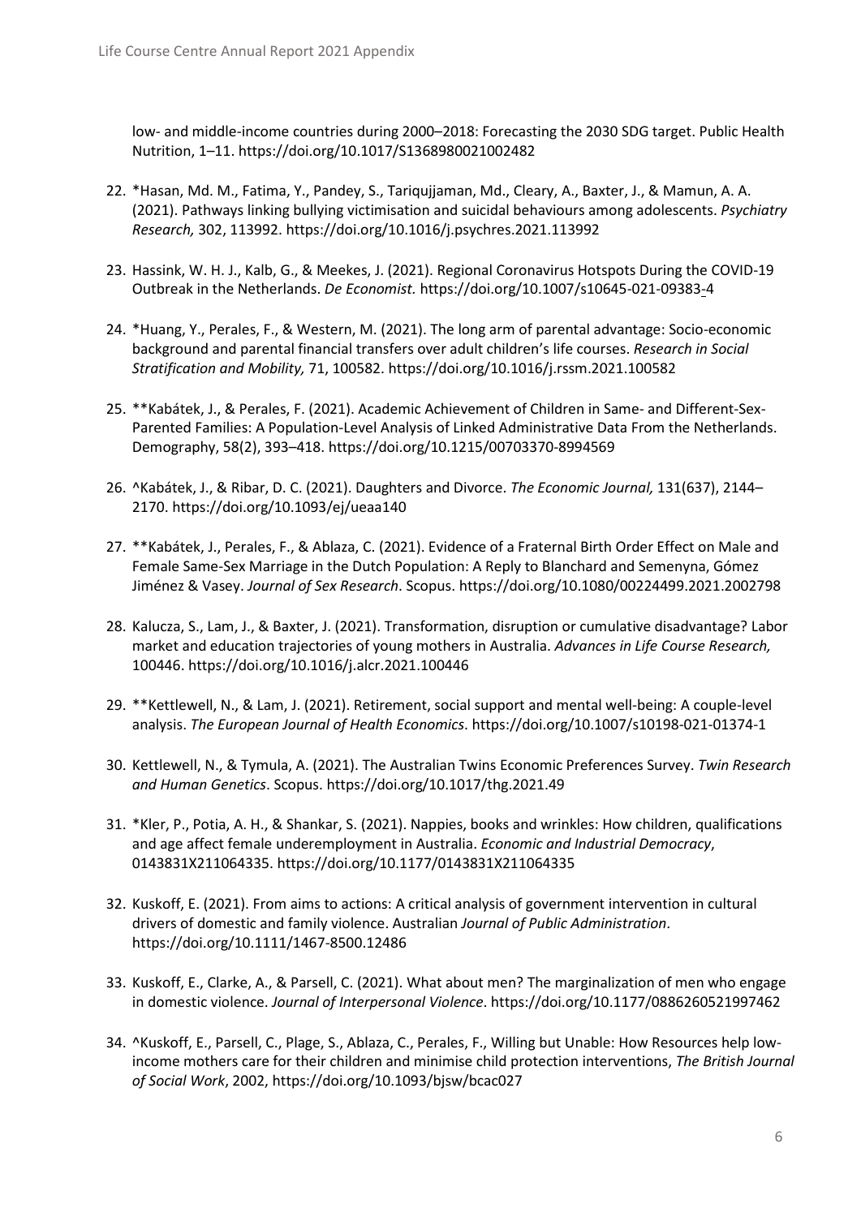low- and middle-income countries during 2000–2018: Forecasting the 2030 SDG target. Public Health Nutrition, 1–11. https://doi.org/10.1017/S1368980021002482

22. *Hasan, Md. M., Fatima, Y., Pandey, S., Tariqujjaman, Md., Cleary, A., Baxter, J., & Mamun, A. A. (2021). Pathways linking bullying victimisation and suicidal behaviours among adolescents. *Psychiatry Research,* 302, 113992. https://doi.org/10.1016/j.psychres.2021.113992

23. Hassink, W. H. J., Kalb, G., & Meekes, J. (2021). Regional Coronavirus Hotspots During the COVID-19 Outbreak in the Netherlands. *De Economist.* https://doi.org/10.1007/s10645-021-09383-4

24. *Huang, Y., Perales, F., & Western, M. (2021). The long arm of parental advantage: Socio-economic background and parental financial transfers over adult children's life courses. *Research in Social Stratification and Mobility,* 71, 100582. https://doi.org/10.1016/j.rssm.2021.100582

25. **Kabátek, J., & Perales, F. (2021). Academic Achievement of Children in Same- and Different-Sex-Parented Families: A Population-Level Analysis of Linked Administrative Data From the Netherlands. Demography, 58(2), 393–418. https://doi.org/10.1215/00703370-8994569

26. ^Kabátek, J., & Ribar, D. C. (2021). Daughters and Divorce. *The Economic Journal,* 131(637), 2144–2170. https://doi.org/10.1093/ej/ueaa140

27. **Kabátek, J., Perales, F., & Ablaza, C. (2021). Evidence of a Fraternal Birth Order Effect on Male and Female Same-Sex Marriage in the Dutch Population: A Reply to Blanchard and Semenyna, Gómez Jiménez & Vasey. *Journal of Sex Research*. Scopus. https://doi.org/10.1080/00224499.2021.2002798

28. Kalucza, S., Lam, J., & Baxter, J. (2021). Transformation, disruption or cumulative disadvantage? Labor market and education trajectories of young mothers in Australia. *Advances in Life Course Research,* 100446. https://doi.org/10.1016/j.alcr.2021.100446

29. **Kettlewell, N., & Lam, J. (2021). Retirement, social support and mental well-being: A couple-level analysis. *The European Journal of Health Economics*. https://doi.org/10.1007/s10198-021-01374-1

30. Kettlewell, N., & Tymula, A. (2021). The Australian Twins Economic Preferences Survey. *Twin Research and Human Genetics*. Scopus. https://doi.org/10.1017/thg.2021.49

31. *Kler, P., Potia, A. H., & Shankar, S. (2021). Nappies, books and wrinkles: How children, qualifications and age affect female underemployment in Australia. *Economic and Industrial Democracy*, 0143831X211064335. https://doi.org/10.1177/0143831X211064335

32. Kuskoff, E. (2021). From aims to actions: A critical analysis of government intervention in cultural drivers of domestic and family violence. Australian *Journal of Public Administration*. https://doi.org/10.1111/1467-8500.12486

33. Kuskoff, E., Clarke, A., & Parsell, C. (2021). What about men? The marginalization of men who engage in domestic violence. *Journal of Interpersonal Violence*. https://doi.org/10.1177/0886260521997462

34. ^Kuskoff, E., Parsell, C., Plage, S., Ablaza, C., Perales, F., Willing but Unable: How Resources help low-income mothers care for their children and minimise child protection interventions, *The British Journal of Social Work*, 2002, https://doi.org/10.1093/bjsw/bcac027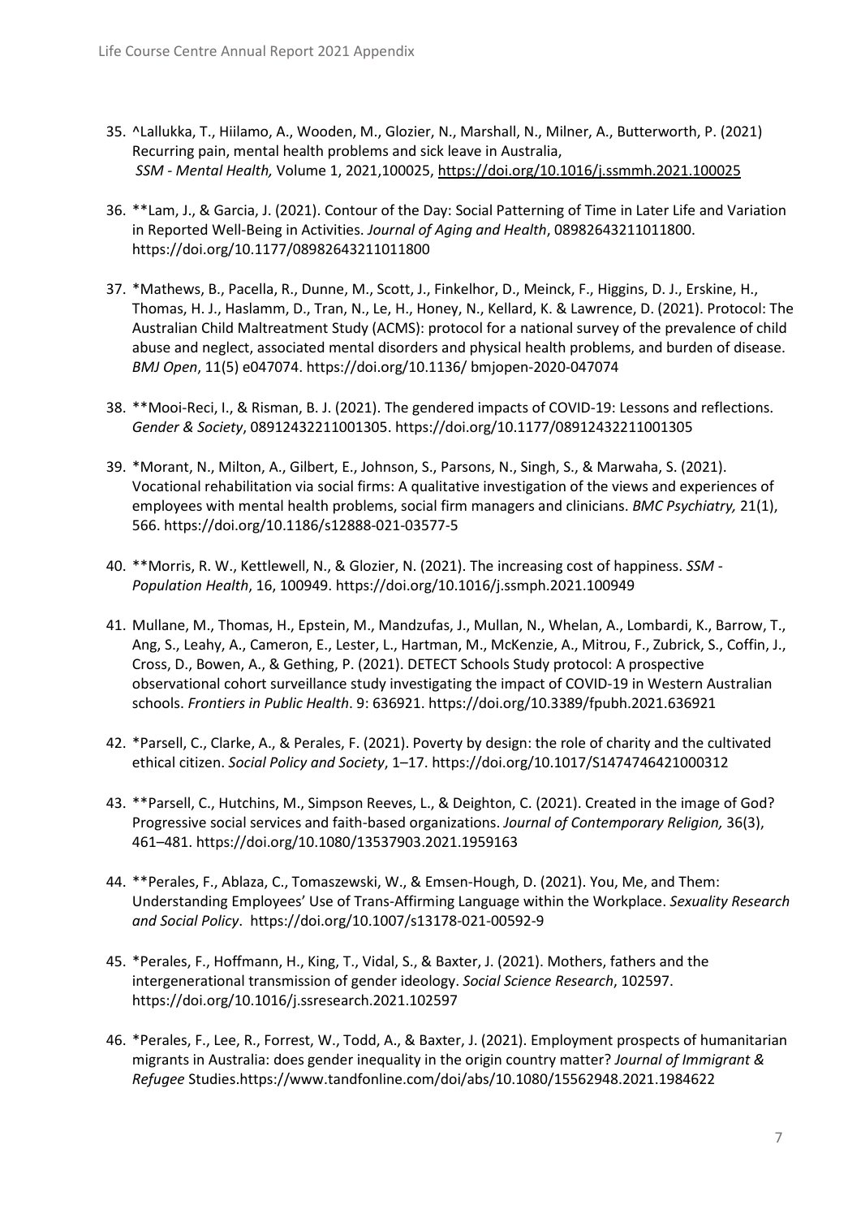35. ^Lallukka, T., Hiilamo, A., Wooden, M., Glozier, N., Marshall, N., Milner, A., Butterworth, P. (2021) Recurring pain, mental health problems and sick leave in Australia, *SSM - Mental Health,* Volume 1, 2021,100025, https://doi.org/10.1016/j.ssmmh.2021.100025

36. **Lam, J., & Garcia, J. (2021). Contour of the Day: Social Patterning of Time in Later Life and Variation in Reported Well-Being in Activities. *Journal of Aging and Health*, 08982643211011800. https://doi.org/10.1177/08982643211011800

37. *Mathews, B., Pacella, R., Dunne, M., Scott, J., Finkelhor, D., Meinck, F., Higgins, D. J., Erskine, H., Thomas, H. J., Haslamm, D., Tran, N., Le, H., Honey, N., Kellard, K. & Lawrence, D. (2021). Protocol: The Australian Child Maltreatment Study (ACMS): protocol for a national survey of the prevalence of child abuse and neglect, associated mental disorders and physical health problems, and burden of disease. *BMJ Open*, 11(5) e047074. https://doi.org/10.1136/ bmjopen-2020-047074

38. **Mooi-Reci, I., & Risman, B. J. (2021). The gendered impacts of COVID-19: Lessons and reflections. *Gender & Society*, 08912432211001305. https://doi.org/10.1177/08912432211001305

39. *Morant, N., Milton, A., Gilbert, E., Johnson, S., Parsons, N., Singh, S., & Marwaha, S. (2021). Vocational rehabilitation via social firms: A qualitative investigation of the views and experiences of employees with mental health problems, social firm managers and clinicians. *BMC Psychiatry,* 21(1), 566. https://doi.org/10.1186/s12888-021-03577-5

40. **Morris, R. W., Kettlewell, N., & Glozier, N. (2021). The increasing cost of happiness. *SSM - Population Health*, 16, 100949. https://doi.org/10.1016/j.ssmph.2021.100949

41. Mullane, M., Thomas, H., Epstein, M., Mandzufas, J., Mullan, N., Whelan, A., Lombardi, K., Barrow, T., Ang, S., Leahy, A., Cameron, E., Lester, L., Hartman, M., McKenzie, A., Mitrou, F., Zubrick, S., Coffin, J., Cross, D., Bowen, A., & Gething, P. (2021). DETECT Schools Study protocol: A prospective observational cohort surveillance study investigating the impact of COVID-19 in Western Australian schools. *Frontiers in Public Health*. 9: 636921. https://doi.org/10.3389/fpubh.2021.636921

42. *Parsell, C., Clarke, A., & Perales, F. (2021). Poverty by design: the role of charity and the cultivated ethical citizen. *Social Policy and Society*, 1–17. https://doi.org/10.1017/S1474746421000312

43. **Parsell, C., Hutchins, M., Simpson Reeves, L., & Deighton, C. (2021). Created in the image of God? Progressive social services and faith-based organizations. *Journal of Contemporary Religion,* 36(3), 461–481. https://doi.org/10.1080/13537903.2021.1959163

44. **Perales, F., Ablaza, C., Tomaszewski, W., & Emsen-Hough, D. (2021). You, Me, and Them: Understanding Employees' Use of Trans-Affirming Language within the Workplace. *Sexuality Research and Social Policy*. https://doi.org/10.1007/s13178-021-00592-9

45. *Perales, F., Hoffmann, H., King, T., Vidal, S., & Baxter, J. (2021). Mothers, fathers and the intergenerational transmission of gender ideology. *Social Science Research*, 102597. https://doi.org/10.1016/j.ssresearch.2021.102597

46. *Perales, F., Lee, R., Forrest, W., Todd, A., & Baxter, J. (2021). Employment prospects of humanitarian migrants in Australia: does gender inequality in the origin country matter? *Journal of Immigrant & Refugee* Studies.https://www.tandfonline.com/doi/abs/10.1080/15562948.2021.1984622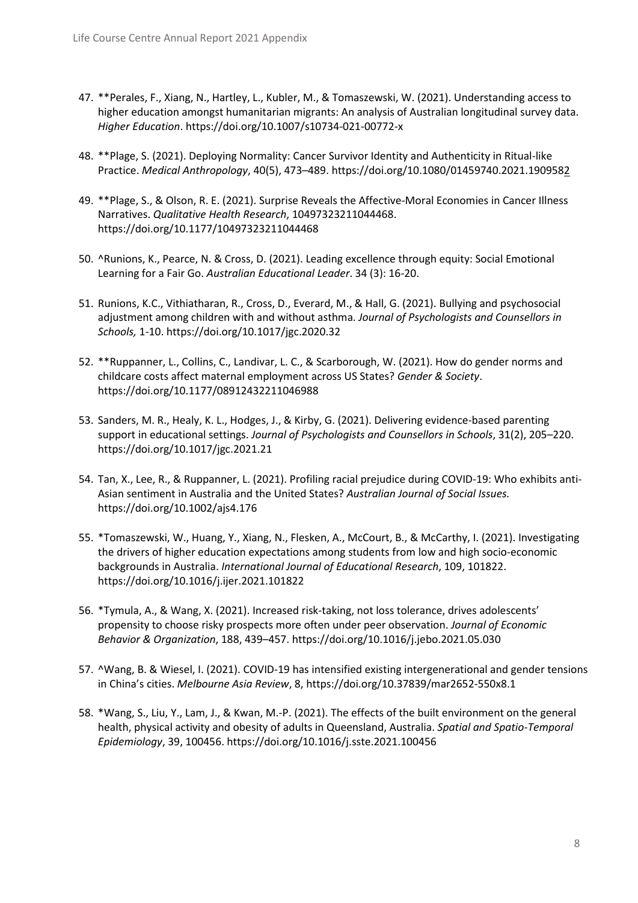47. **Perales, F., Xiang, N., Hartley, L., Kubler, M., & Tomaszewski, W. (2021). Understanding access to higher education amongst humanitarian migrants: An analysis of Australian longitudinal survey data. *Higher Education*. https://doi.org/10.1007/s10734-021-00772-x

48. **Plage, S. (2021). Deploying Normality: Cancer Survivor Identity and Authenticity in Ritual-like Practice. *Medical Anthropology*, 40(5), 473–489. https://doi.org/10.1080/01459740.2021.1909582

49. **Plage, S., & Olson, R. E. (2021). Surprise Reveals the Affective-Moral Economies in Cancer Illness Narratives. *Qualitative Health Research*, 10497323211044468. https://doi.org/10.1177/10497323211044468

50. ^Runions, K., Pearce, N. & Cross, D. (2021). Leading excellence through equity: Social Emotional Learning for a Fair Go. *Australian Educational Leader*. 34 (3): 16-20.

51. Runions, K.C., Vithiatharan, R., Cross, D., Everard, M., & Hall, G. (2021). Bullying and psychosocial adjustment among children with and without asthma. *Journal of Psychologists and Counsellors in Schools,* 1-10. https://doi.org/10.1017/jgc.2020.32

52. **Ruppanner, L., Collins, C., Landivar, L. C., & Scarborough, W. (2021). How do gender norms and childcare costs affect maternal employment across US States? *Gender & Society*. https://doi.org/10.1177/08912432211046988

53. Sanders, M. R., Healy, K. L., Hodges, J., & Kirby, G. (2021). Delivering evidence-based parenting support in educational settings. *Journal of Psychologists and Counsellors in Schools*, 31(2), 205–220. https://doi.org/10.1017/jgc.2021.21

54. Tan, X., Lee, R., & Ruppanner, L. (2021). Profiling racial prejudice during COVID-19: Who exhibits anti-Asian sentiment in Australia and the United States? *Australian Journal of Social Issues.* https://doi.org/10.1002/ajs4.176

55. *Tomaszewski, W., Huang, Y., Xiang, N., Flesken, A., McCourt, B., & McCarthy, I. (2021). Investigating the drivers of higher education expectations among students from low and high socio-economic backgrounds in Australia. *International Journal of Educational Research*, 109, 101822. https://doi.org/10.1016/j.ijer.2021.101822

56. *Tymula, A., & Wang, X. (2021). Increased risk-taking, not loss tolerance, drives adolescents' propensity to choose risky prospects more often under peer observation. *Journal of Economic Behavior & Organization*, 188, 439–457. https://doi.org/10.1016/j.jebo.2021.05.030

57. ^Wang, B. & Wiesel, I. (2021). COVID-19 has intensified existing intergenerational and gender tensions in China's cities. *Melbourne Asia Review*, 8, https://doi.org/10.37839/mar2652-550x8.1

58. *Wang, S., Liu, Y., Lam, J., & Kwan, M.-P. (2021). The effects of the built environment on the general health, physical activity and obesity of adults in Queensland, Australia. *Spatial and Spatio-Temporal Epidemiology*, 39, 100456. https://doi.org/10.1016/j.sste.2021.100456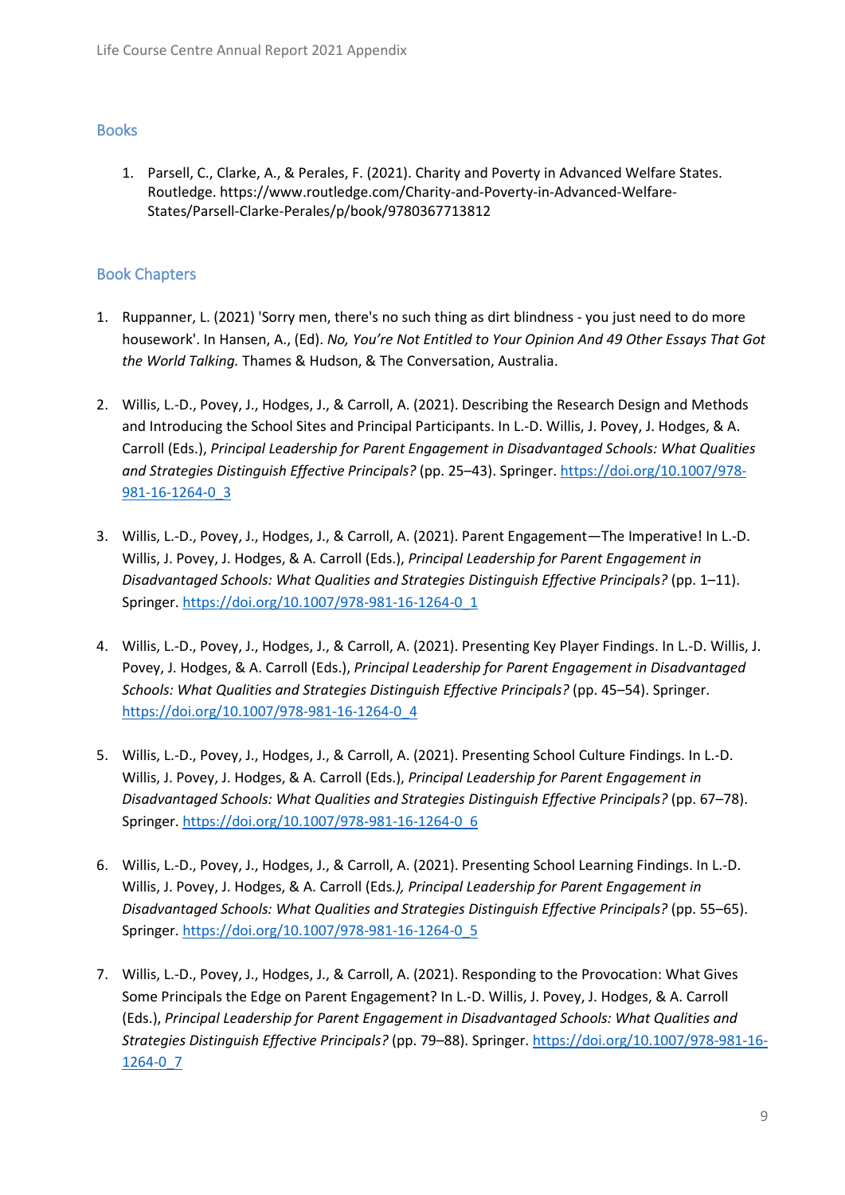## Books

1. Parsell, C., Clarke, A., & Perales, F. (2021). Charity and Poverty in Advanced Welfare States. Routledge. https://www.routledge.com/Charity-and-Poverty-in-Advanced-Welfare-States/Parsell-Clarke-Perales/p/book/9780367713812

## Book Chapters

1. Ruppanner, L. (2021) 'Sorry men, there's no such thing as dirt blindness - you just need to do more housework'. In Hansen, A., (Ed). *No, You're Not Entitled to Your Opinion And 49 Other Essays That Got the World Talking.* Thames & Hudson, & The Conversation, Australia.

2. Willis, L.-D., Povey, J., Hodges, J., & Carroll, A. (2021). Describing the Research Design and Methods and Introducing the School Sites and Principal Participants. In L.-D. Willis, J. Povey, J. Hodges, & A. Carroll (Eds.), *Principal Leadership for Parent Engagement in Disadvantaged Schools: What Qualities and Strategies Distinguish Effective Principals?* (pp. 25–43). Springer. https://doi.org/10.1007/978-981-16-1264-0_3

3. Willis, L.-D., Povey, J., Hodges, J., & Carroll, A. (2021). Parent Engagement—The Imperative! In L.-D. Willis, J. Povey, J. Hodges, & A. Carroll (Eds.), *Principal Leadership for Parent Engagement in Disadvantaged Schools: What Qualities and Strategies Distinguish Effective Principals?* (pp. 1–11). Springer. https://doi.org/10.1007/978-981-16-1264-0_1

4. Willis, L.-D., Povey, J., Hodges, J., & Carroll, A. (2021). Presenting Key Player Findings. In L.-D. Willis, J. Povey, J. Hodges, & A. Carroll (Eds.), *Principal Leadership for Parent Engagement in Disadvantaged Schools: What Qualities and Strategies Distinguish Effective Principals?* (pp. 45–54). Springer. https://doi.org/10.1007/978-981-16-1264-0_4

5. Willis, L.-D., Povey, J., Hodges, J., & Carroll, A. (2021). Presenting School Culture Findings. In L.-D. Willis, J. Povey, J. Hodges, & A. Carroll (Eds.), *Principal Leadership for Parent Engagement in Disadvantaged Schools: What Qualities and Strategies Distinguish Effective Principals?* (pp. 67–78). Springer. https://doi.org/10.1007/978-981-16-1264-0_6

6. Willis, L.-D., Povey, J., Hodges, J., & Carroll, A. (2021). Presenting School Learning Findings. In L.-D. Willis, J. Povey, J. Hodges, & A. Carroll (Eds.), *Principal Leadership for Parent Engagement in Disadvantaged Schools: What Qualities and Strategies Distinguish Effective Principals?* (pp. 55–65). Springer. https://doi.org/10.1007/978-981-16-1264-0_5

7. Willis, L.-D., Povey, J., Hodges, J., & Carroll, A. (2021). Responding to the Provocation: What Gives Some Principals the Edge on Parent Engagement? In L.-D. Willis, J. Povey, J. Hodges, & A. Carroll (Eds.), *Principal Leadership for Parent Engagement in Disadvantaged Schools: What Qualities and Strategies Distinguish Effective Principals?* (pp. 79–88). Springer. https://doi.org/10.1007/978-981-16-1264-0_7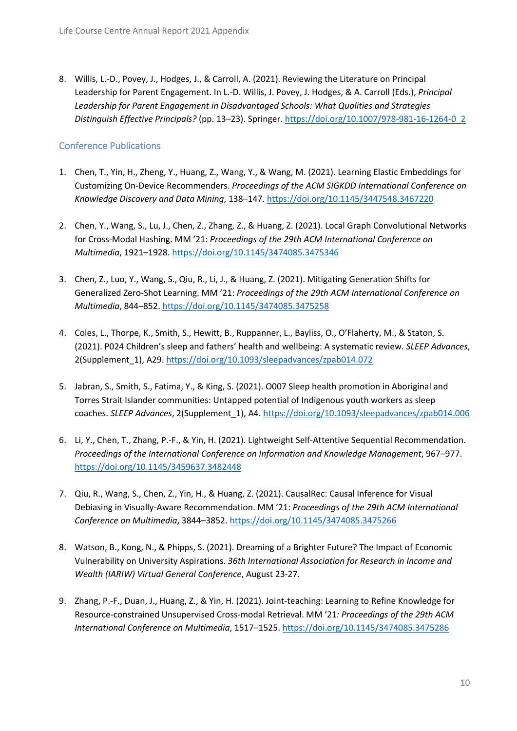8. Willis, L.-D., Povey, J., Hodges, J., & Carroll, A. (2021). Reviewing the Literature on Principal Leadership for Parent Engagement. In L.-D. Willis, J. Povey, J. Hodges, & A. Carroll (Eds.), *Principal Leadership for Parent Engagement in Disadvantaged Schools: What Qualities and Strategies Distinguish Effective Principals?* (pp. 13–23). Springer. https://doi.org/10.1007/978-981-16-1264-0_2

## Conference Publications

1. Chen, T., Yin, H., Zheng, Y., Huang, Z., Wang, Y., & Wang, M. (2021). Learning Elastic Embeddings for Customizing On-Device Recommenders. *Proceedings of the ACM SIGKDD International Conference on Knowledge Discovery and Data Mining*, 138–147. https://doi.org/10.1145/3447548.3467220

2. Chen, Y., Wang, S., Lu, J., Chen, Z., Zhang, Z., & Huang, Z. (2021). Local Graph Convolutional Networks for Cross-Modal Hashing. MM '21: *Proceedings of the 29th ACM International Conference on Multimedia*, 1921–1928. https://doi.org/10.1145/3474085.3475346

3. Chen, Z., Luo, Y., Wang, S., Qiu, R., Li, J., & Huang, Z. (2021). Mitigating Generation Shifts for Generalized Zero-Shot Learning. MM '21: *Proceedings of the 29th ACM International Conference on Multimedia*, 844–852. https://doi.org/10.1145/3474085.3475258

4. Coles, L., Thorpe, K., Smith, S., Hewitt, B., Ruppanner, L., Bayliss, O., O'Flaherty, M., & Staton, S. (2021). P024 Children's sleep and fathers' health and wellbeing: A systematic review. *SLEEP Advances*, 2(Supplement_1), A29. https://doi.org/10.1093/sleepadvances/zpab014.072

5. Jabran, S., Smith, S., Fatima, Y., & King, S. (2021). O007 Sleep health promotion in Aboriginal and Torres Strait Islander communities: Untapped potential of Indigenous youth workers as sleep coaches. *SLEEP Advances*, 2(Supplement_1), A4. https://doi.org/10.1093/sleepadvances/zpab014.006

6. Li, Y., Chen, T., Zhang, P.-F., & Yin, H. (2021). Lightweight Self-Attentive Sequential Recommendation. *Proceedings of the International Conference on Information and Knowledge Management*, 967–977. https://doi.org/10.1145/3459637.3482448

7. Qiu, R., Wang, S., Chen, Z., Yin, H., & Huang, Z. (2021). CausalRec: Causal Inference for Visual Debiasing in Visually-Aware Recommendation. MM '21: *Proceedings of the 29th ACM International Conference on Multimedia*, 3844–3852. https://doi.org/10.1145/3474085.3475266

8. Watson, B., Kong, N., & Phipps, S. (2021). Dreaming of a Brighter Future? The Impact of Economic Vulnerability on University Aspirations. *36th International Association for Research in Income and Wealth (IARIW) Virtual General Conference*, August 23-27.

9. Zhang, P.-F., Duan, J., Huang, Z., & Yin, H. (2021). Joint-teaching: Learning to Refine Knowledge for Resource-constrained Unsupervised Cross-modal Retrieval. MM '21*: Proceedings of the 29th ACM International Conference on Multimedia*, 1517–1525. https://doi.org/10.1145/3474085.3475286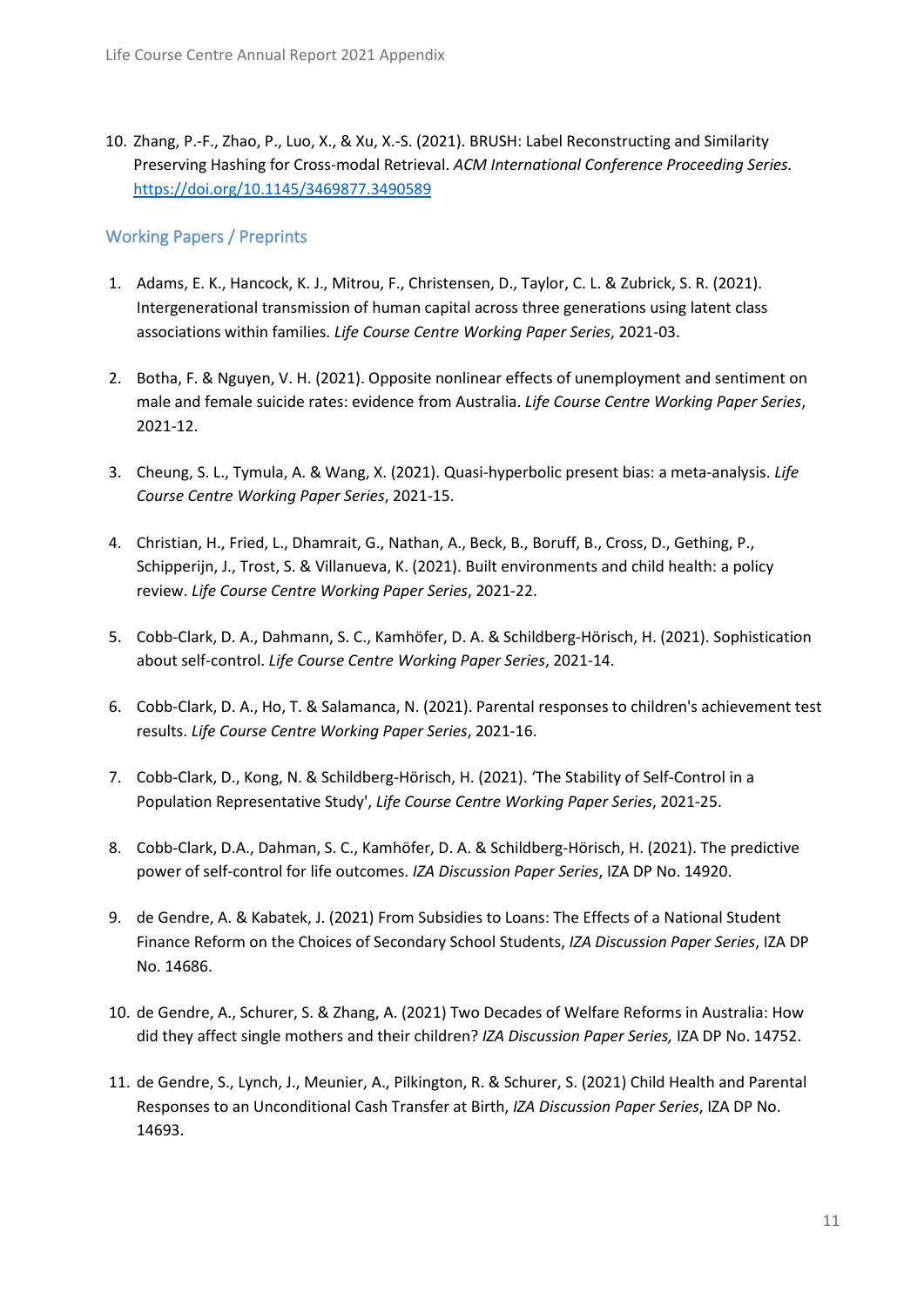10. Zhang, P.-F., Zhao, P., Luo, X., & Xu, X.-S. (2021). BRUSH: Label Reconstructing and Similarity Preserving Hashing for Cross-modal Retrieval. *ACM International Conference Proceeding Series.* https://doi.org/10.1145/3469877.3490589

## Working Papers / Preprints

1. Adams, E. K., Hancock, K. J., Mitrou, F., Christensen, D., Taylor, C. L. & Zubrick, S. R. (2021). Intergenerational transmission of human capital across three generations using latent class associations within families. *Life Course Centre Working Paper Series*, 2021-03.

2. Botha, F. & Nguyen, V. H. (2021). Opposite nonlinear effects of unemployment and sentiment on male and female suicide rates: evidence from Australia. *Life Course Centre Working Paper Series*, 2021-12.

3. Cheung, S. L., Tymula, A. & Wang, X. (2021). Quasi-hyperbolic present bias: a meta-analysis. *Life Course Centre Working Paper Series*, 2021-15.

4. Christian, H., Fried, L., Dhamrait, G., Nathan, A., Beck, B., Boruff, B., Cross, D., Gething, P., Schipperijn, J., Trost, S. & Villanueva, K. (2021). Built environments and child health: a policy review. *Life Course Centre Working Paper Series*, 2021-22.

5. Cobb-Clark, D. A., Dahmann, S. C., Kamhöfer, D. A. & Schildberg-Hörisch, H. (2021). Sophistication about self-control. *Life Course Centre Working Paper Series*, 2021-14.

6. Cobb-Clark, D. A., Ho, T. & Salamanca, N. (2021). Parental responses to children's achievement test results. *Life Course Centre Working Paper Series*, 2021-16.

7. Cobb-Clark, D., Kong, N. & Schildberg-Hörisch, H. (2021). 'The Stability of Self-Control in a Population Representative Study', *Life Course Centre Working Paper Series*, 2021-25.

8. Cobb-Clark, D.A., Dahman, S. C., Kamhöfer, D. A. & Schildberg-Hörisch, H. (2021). The predictive power of self-control for life outcomes. *IZA Discussion Paper Series*, IZA DP No. 14920.

9. de Gendre, A. & Kabatek, J. (2021) From Subsidies to Loans: The Effects of a National Student Finance Reform on the Choices of Secondary School Students, *IZA Discussion Paper Series*, IZA DP No. 14686.

10. de Gendre, A., Schurer, S. & Zhang, A. (2021) Two Decades of Welfare Reforms in Australia: How did they affect single mothers and their children? *IZA Discussion Paper Series,* IZA DP No. 14752.

11. de Gendre, S., Lynch, J., Meunier, A., Pilkington, R. & Schurer, S. (2021) Child Health and Parental Responses to an Unconditional Cash Transfer at Birth, *IZA Discussion Paper Series*, IZA DP No. 14693.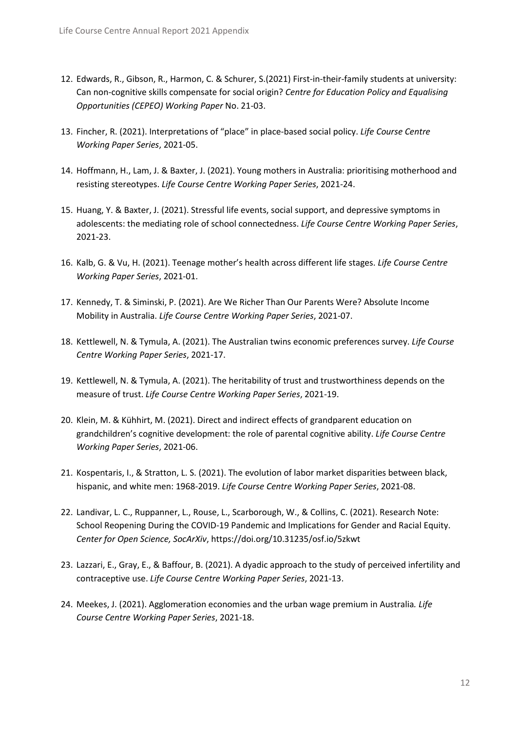12. Edwards, R., Gibson, R., Harmon, C. & Schurer, S.(2021) First-in-their-family students at university: Can non-cognitive skills compensate for social origin? *Centre for Education Policy and Equalising Opportunities (CEPEO) Working Paper* No. 21-03.

13. Fincher, R. (2021). Interpretations of "place" in place-based social policy. *Life Course Centre Working Paper Series*, 2021-05.

14. Hoffmann, H., Lam, J. & Baxter, J. (2021). Young mothers in Australia: prioritising motherhood and resisting stereotypes. *Life Course Centre Working Paper Series*, 2021-24.

15. Huang, Y. & Baxter, J. (2021). Stressful life events, social support, and depressive symptoms in adolescents: the mediating role of school connectedness. *Life Course Centre Working Paper Series*, 2021-23.

16. Kalb, G. & Vu, H. (2021). Teenage mother's health across different life stages. *Life Course Centre Working Paper Series*, 2021-01.

17. Kennedy, T. & Siminski, P. (2021). Are We Richer Than Our Parents Were? Absolute Income Mobility in Australia. *Life Course Centre Working Paper Series*, 2021-07.

18. Kettlewell, N. & Tymula, A. (2021). The Australian twins economic preferences survey. *Life Course Centre Working Paper Series*, 2021-17.

19. Kettlewell, N. & Tymula, A. (2021). The heritability of trust and trustworthiness depends on the measure of trust. *Life Course Centre Working Paper Series*, 2021-19.

20. Klein, M. & Kühhirt, M. (2021). Direct and indirect effects of grandparent education on grandchildren's cognitive development: the role of parental cognitive ability. *Life Course Centre Working Paper Series*, 2021-06.

21. Kospentaris, I., & Stratton, L. S. (2021). The evolution of labor market disparities between black, hispanic, and white men: 1968-2019. *Life Course Centre Working Paper Series*, 2021-08.

22. Landivar, L. C., Ruppanner, L., Rouse, L., Scarborough, W., & Collins, C. (2021). Research Note: School Reopening During the COVID-19 Pandemic and Implications for Gender and Racial Equity. *Center for Open Science, SocArXiv*, https://doi.org/10.31235/osf.io/5zkwt

23. Lazzari, E., Gray, E., & Baffour, B. (2021). A dyadic approach to the study of perceived infertility and contraceptive use. *Life Course Centre Working Paper Series*, 2021-13.

24. Meekes, J. (2021). Agglomeration economies and the urban wage premium in Australia*. Life Course Centre Working Paper Series*, 2021-18.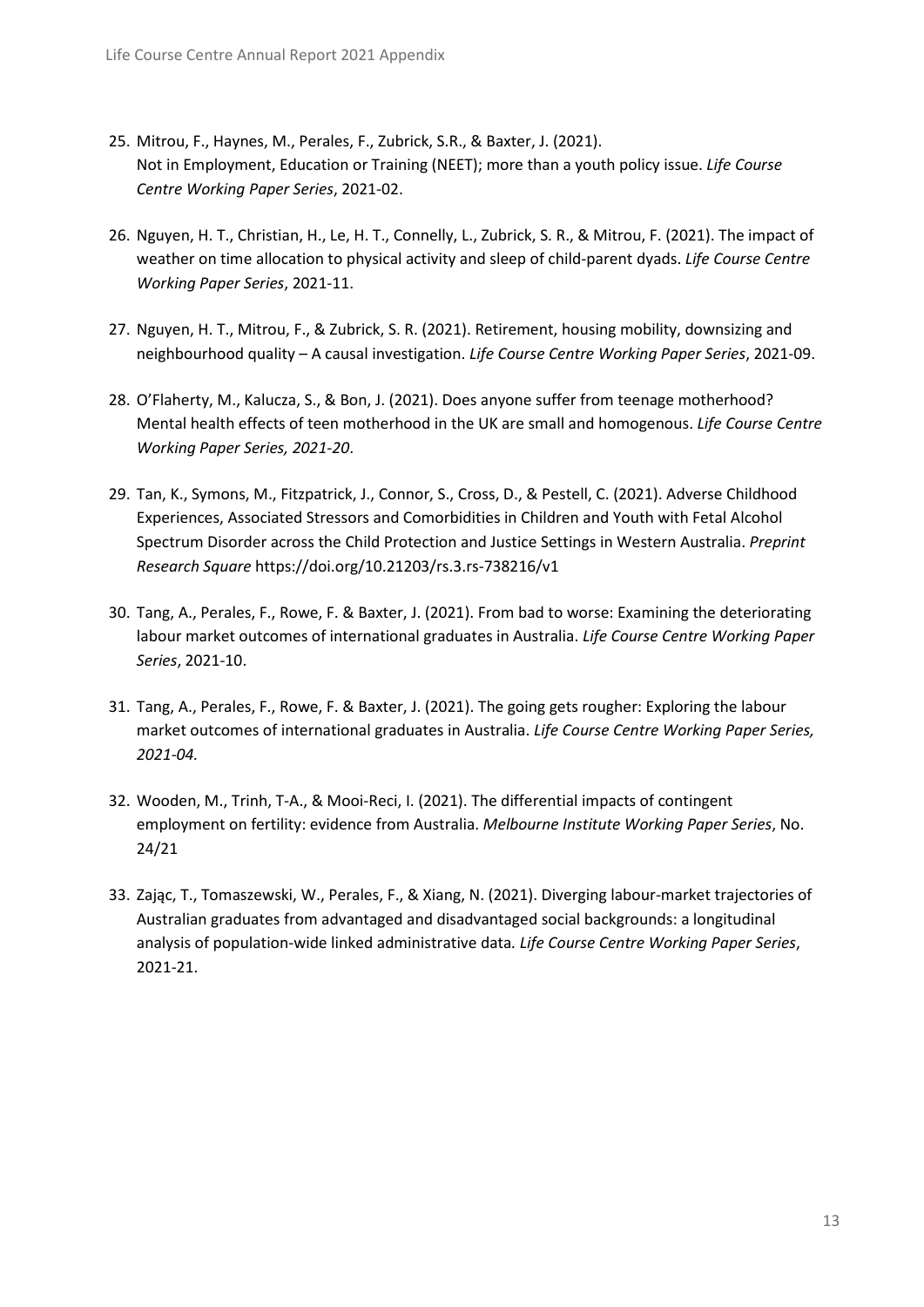25. Mitrou, F., Haynes, M., Perales, F., Zubrick, S.R., & Baxter, J. (2021). Not in Employment, Education or Training (NEET); more than a youth policy issue. *Life Course Centre Working Paper Series*, 2021-02.

26. Nguyen, H. T., Christian, H., Le, H. T., Connelly, L., Zubrick, S. R., & Mitrou, F. (2021). The impact of weather on time allocation to physical activity and sleep of child-parent dyads. *Life Course Centre Working Paper Series*, 2021-11.

27. Nguyen, H. T., Mitrou, F., & Zubrick, S. R. (2021). Retirement, housing mobility, downsizing and neighbourhood quality – A causal investigation. *Life Course Centre Working Paper Series*, 2021-09.

28. O'Flaherty, M., Kalucza, S., & Bon, J. (2021). Does anyone suffer from teenage motherhood? Mental health effects of teen motherhood in the UK are small and homogenous. *Life Course Centre Working Paper Series, 2021-20*.

29. Tan, K., Symons, M., Fitzpatrick, J., Connor, S., Cross, D., & Pestell, C. (2021). Adverse Childhood Experiences, Associated Stressors and Comorbidities in Children and Youth with Fetal Alcohol Spectrum Disorder across the Child Protection and Justice Settings in Western Australia. *Preprint Research Square* https://doi.org/10.21203/rs.3.rs-738216/v1

30. Tang, A., Perales, F., Rowe, F. & Baxter, J. (2021). From bad to worse: Examining the deteriorating labour market outcomes of international graduates in Australia. *Life Course Centre Working Paper Series*, 2021-10.

31. Tang, A., Perales, F., Rowe, F. & Baxter, J. (2021). The going gets rougher: Exploring the labour market outcomes of international graduates in Australia. *Life Course Centre Working Paper Series, 2021-04.*

32. Wooden, M., Trinh, T-A., & Mooi-Reci, I. (2021). The differential impacts of contingent employment on fertility: evidence from Australia. *Melbourne Institute Working Paper Series*, No. 24/21

33. Zając, T., Tomaszewski, W., Perales, F., & Xiang, N. (2021). Diverging labour-market trajectories of Australian graduates from advantaged and disadvantaged social backgrounds: a longitudinal analysis of population-wide linked administrative data*. Life Course Centre Working Paper Series*, 2021-21.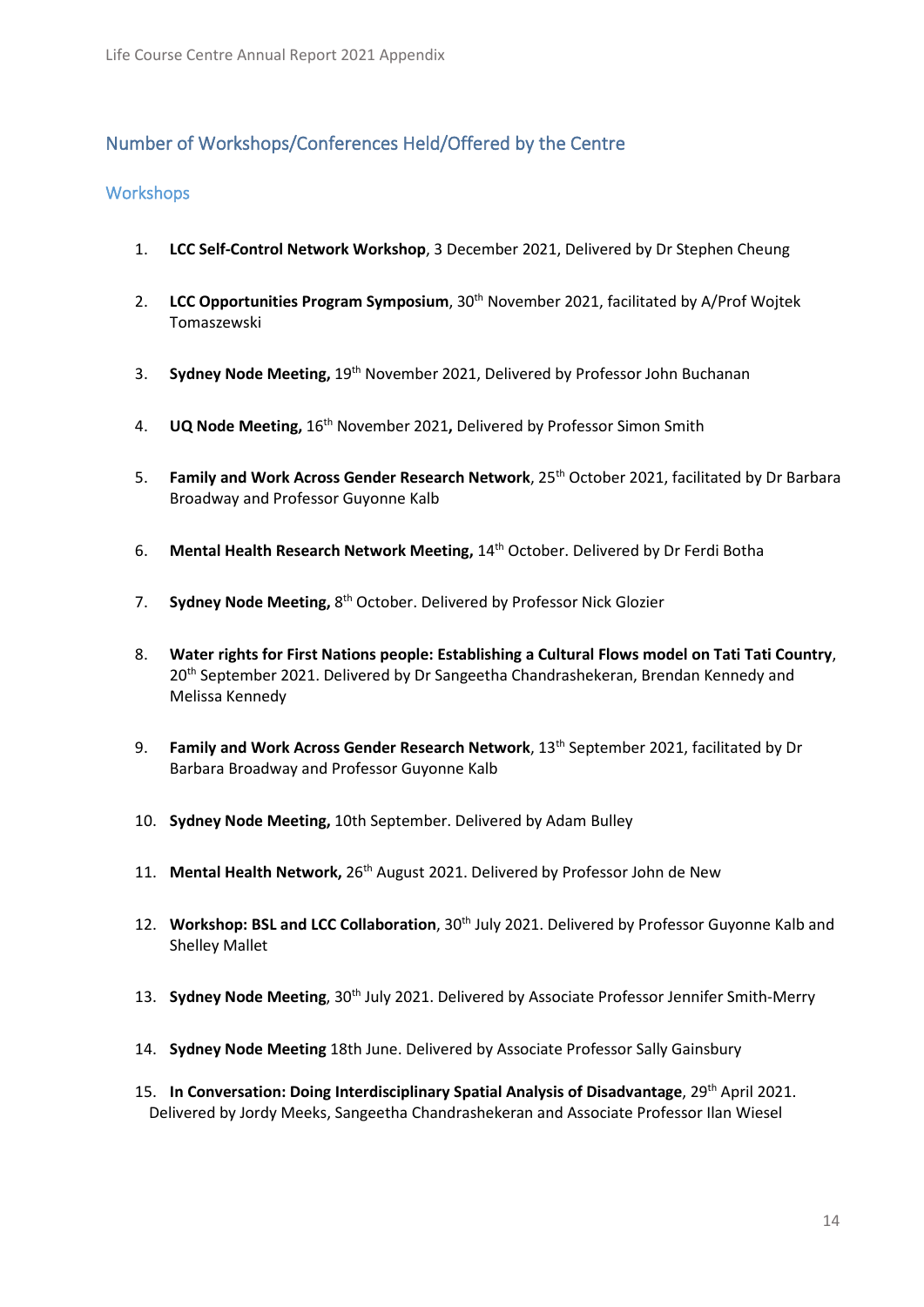## Number of Workshops/Conferences Held/Offered by the Centre

### Workshops

1. **LCC Self-Control Network Workshop**, 3 December 2021, Delivered by Dr Stephen Cheung
2. **LCC Opportunities Program Symposium**, 30th November 2021, facilitated by A/Prof Wojtek Tomaszewski
3. **Sydney Node Meeting,** 19th November 2021, Delivered by Professor John Buchanan
4. **UQ Node Meeting,** 16th November 2021**,** Delivered by Professor Simon Smith
5. **Family and Work Across Gender Research Network**, 25th October 2021, facilitated by Dr Barbara Broadway and Professor Guyonne Kalb
6. **Mental Health Research Network Meeting,** 14th October. Delivered by Dr Ferdi Botha
7. **Sydney Node Meeting,** 8th October. Delivered by Professor Nick Glozier
8. **Water rights for First Nations people: Establishing a Cultural Flows model on Tati Tati Country**, 20th September 2021. Delivered by Dr Sangeetha Chandrashekeran, Brendan Kennedy and Melissa Kennedy
9. **Family and Work Across Gender Research Network**, 13th September 2021, facilitated by Dr Barbara Broadway and Professor Guyonne Kalb
10. **Sydney Node Meeting,** 10th September. Delivered by Adam Bulley
11. **Mental Health Network,** 26th August 2021. Delivered by Professor John de New
12. **Workshop: BSL and LCC Collaboration**, 30th July 2021. Delivered by Professor Guyonne Kalb and Shelley Mallet
13. **Sydney Node Meeting**, 30th July 2021. Delivered by Associate Professor Jennifer Smith-Merry
14. **Sydney Node Meeting** 18th June. Delivered by Associate Professor Sally Gainsbury
15. **In Conversation: Doing Interdisciplinary Spatial Analysis of Disadvantage**, 29th April 2021. Delivered by Jordy Meeks, Sangeetha Chandrashekeran and Associate Professor Ilan Wiesel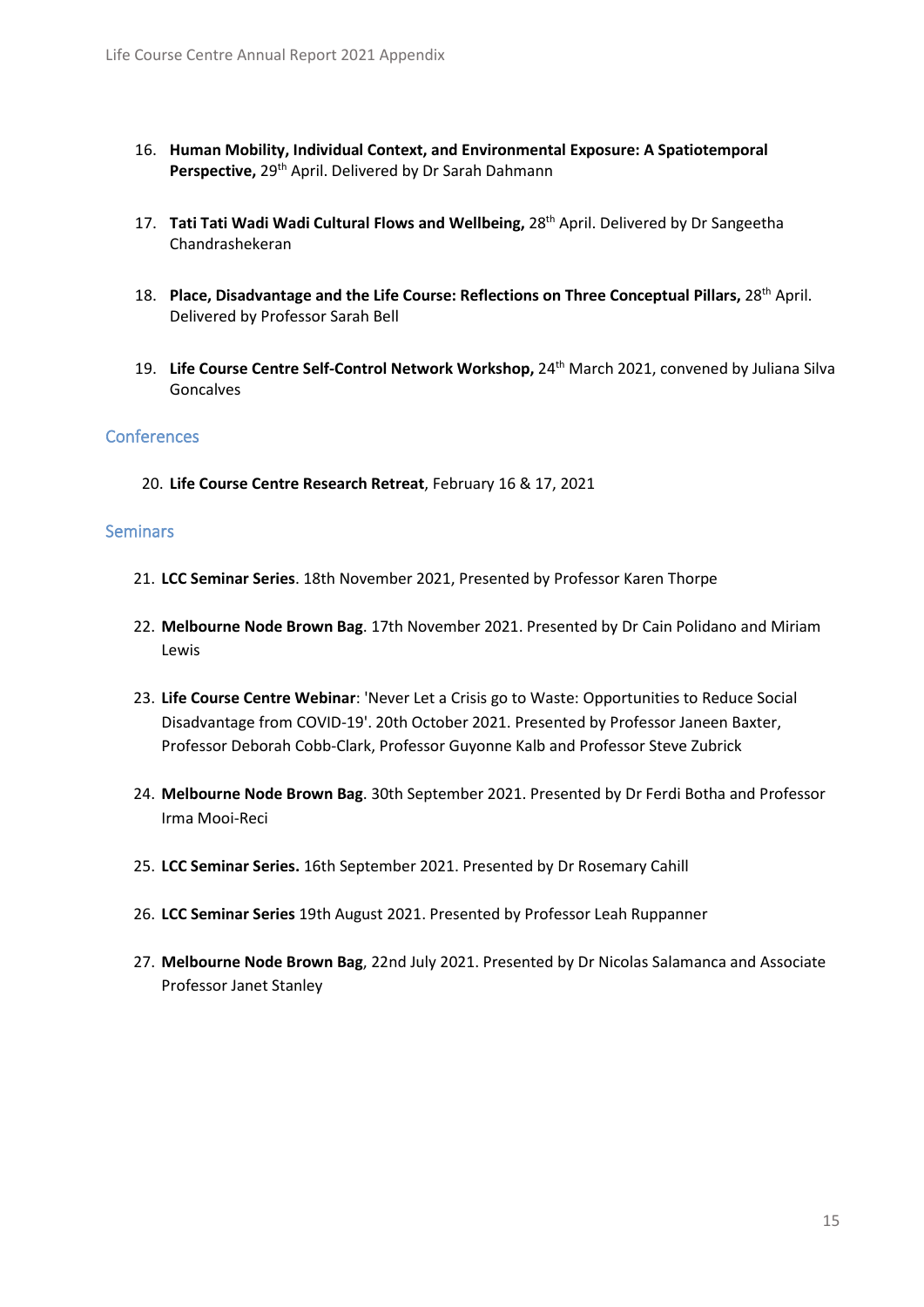16. **Human Mobility, Individual Context, and Environmental Exposure: A Spatiotemporal Perspective,** 29th April. Delivered by Dr Sarah Dahmann

17. **Tati Tati Wadi Wadi Cultural Flows and Wellbeing,** 28th April. Delivered by Dr Sangeetha Chandrashekeran

18. **Place, Disadvantage and the Life Course: Reflections on Three Conceptual Pillars,** 28th April. Delivered by Professor Sarah Bell

19. **Life Course Centre Self-Control Network Workshop,** 24th March 2021, convened by Juliana Silva Goncalves

## Conferences

20. **Life Course Centre Research Retreat**, February 16 & 17, 2021

## Seminars

21. **LCC Seminar Series**. 18th November 2021, Presented by Professor Karen Thorpe

22. **Melbourne Node Brown Bag**. 17th November 2021. Presented by Dr Cain Polidano and Miriam Lewis

23. **Life Course Centre Webinar**: 'Never Let a Crisis go to Waste: Opportunities to Reduce Social Disadvantage from COVID-19'. 20th October 2021. Presented by Professor Janeen Baxter, Professor Deborah Cobb-Clark, Professor Guyonne Kalb and Professor Steve Zubrick

24. **Melbourne Node Brown Bag**. 30th September 2021. Presented by Dr Ferdi Botha and Professor Irma Mooi-Reci

25. **LCC Seminar Series.** 16th September 2021. Presented by Dr Rosemary Cahill

26. **LCC Seminar Series** 19th August 2021. Presented by Professor Leah Ruppanner

27. **Melbourne Node Brown Bag**, 22nd July 2021. Presented by Dr Nicolas Salamanca and Associate Professor Janet Stanley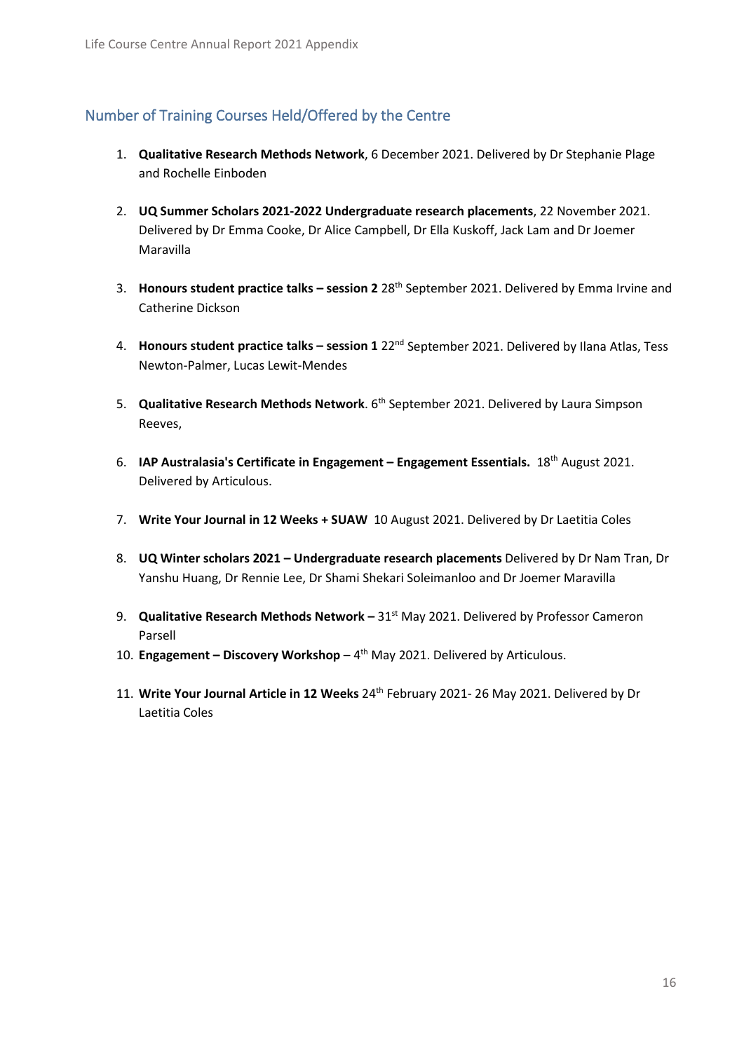## Number of Training Courses Held/Offered by the Centre

1. **Qualitative Research Methods Network**, 6 December 2021. Delivered by Dr Stephanie Plage and Rochelle Einboden

2. **UQ Summer Scholars 2021-2022 Undergraduate research placements**, 22 November 2021. Delivered by Dr Emma Cooke, Dr Alice Campbell, Dr Ella Kuskoff, Jack Lam and Dr Joemer Maravilla

3. **Honours student practice talks – session 2** 28th September 2021. Delivered by Emma Irvine and Catherine Dickson

4. **Honours student practice talks – session 1** 22nd September 2021. Delivered by Ilana Atlas, Tess Newton-Palmer, Lucas Lewit-Mendes

5. **Qualitative Research Methods Network**. 6th September 2021. Delivered by Laura Simpson Reeves,

6. **IAP Australasia's Certificate in Engagement – Engagement Essentials.** 18th August 2021. Delivered by Articulous.

7. **Write Your Journal in 12 Weeks + SUAW** 10 August 2021. Delivered by Dr Laetitia Coles

8. **UQ Winter scholars 2021 – Undergraduate research placements** Delivered by Dr Nam Tran, Dr Yanshu Huang, Dr Rennie Lee, Dr Shami Shekari Soleimanloo and Dr Joemer Maravilla

9. **Qualitative Research Methods Network –** 31st May 2021. Delivered by Professor Cameron Parsell

10. **Engagement – Discovery Workshop** – 4th May 2021. Delivered by Articulous.

11. **Write Your Journal Article in 12 Weeks** 24th February 2021- 26 May 2021. Delivered by Dr Laetitia Coles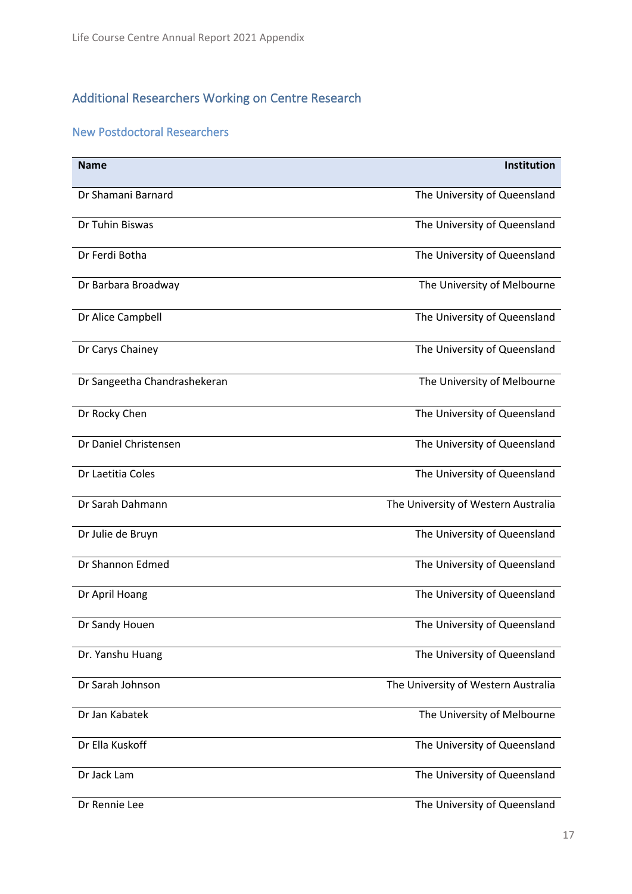## Additional Researchers Working on Centre Research

### New Postdoctoral Researchers

| Name | Institution |
|---|---|
| Dr Shamani Barnard | The University of Queensland |
| Dr Tuhin Biswas | The University of Queensland |
| Dr Ferdi Botha | The University of Queensland |
| Dr Barbara Broadway | The University of Melbourne |
| Dr Alice Campbell | The University of Queensland |
| Dr Carys Chainey | The University of Queensland |
| Dr Sangeetha Chandrashekeran | The University of Melbourne |
| Dr Rocky Chen | The University of Queensland |
| Dr Daniel Christensen | The University of Queensland |
| Dr Laetitia Coles | The University of Queensland |
| Dr Sarah Dahmann | The University of Western Australia |
| Dr Julie de Bruyn | The University of Queensland |
| Dr Shannon Edmed | The University of Queensland |
| Dr April Hoang | The University of Queensland |
| Dr Sandy Houen | The University of Queensland |
| Dr. Yanshu Huang | The University of Queensland |
| Dr Sarah Johnson | The University of Western Australia |
| Dr Jan Kabatek | The University of Melbourne |
| Dr Ella Kuskoff | The University of Queensland |
| Dr Jack Lam | The University of Queensland |
| Dr Rennie Lee | The University of Queensland |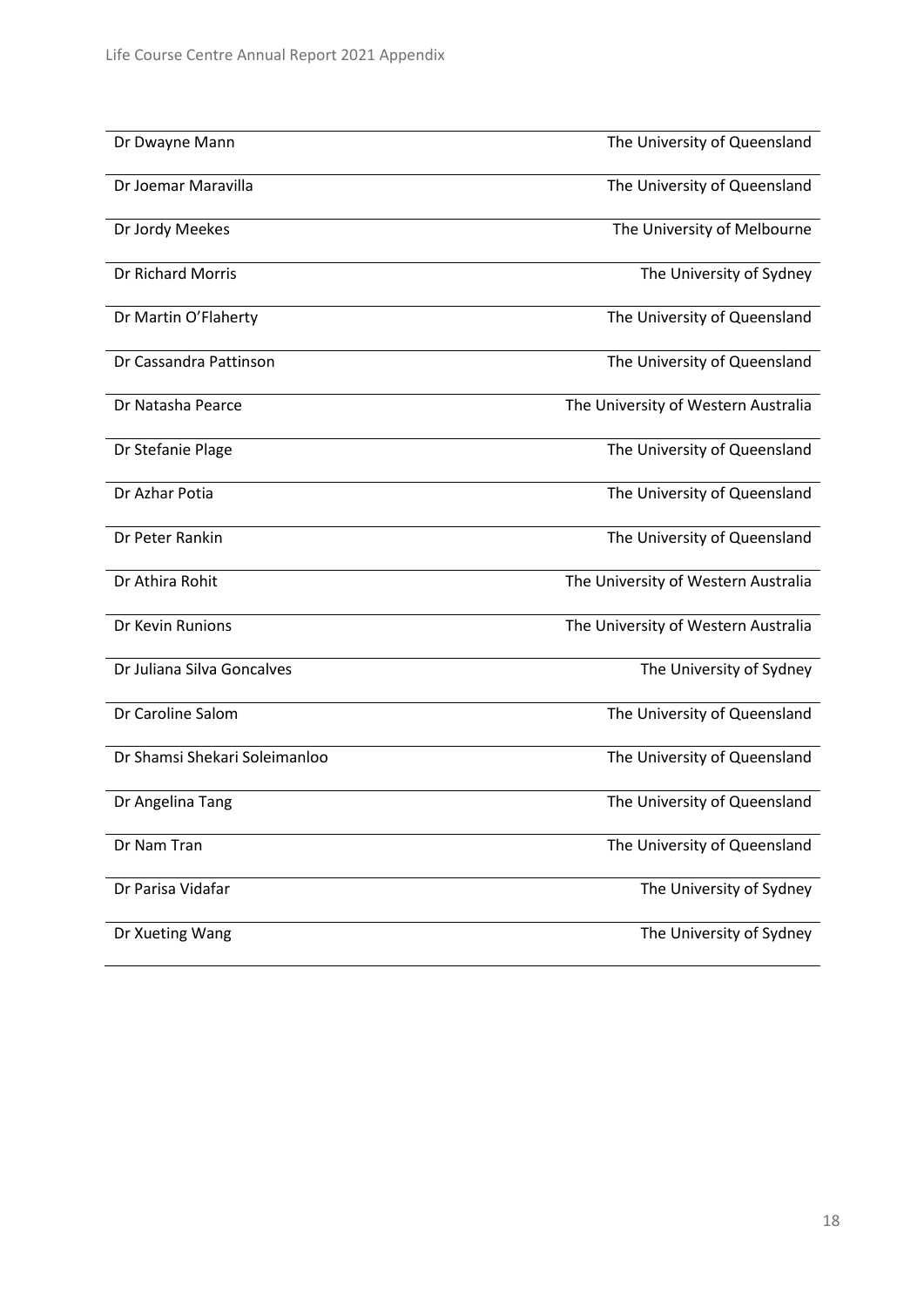| | |
|---|---|
| Dr Dwayne Mann | The University of Queensland |
| Dr Joemar Maravilla | The University of Queensland |
| Dr Jordy Meekes | The University of Melbourne |
| Dr Richard Morris | The University of Sydney |
| Dr Martin O'Flaherty | The University of Queensland |
| Dr Cassandra Pattinson | The University of Queensland |
| Dr Natasha Pearce | The University of Western Australia |
| Dr Stefanie Plage | The University of Queensland |
| Dr Azhar Potia | The University of Queensland |
| Dr Peter Rankin | The University of Queensland |
| Dr Athira Rohit | The University of Western Australia |
| Dr Kevin Runions | The University of Western Australia |
| Dr Juliana Silva Goncalves | The University of Sydney |
| Dr Caroline Salom | The University of Queensland |
| Dr Shamsi Shekari Soleimanloo | The University of Queensland |
| Dr Angelina Tang | The University of Queensland |
| Dr Nam Tran | The University of Queensland |
| Dr Parisa Vidafar | The University of Sydney |
| Dr Xueting Wang | The University of Sydney |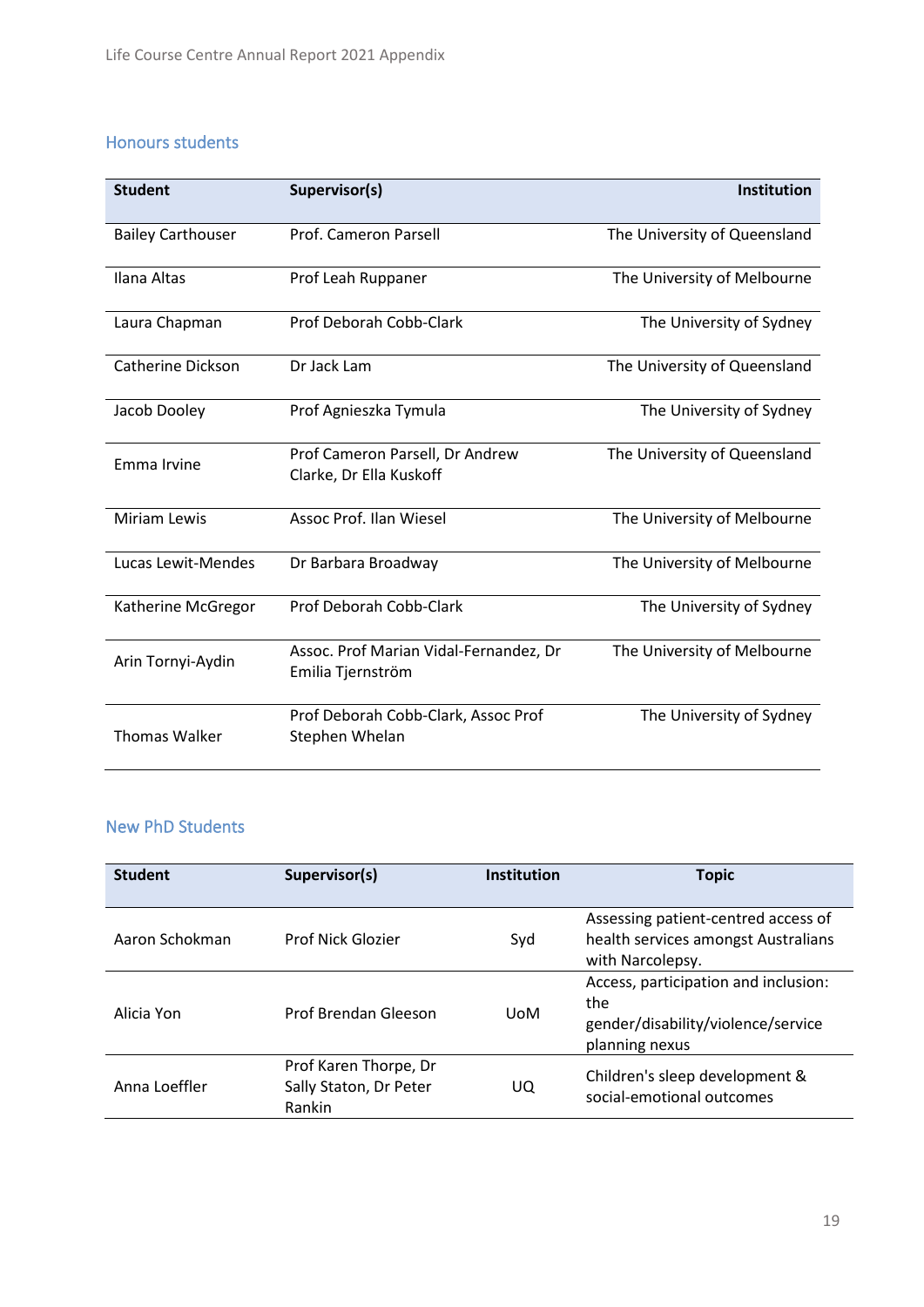## Honours students

| Student | Supervisor(s) | Institution |
|---|---|---|
| Bailey Carthouser | Prof. Cameron Parsell | The University of Queensland |
| Ilana Altas | Prof Leah Ruppaner | The University of Melbourne |
| Laura Chapman | Prof Deborah Cobb-Clark | The University of Sydney |
| Catherine Dickson | Dr Jack Lam | The University of Queensland |
| Jacob Dooley | Prof Agnieszka Tymula | The University of Sydney |
| Emma Irvine | Prof Cameron Parsell, Dr Andrew Clarke, Dr Ella Kuskoff | The University of Queensland |
| Miriam Lewis | Assoc Prof. Ilan Wiesel | The University of Melbourne |
| Lucas Lewit-Mendes | Dr Barbara Broadway | The University of Melbourne |
| Katherine McGregor | Prof Deborah Cobb-Clark | The University of Sydney |
| Arin Tornyi-Aydin | Assoc. Prof Marian Vidal-Fernandez, Dr Emilia Tjernström | The University of Melbourne |
| Thomas Walker | Prof Deborah Cobb-Clark, Assoc Prof Stephen Whelan | The University of Sydney |

## New PhD Students

| Student | Supervisor(s) | Institution | Topic |
|---|---|---|---|
| Aaron Schokman | Prof Nick Glozier | Syd | Assessing patient-centred access of health services amongst Australians with Narcolepsy. |
| Alicia Yon | Prof Brendan Gleeson | UoM | Access, participation and inclusion: the gender/disability/violence/service planning nexus |
| Anna Loeffler | Prof Karen Thorpe, Dr Sally Staton, Dr Peter Rankin | UQ | Children's sleep development & social-emotional outcomes |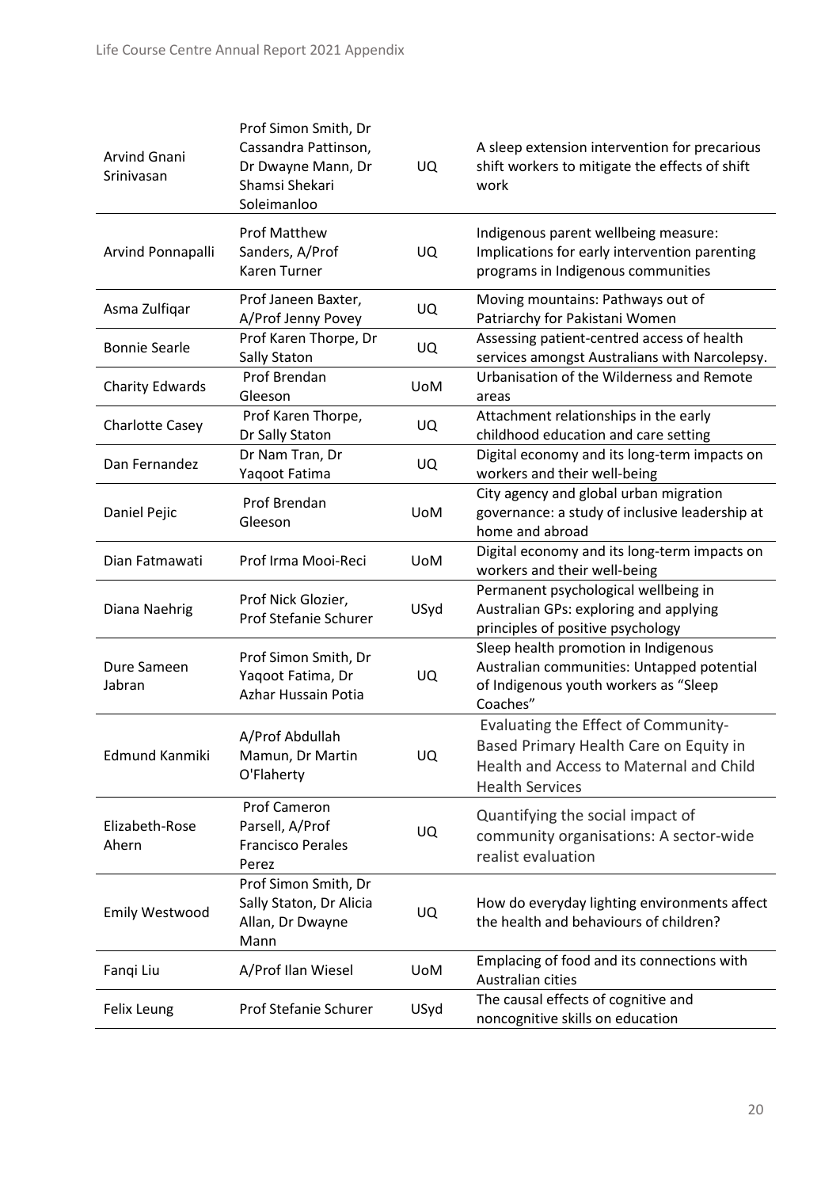| | | | |
|---|---|---|---|
| Arvind Gnani Srinivasan | Prof Simon Smith, Dr Cassandra Pattinson, Dr Dwayne Mann, Dr Shamsi Shekari Soleimanloo | UQ | A sleep extension intervention for precarious shift workers to mitigate the effects of shift work |
| Arvind Ponnapalli | Prof Matthew Sanders, A/Prof Karen Turner | UQ | Indigenous parent wellbeing measure: Implications for early intervention parenting programs in Indigenous communities |
| Asma Zulfiqar | Prof Janeen Baxter, A/Prof Jenny Povey | UQ | Moving mountains: Pathways out of Patriarchy for Pakistani Women |
| Bonnie Searle | Prof Karen Thorpe, Dr Sally Staton | UQ | Assessing patient-centred access of health services amongst Australians with Narcolepsy. |
| Charity Edwards | Prof Brendan Gleeson | UoM | Urbanisation of the Wilderness and Remote areas |
| Charlotte Casey | Prof Karen Thorpe, Dr Sally Staton | UQ | Attachment relationships in the early childhood education and care setting |
| Dan Fernandez | Dr Nam Tran, Dr Yaqoot Fatima | UQ | Digital economy and its long-term impacts on workers and their well-being |
| Daniel Pejic | Prof Brendan Gleeson | UoM | City agency and global urban migration governance: a study of inclusive leadership at home and abroad |
| Dian Fatmawati | Prof Irma Mooi-Reci | UoM | Digital economy and its long-term impacts on workers and their well-being |
| Diana Naehrig | Prof Nick Glozier, Prof Stefanie Schurer | USyd | Permanent psychological wellbeing in Australian GPs: exploring and applying principles of positive psychology |
| Dure Sameen Jabran | Prof Simon Smith, Dr Yaqoot Fatima, Dr Azhar Hussain Potia | UQ | Sleep health promotion in Indigenous Australian communities: Untapped potential of Indigenous youth workers as "Sleep Coaches" |
| Edmund Kanmiki | A/Prof Abdullah Mamun, Dr Martin O'Flaherty | UQ | Evaluating the Effect of Community-Based Primary Health Care on Equity in Health and Access to Maternal and Child Health Services |
| Elizabeth-Rose Ahern | Prof Cameron Parsell, A/Prof Francisco Perales Perez | UQ | Quantifying the social impact of community organisations: A sector-wide realist evaluation |
| Emily Westwood | Prof Simon Smith, Dr Sally Staton, Dr Alicia Allan, Dr Dwayne Mann | UQ | How do everyday lighting environments affect the health and behaviours of children? |
| Fanqi Liu | A/Prof Ilan Wiesel | UoM | Emplacing of food and its connections with Australian cities |
| Felix Leung | Prof Stefanie Schurer | USyd | The causal effects of cognitive and noncognitive skills on education |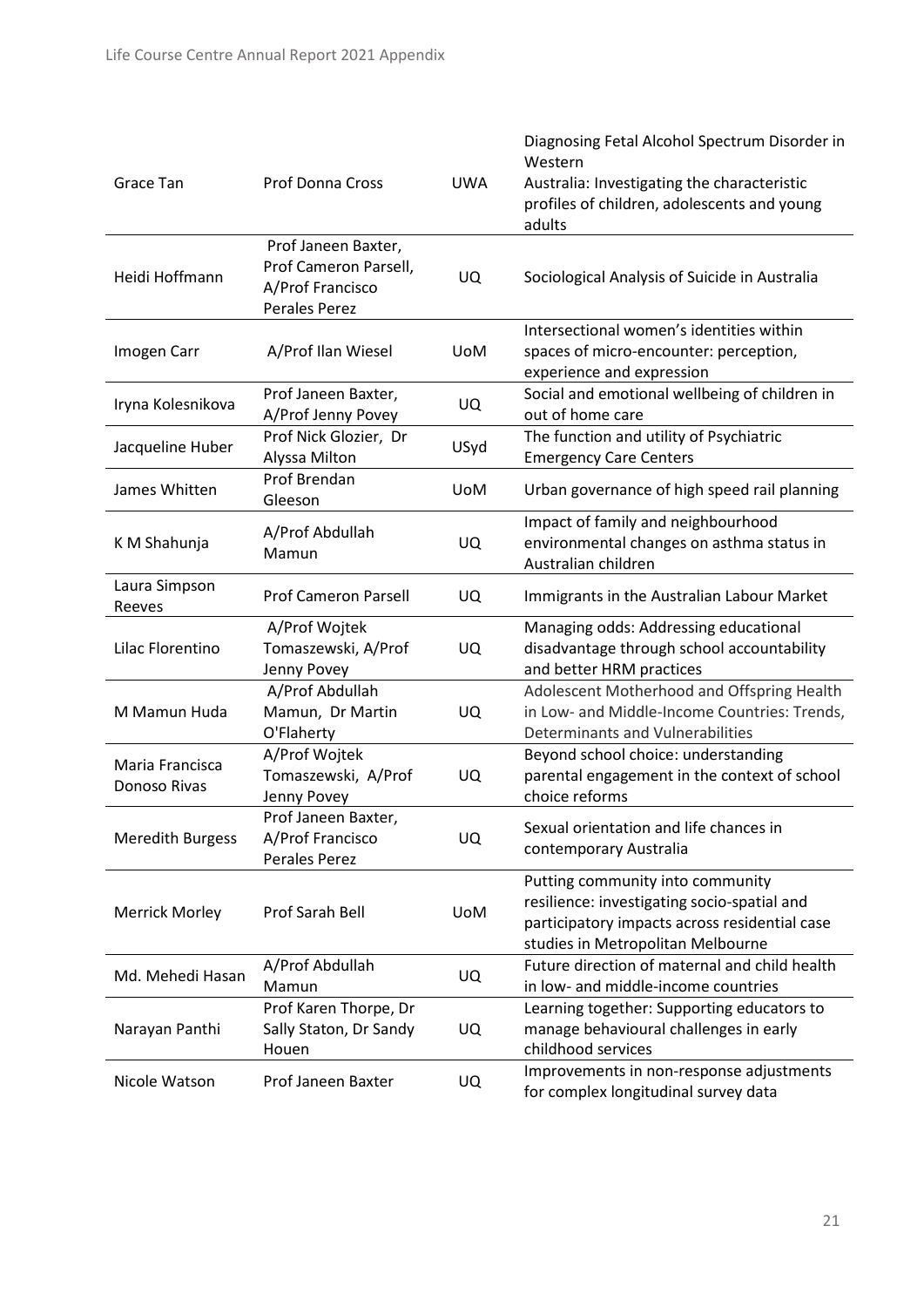| Grace Tan | Prof Donna Cross | UWA | Diagnosing Fetal Alcohol Spectrum Disorder in Western Australia: Investigating the characteristic profiles of children, adolescents and young adults |
|---|---|---|---|
| Heidi Hoffmann | Prof Janeen Baxter, Prof Cameron Parsell, A/Prof Francisco Perales Perez | UQ | Sociological Analysis of Suicide in Australia |
| Imogen Carr | A/Prof Ilan Wiesel | UoM | Intersectional women's identities within spaces of micro-encounter: perception, experience and expression |
| Iryna Kolesnikova | Prof Janeen Baxter, A/Prof Jenny Povey | UQ | Social and emotional wellbeing of children in out of home care |
| Jacqueline Huber | Prof Nick Glozier, Dr Alyssa Milton | USyd | The function and utility of Psychiatric Emergency Care Centers |
| James Whitten | Prof Brendan Gleeson | UoM | Urban governance of high speed rail planning |
| K M Shahunja | A/Prof Abdullah Mamun | UQ | Impact of family and neighbourhood environmental changes on asthma status in Australian children |
| Laura Simpson Reeves | Prof Cameron Parsell | UQ | Immigrants in the Australian Labour Market |
| Lilac Florentino | A/Prof Wojtek Tomaszewski, A/Prof Jenny Povey | UQ | Managing odds: Addressing educational disadvantage through school accountability and better HRM practices |
| M Mamun Huda | A/Prof Abdullah Mamun, Dr Martin O'Flaherty | UQ | Adolescent Motherhood and Offspring Health in Low- and Middle-Income Countries: Trends, Determinants and Vulnerabilities |
| Maria Francisca Donoso Rivas | A/Prof Wojtek Tomaszewski, A/Prof Jenny Povey | UQ | Beyond school choice: understanding parental engagement in the context of school choice reforms |
| Meredith Burgess | Prof Janeen Baxter, A/Prof Francisco Perales Perez | UQ | Sexual orientation and life chances in contemporary Australia |
| Merrick Morley | Prof Sarah Bell | UoM | Putting community into community resilience: investigating socio-spatial and participatory impacts across residential case studies in Metropolitan Melbourne |
| Md. Mehedi Hasan | A/Prof Abdullah Mamun | UQ | Future direction of maternal and child health in low- and middle-income countries |
| Narayan Panthi | Prof Karen Thorpe, Dr Sally Staton, Dr Sandy Houen | UQ | Learning together: Supporting educators to manage behavioural challenges in early childhood services |
| Nicole Watson | Prof Janeen Baxter | UQ | Improvements in non-response adjustments for complex longitudinal survey data |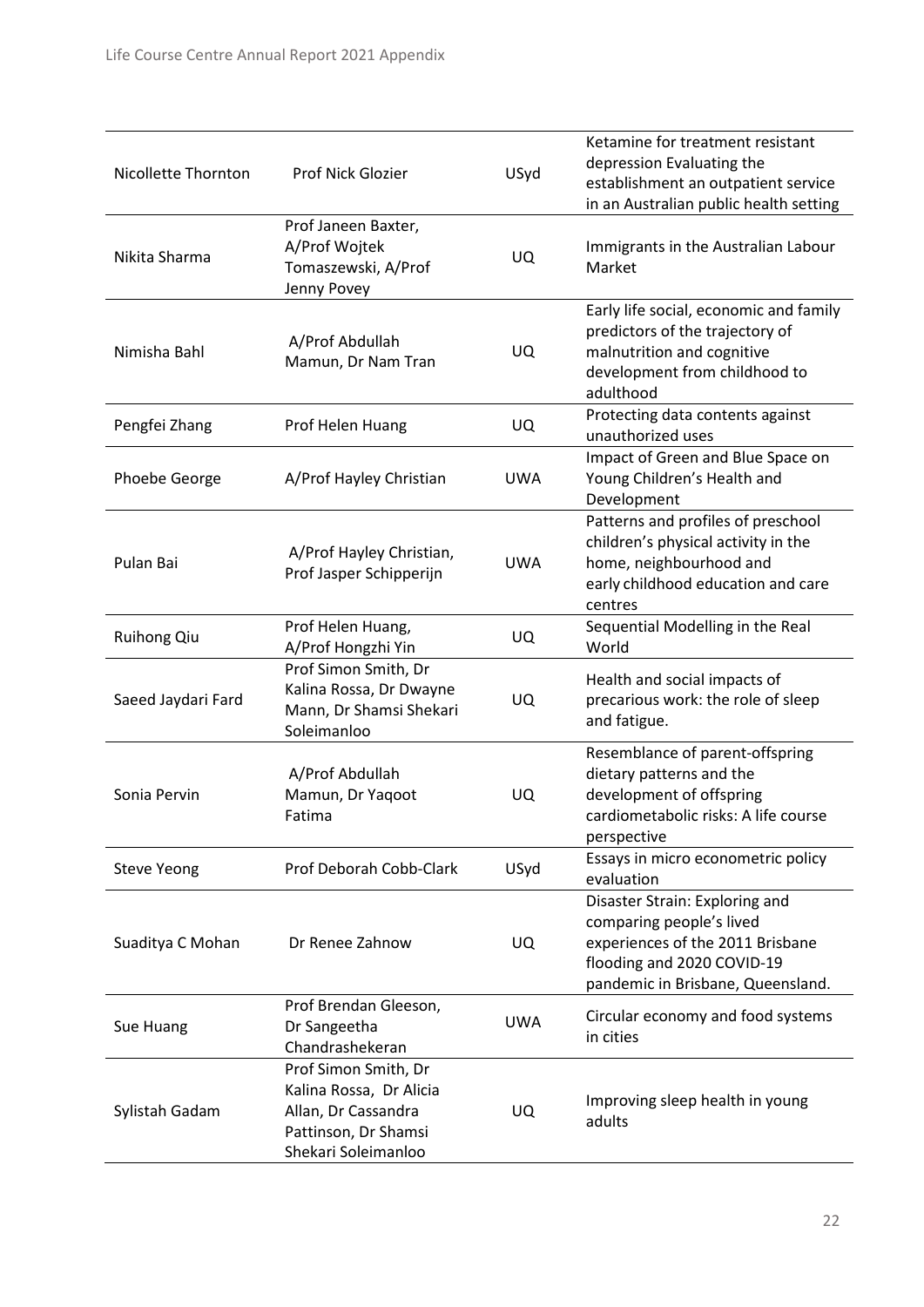| | | | |
|---|---|---|---|
| Nicollette Thornton | Prof Nick Glozier | USyd | Ketamine for treatment resistant depression Evaluating the establishment an outpatient service in an Australian public health setting |
| Nikita Sharma | Prof Janeen Baxter, A/Prof Wojtek Tomaszewski, A/Prof Jenny Povey | UQ | Immigrants in the Australian Labour Market |
| Nimisha Bahl | A/Prof Abdullah Mamun, Dr Nam Tran | UQ | Early life social, economic and family predictors of the trajectory of malnutrition and cognitive development from childhood to adulthood |
| Pengfei Zhang | Prof Helen Huang | UQ | Protecting data contents against unauthorized uses |
| Phoebe George | A/Prof Hayley Christian | UWA | Impact of Green and Blue Space on Young Children's Health and Development |
| Pulan Bai | A/Prof Hayley Christian, Prof Jasper Schipperijn | UWA | Patterns and profiles of preschool children's physical activity in the home, neighbourhood and early childhood education and care centres |
| Ruihong Qiu | Prof Helen Huang, A/Prof Hongzhi Yin | UQ | Sequential Modelling in the Real World |
| Saeed Jaydari Fard | Prof Simon Smith, Dr Kalina Rossa, Dr Dwayne Mann, Dr Shamsi Shekari Soleimanloo | UQ | Health and social impacts of precarious work: the role of sleep and fatigue. |
| Sonia Pervin | A/Prof Abdullah Mamun, Dr Yaqoot Fatima | UQ | Resemblance of parent-offspring dietary patterns and the development of offspring cardiometabolic risks: A life course perspective |
| Steve Yeong | Prof Deborah Cobb-Clark | USyd | Essays in micro econometric policy evaluation |
| Suaditya C Mohan | Dr Renee Zahnow | UQ | Disaster Strain: Exploring and comparing people's lived experiences of the 2011 Brisbane flooding and 2020 COVID-19 pandemic in Brisbane, Queensland. |
| Sue Huang | Prof Brendan Gleeson, Dr Sangeetha Chandrashekeran | UWA | Circular economy and food systems in cities |
| Sylistah Gadam | Prof Simon Smith, Dr Kalina Rossa, Dr Alicia Allan, Dr Cassandra Pattinson, Dr Shamsi Shekari Soleimanloo | UQ | Improving sleep health in young adults |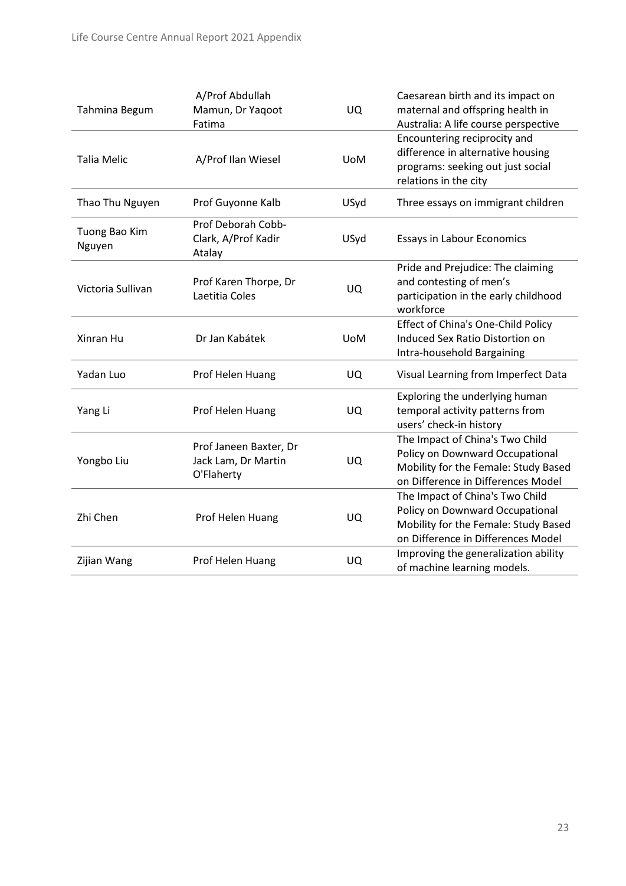| | | | |
|---|---|---|---|
| Tahmina Begum | A/Prof Abdullah Mamun, Dr Yaqoot Fatima | UQ | Caesarean birth and its impact on maternal and offspring health in Australia: A life course perspective |
| Talia Melic | A/Prof Ilan Wiesel | UoM | Encountering reciprocity and difference in alternative housing programs: seeking out just social relations in the city |
| Thao Thu Nguyen | Prof Guyonne Kalb | USyd | Three essays on immigrant children |
| Tuong Bao Kim Nguyen | Prof Deborah Cobb-Clark, A/Prof Kadir Atalay | USyd | Essays in Labour Economics |
| Victoria Sullivan | Prof Karen Thorpe, Dr Laetitia Coles | UQ | Pride and Prejudice: The claiming and contesting of men's participation in the early childhood workforce |
| Xinran Hu | Dr Jan Kabátek | UoM | Effect of China's One-Child Policy Induced Sex Ratio Distortion on Intra-household Bargaining |
| Yadan Luo | Prof Helen Huang | UQ | Visual Learning from Imperfect Data |
| Yang Li | Prof Helen Huang | UQ | Exploring the underlying human temporal activity patterns from users' check-in history |
| Yongbo Liu | Prof Janeen Baxter, Dr Jack Lam, Dr Martin O'Flaherty | UQ | The Impact of China's Two Child Policy on Downward Occupational Mobility for the Female: Study Based on Difference in Differences Model |
| Zhi Chen | Prof Helen Huang | UQ | The Impact of China's Two Child Policy on Downward Occupational Mobility for the Female: Study Based on Difference in Differences Model |
| Zijian Wang | Prof Helen Huang | UQ | Improving the generalization ability of machine learning models. |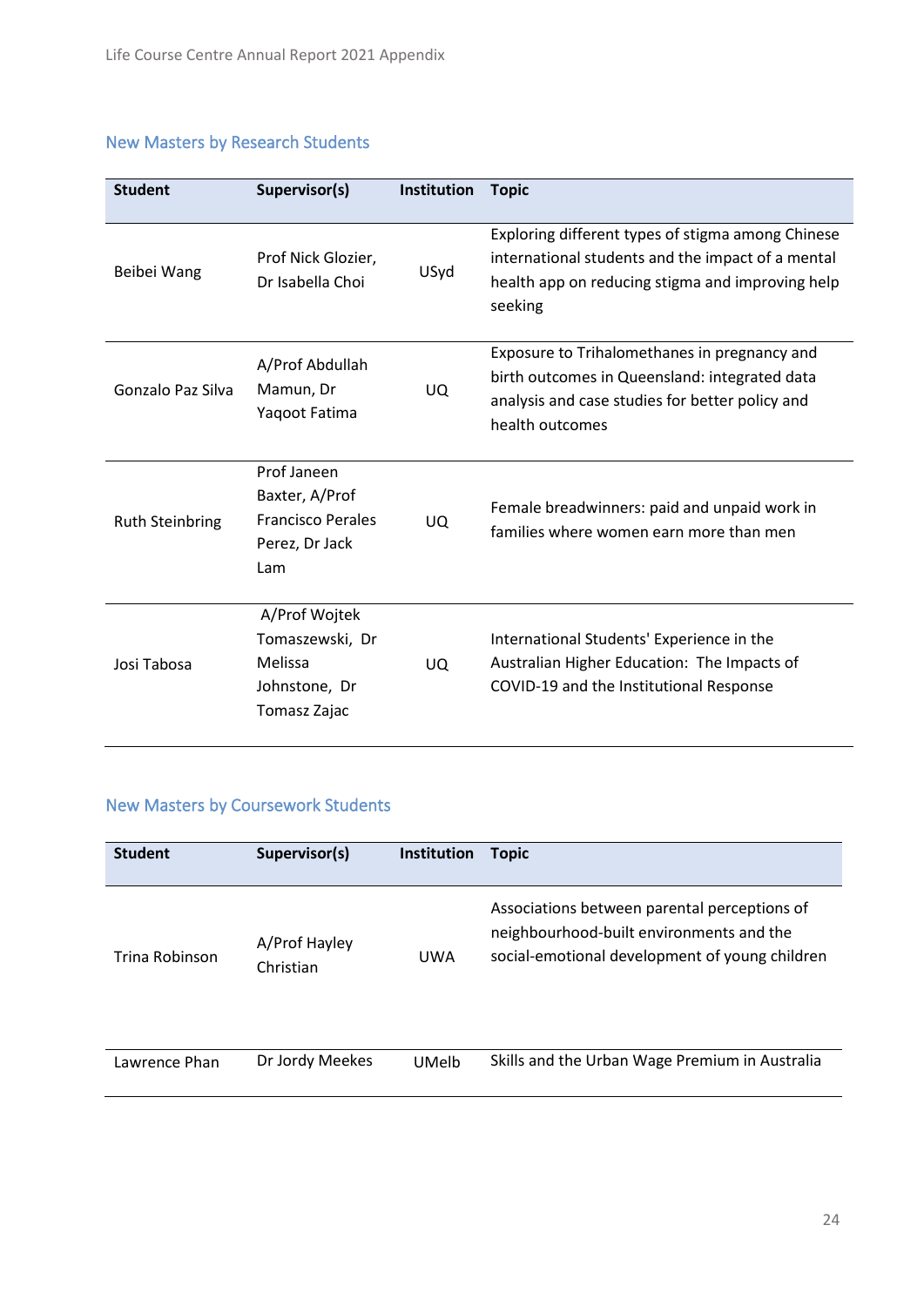## New Masters by Research Students

| Student | Supervisor(s) | Institution | Topic |
|---|---|---|---|
| Beibei Wang | Prof Nick Glozier, Dr Isabella Choi | USyd | Exploring different types of stigma among Chinese international students and the impact of a mental health app on reducing stigma and improving help seeking |
| Gonzalo Paz Silva | A/Prof Abdullah Mamun, Dr Yaqoot Fatima | UQ | Exposure to Trihalomethanes in pregnancy and birth outcomes in Queensland: integrated data analysis and case studies for better policy and health outcomes |
| Ruth Steinbring | Prof Janeen Baxter, A/Prof Francisco Perales Perez, Dr Jack Lam | UQ | Female breadwinners: paid and unpaid work in families where women earn more than men |
| Josi Tabosa | A/Prof Wojtek Tomaszewski, Dr Melissa Johnstone, Dr Tomasz Zajac | UQ | International Students' Experience in the Australian Higher Education: The Impacts of COVID-19 and the Institutional Response |

## New Masters by Coursework Students

| Student | Supervisor(s) | Institution | Topic |
|---|---|---|---|
| Trina Robinson | A/Prof Hayley Christian | UWA | Associations between parental perceptions of neighbourhood-built environments and the social-emotional development of young children |
| Lawrence Phan | Dr Jordy Meekes | UMelb | Skills and the Urban Wage Premium in Australia |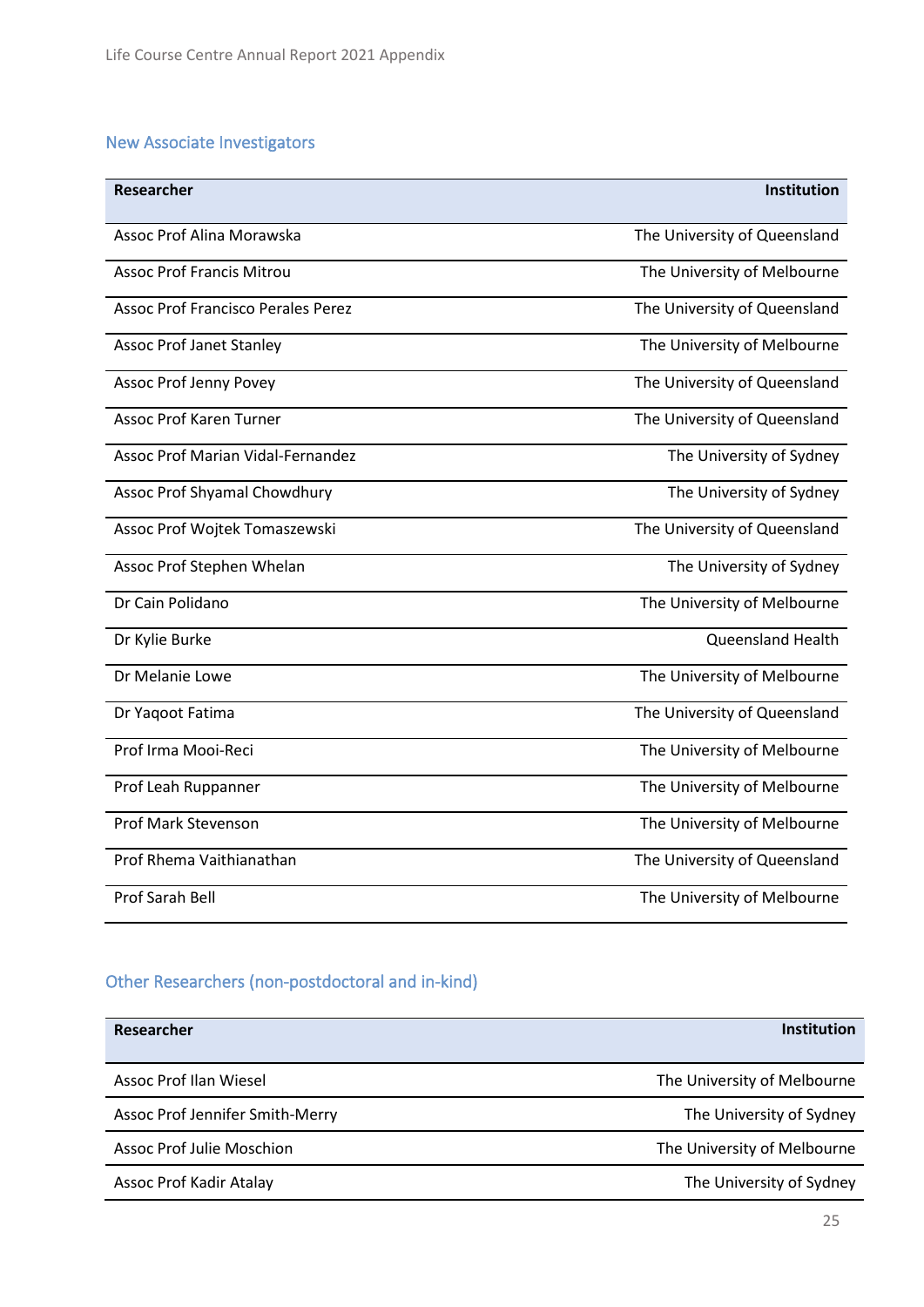## New Associate Investigators

| Researcher | Institution |
| --- | --- |
| Assoc Prof Alina Morawska | The University of Queensland |
| Assoc Prof Francis Mitrou | The University of Melbourne |
| Assoc Prof Francisco Perales Perez | The University of Queensland |
| Assoc Prof Janet Stanley | The University of Melbourne |
| Assoc Prof Jenny Povey | The University of Queensland |
| Assoc Prof Karen Turner | The University of Queensland |
| Assoc Prof Marian Vidal-Fernandez | The University of Sydney |
| Assoc Prof Shyamal Chowdhury | The University of Sydney |
| Assoc Prof Wojtek Tomaszewski | The University of Queensland |
| Assoc Prof Stephen Whelan | The University of Sydney |
| Dr Cain Polidano | The University of Melbourne |
| Dr Kylie Burke | Queensland Health |
| Dr Melanie Lowe | The University of Melbourne |
| Dr Yaqoot Fatima | The University of Queensland |
| Prof Irma Mooi-Reci | The University of Melbourne |
| Prof Leah Ruppanner | The University of Melbourne |
| Prof Mark Stevenson | The University of Melbourne |
| Prof Rhema Vaithianathan | The University of Queensland |
| Prof Sarah Bell | The University of Melbourne |

## Other Researchers (non-postdoctoral and in-kind)

| Researcher | Institution |
| --- | --- |
| Assoc Prof Ilan Wiesel | The University of Melbourne |
| Assoc Prof Jennifer Smith-Merry | The University of Sydney |
| Assoc Prof Julie Moschion | The University of Melbourne |
| Assoc Prof Kadir Atalay | The University of Sydney |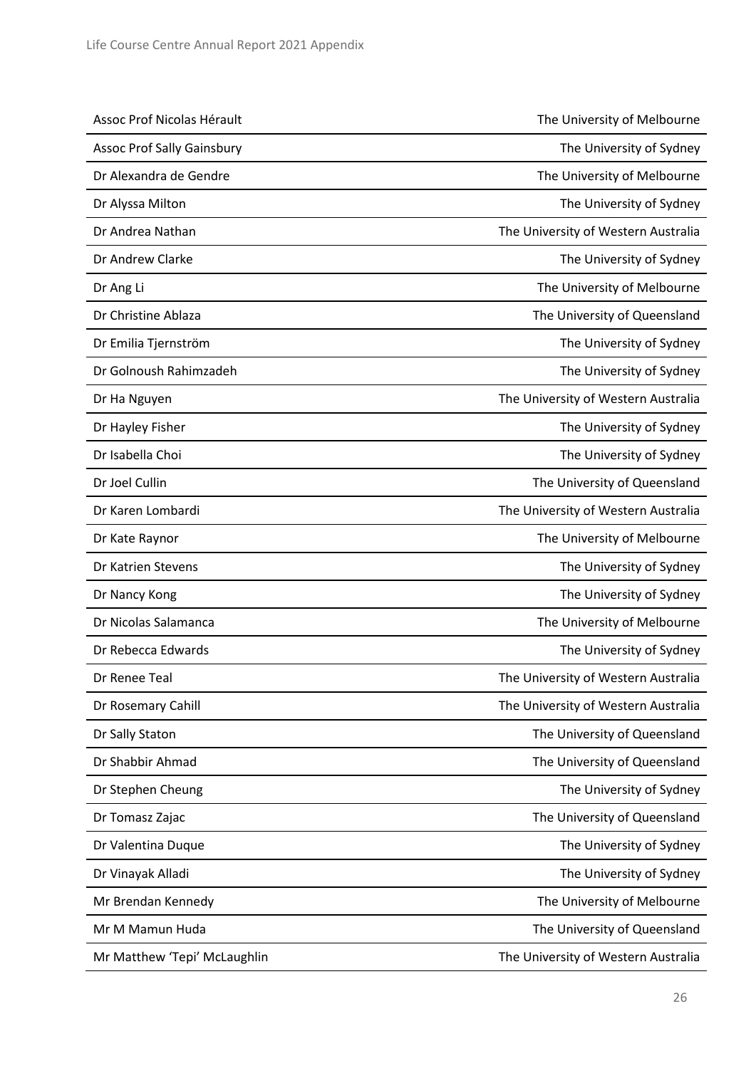| | |
|---|---|
| Assoc Prof Nicolas Hérault | The University of Melbourne |
| Assoc Prof Sally Gainsbury | The University of Sydney |
| Dr Alexandra de Gendre | The University of Melbourne |
| Dr Alyssa Milton | The University of Sydney |
| Dr Andrea Nathan | The University of Western Australia |
| Dr Andrew Clarke | The University of Sydney |
| Dr Ang Li | The University of Melbourne |
| Dr Christine Ablaza | The University of Queensland |
| Dr Emilia Tjernström | The University of Sydney |
| Dr Golnoush Rahimzadeh | The University of Sydney |
| Dr Ha Nguyen | The University of Western Australia |
| Dr Hayley Fisher | The University of Sydney |
| Dr Isabella Choi | The University of Sydney |
| Dr Joel Cullin | The University of Queensland |
| Dr Karen Lombardi | The University of Western Australia |
| Dr Kate Raynor | The University of Melbourne |
| Dr Katrien Stevens | The University of Sydney |
| Dr Nancy Kong | The University of Sydney |
| Dr Nicolas Salamanca | The University of Melbourne |
| Dr Rebecca Edwards | The University of Sydney |
| Dr Renee Teal | The University of Western Australia |
| Dr Rosemary Cahill | The University of Western Australia |
| Dr Sally Staton | The University of Queensland |
| Dr Shabbir Ahmad | The University of Queensland |
| Dr Stephen Cheung | The University of Sydney |
| Dr Tomasz Zajac | The University of Queensland |
| Dr Valentina Duque | The University of Sydney |
| Dr Vinayak Alladi | The University of Sydney |
| Mr Brendan Kennedy | The University of Melbourne |
| Mr M Mamun Huda | The University of Queensland |
| Mr Matthew 'Tepi' McLaughlin | The University of Western Australia |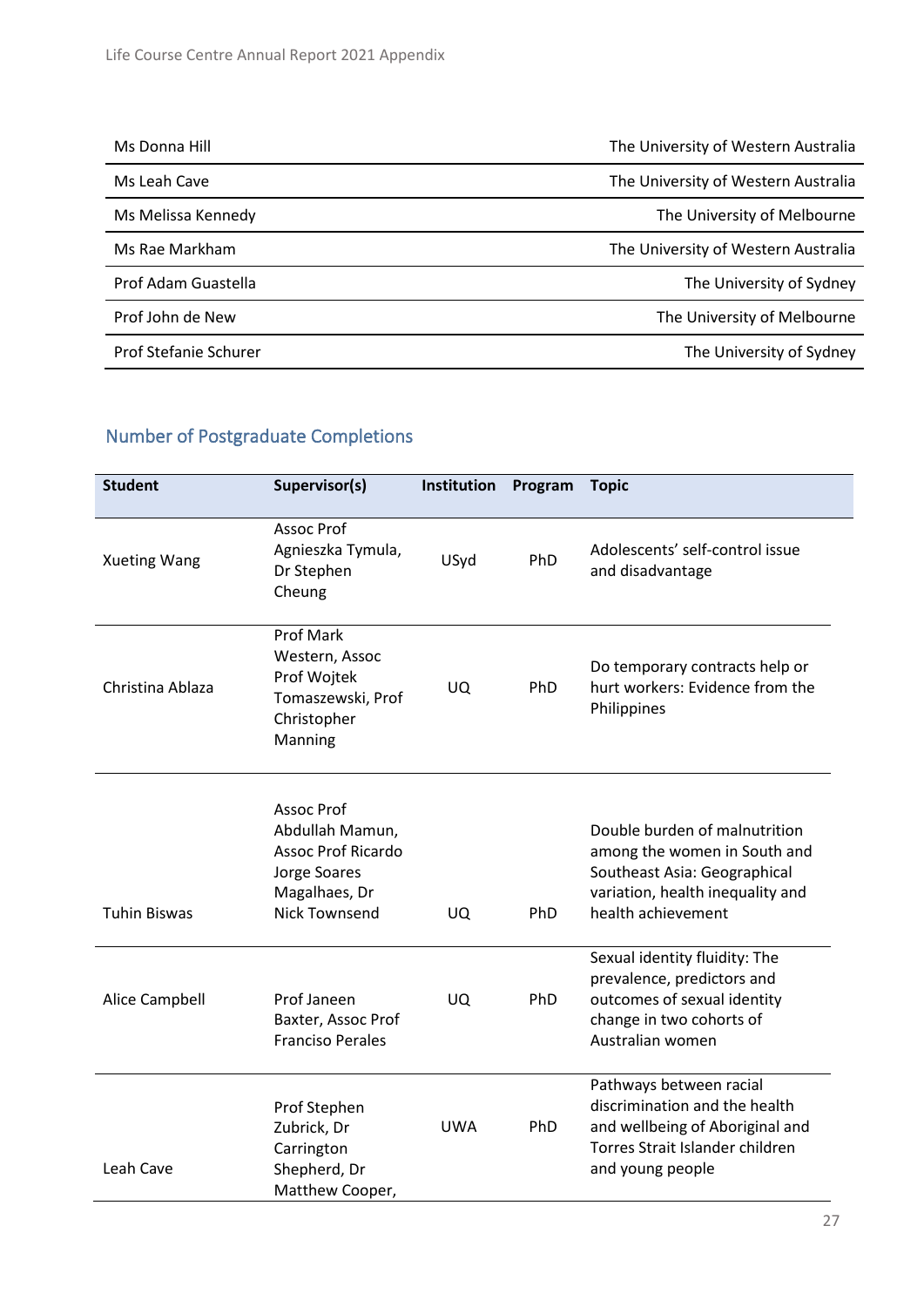| | |
|---|---|
| Ms Donna Hill | The University of Western Australia |
| Ms Leah Cave | The University of Western Australia |
| Ms Melissa Kennedy | The University of Melbourne |
| Ms Rae Markham | The University of Western Australia |
| Prof Adam Guastella | The University of Sydney |
| Prof John de New | The University of Melbourne |
| Prof Stefanie Schurer | The University of Sydney |

## Number of Postgraduate Completions

| Student | Supervisor(s) | Institution | Program | Topic |
|---|---|---|---|---|
| Xueting Wang | Assoc Prof Agnieszka Tymula, Dr Stephen Cheung | USyd | PhD | Adolescents' self-control issue and disadvantage |
| Christina Ablaza | Prof Mark Western, Assoc Prof Wojtek Tomaszewski, Prof Christopher Manning | UQ | PhD | Do temporary contracts help or hurt workers: Evidence from the Philippines |
| Tuhin Biswas | Assoc Prof Abdullah Mamun, Assoc Prof Ricardo Jorge Soares Magalhaes, Dr Nick Townsend | UQ | PhD | Double burden of malnutrition among the women in South and Southeast Asia: Geographical variation, health inequality and health achievement |
| Alice Campbell | Prof Janeen Baxter, Assoc Prof Franciso Perales | UQ | PhD | Sexual identity fluidity: The prevalence, predictors and outcomes of sexual identity change in two cohorts of Australian women |
| Leah Cave | Prof Stephen Zubrick, Dr Carrington Shepherd, Dr Matthew Cooper, | UWA | PhD | Pathways between racial discrimination and the health and wellbeing of Aboriginal and Torres Strait Islander children and young people |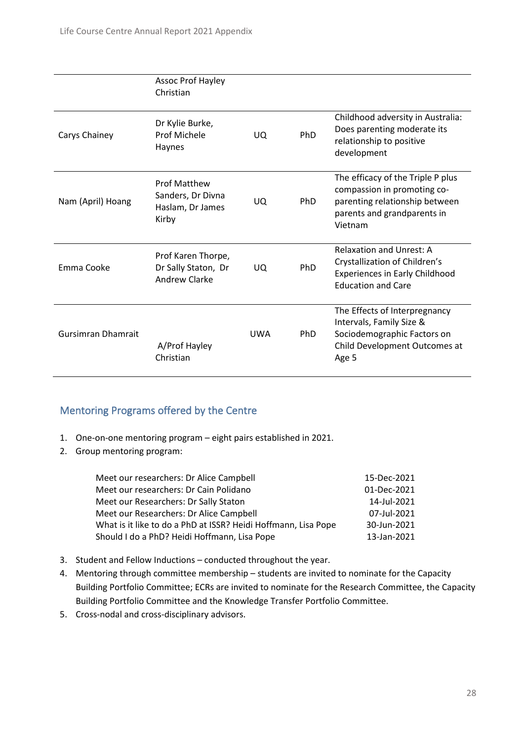| | | | | |
|---|---|---|---|---|
| | Assoc Prof Hayley Christian | | | |
| Carys Chainey | Dr Kylie Burke, Prof Michele Haynes | UQ | PhD | Childhood adversity in Australia: Does parenting moderate its relationship to positive development |
| Nam (April) Hoang | Prof Matthew Sanders, Dr Divna Haslam, Dr James Kirby | UQ | PhD | The efficacy of the Triple P plus compassion in promoting co-parenting relationship between parents and grandparents in Vietnam |
| Emma Cooke | Prof Karen Thorpe, Dr Sally Staton, Dr Andrew Clarke | UQ | PhD | Relaxation and Unrest: A Crystallization of Children's Experiences in Early Childhood Education and Care |
| Gursimran Dhamrait | A/Prof Hayley Christian | UWA | PhD | The Effects of Interpregnancy Intervals, Family Size & Sociodemographic Factors on Child Development Outcomes at Age 5 |

## Mentoring Programs offered by the Centre

1. One-on-one mentoring program – eight pairs established in 2021.
2. Group mentoring program:

| | |
|---|---|
| Meet our researchers: Dr Alice Campbell | 15-Dec-2021 |
| Meet our researchers: Dr Cain Polidano | 01-Dec-2021 |
| Meet our Researchers: Dr Sally Staton | 14-Jul-2021 |
| Meet our Researchers: Dr Alice Campbell | 07-Jul-2021 |
| What is it like to do a PhD at ISSR? Heidi Hoffmann, Lisa Pope | 30-Jun-2021 |
| Should I do a PhD? Heidi Hoffmann, Lisa Pope | 13-Jan-2021 |

3. Student and Fellow Inductions – conducted throughout the year.
4. Mentoring through committee membership – students are invited to nominate for the Capacity Building Portfolio Committee; ECRs are invited to nominate for the Research Committee, the Capacity Building Portfolio Committee and the Knowledge Transfer Portfolio Committee.
5. Cross-nodal and cross-disciplinary advisors.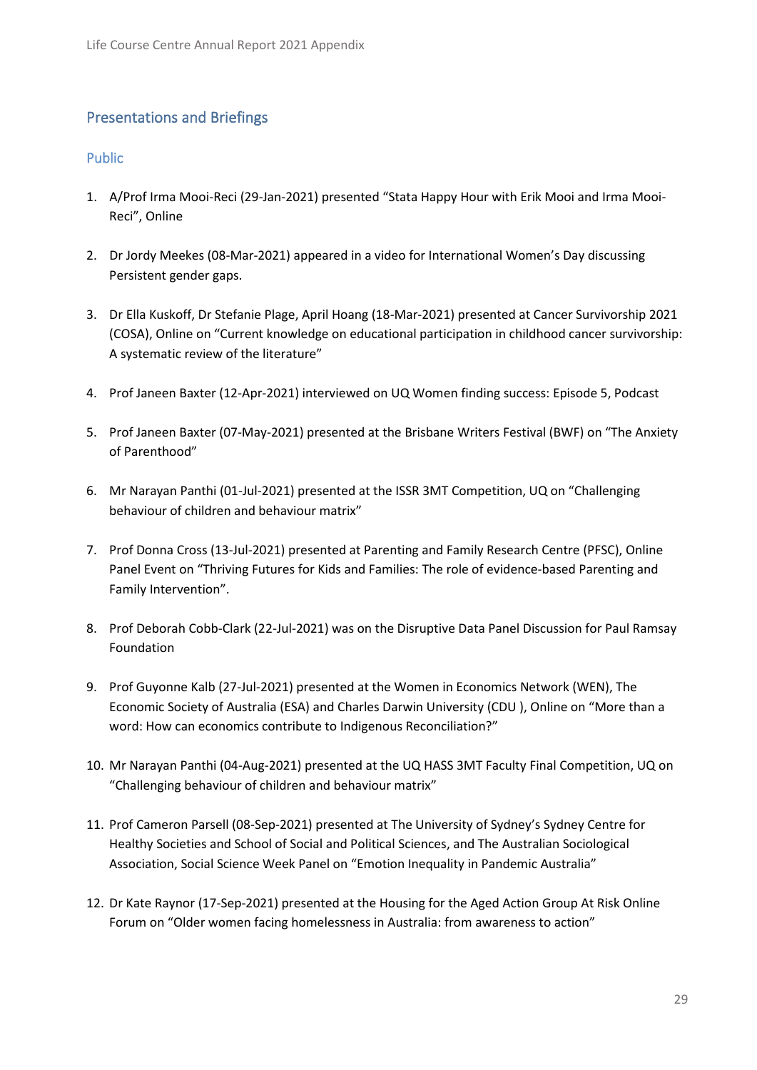## Presentations and Briefings

### Public

1. A/Prof Irma Mooi-Reci (29-Jan-2021) presented "Stata Happy Hour with Erik Mooi and Irma Mooi-Reci", Online

2. Dr Jordy Meekes (08-Mar-2021) appeared in a video for International Women's Day discussing Persistent gender gaps.

3. Dr Ella Kuskoff, Dr Stefanie Plage, April Hoang (18-Mar-2021) presented at Cancer Survivorship 2021 (COSA), Online on "Current knowledge on educational participation in childhood cancer survivorship: A systematic review of the literature"

4. Prof Janeen Baxter (12-Apr-2021) interviewed on UQ Women finding success: Episode 5, Podcast

5. Prof Janeen Baxter (07-May-2021) presented at the Brisbane Writers Festival (BWF) on "The Anxiety of Parenthood"

6. Mr Narayan Panthi (01-Jul-2021) presented at the ISSR 3MT Competition, UQ on "Challenging behaviour of children and behaviour matrix"

7. Prof Donna Cross (13-Jul-2021) presented at Parenting and Family Research Centre (PFSC), Online Panel Event on "Thriving Futures for Kids and Families: The role of evidence-based Parenting and Family Intervention".

8. Prof Deborah Cobb-Clark (22-Jul-2021) was on the Disruptive Data Panel Discussion for Paul Ramsay Foundation

9. Prof Guyonne Kalb (27-Jul-2021) presented at the Women in Economics Network (WEN), The Economic Society of Australia (ESA) and Charles Darwin University (CDU ), Online on "More than a word: How can economics contribute to Indigenous Reconciliation?"

10. Mr Narayan Panthi (04-Aug-2021) presented at the UQ HASS 3MT Faculty Final Competition, UQ on "Challenging behaviour of children and behaviour matrix"

11. Prof Cameron Parsell (08-Sep-2021) presented at The University of Sydney's Sydney Centre for Healthy Societies and School of Social and Political Sciences, and The Australian Sociological Association, Social Science Week Panel on "Emotion Inequality in Pandemic Australia"

12. Dr Kate Raynor (17-Sep-2021) presented at the Housing for the Aged Action Group At Risk Online Forum on "Older women facing homelessness in Australia: from awareness to action"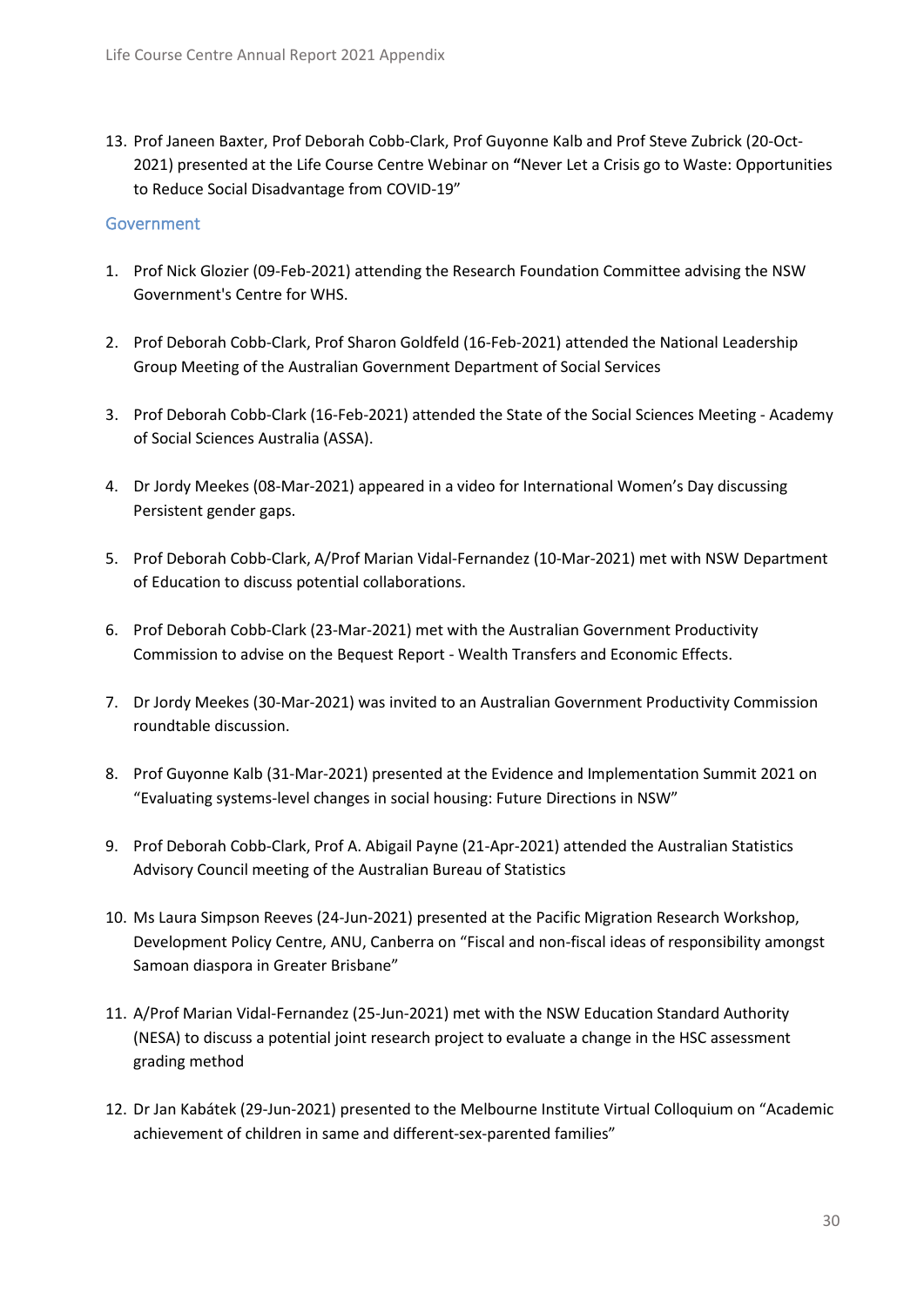13. Prof Janeen Baxter, Prof Deborah Cobb-Clark, Prof Guyonne Kalb and Prof Steve Zubrick (20-Oct-2021) presented at the Life Course Centre Webinar on **"**Never Let a Crisis go to Waste: Opportunities to Reduce Social Disadvantage from COVID-19"

## Government

1. Prof Nick Glozier (09-Feb-2021) attending the Research Foundation Committee advising the NSW Government's Centre for WHS.

2. Prof Deborah Cobb-Clark, Prof Sharon Goldfeld (16-Feb-2021) attended the National Leadership Group Meeting of the Australian Government Department of Social Services

3. Prof Deborah Cobb-Clark (16-Feb-2021) attended the State of the Social Sciences Meeting - Academy of Social Sciences Australia (ASSA).

4. Dr Jordy Meekes (08-Mar-2021) appeared in a video for International Women's Day discussing Persistent gender gaps.

5. Prof Deborah Cobb-Clark, A/Prof Marian Vidal-Fernandez (10-Mar-2021) met with NSW Department of Education to discuss potential collaborations.

6. Prof Deborah Cobb-Clark (23-Mar-2021) met with the Australian Government Productivity Commission to advise on the Bequest Report - Wealth Transfers and Economic Effects.

7. Dr Jordy Meekes (30-Mar-2021) was invited to an Australian Government Productivity Commission roundtable discussion.

8. Prof Guyonne Kalb (31-Mar-2021) presented at the Evidence and Implementation Summit 2021 on "Evaluating systems-level changes in social housing: Future Directions in NSW"

9. Prof Deborah Cobb-Clark, Prof A. Abigail Payne (21-Apr-2021) attended the Australian Statistics Advisory Council meeting of the Australian Bureau of Statistics

10. Ms Laura Simpson Reeves (24-Jun-2021) presented at the Pacific Migration Research Workshop, Development Policy Centre, ANU, Canberra on "Fiscal and non-fiscal ideas of responsibility amongst Samoan diaspora in Greater Brisbane"

11. A/Prof Marian Vidal-Fernandez (25-Jun-2021) met with the NSW Education Standard Authority (NESA) to discuss a potential joint research project to evaluate a change in the HSC assessment grading method

12. Dr Jan Kabátek (29-Jun-2021) presented to the Melbourne Institute Virtual Colloquium on "Academic achievement of children in same and different-sex-parented families"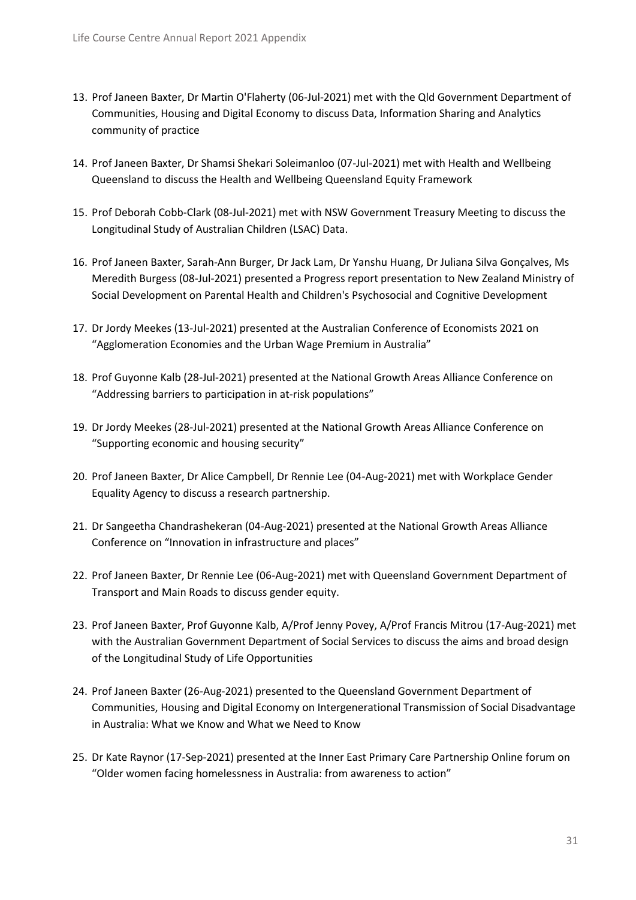13. Prof Janeen Baxter, Dr Martin O'Flaherty (06-Jul-2021) met with the Qld Government Department of Communities, Housing and Digital Economy to discuss Data, Information Sharing and Analytics community of practice

14. Prof Janeen Baxter, Dr Shamsi Shekari Soleimanloo (07-Jul-2021) met with Health and Wellbeing Queensland to discuss the Health and Wellbeing Queensland Equity Framework

15. Prof Deborah Cobb-Clark (08-Jul-2021) met with NSW Government Treasury Meeting to discuss the Longitudinal Study of Australian Children (LSAC) Data.

16. Prof Janeen Baxter, Sarah-Ann Burger, Dr Jack Lam, Dr Yanshu Huang, Dr Juliana Silva Gonçalves, Ms Meredith Burgess (08-Jul-2021) presented a Progress report presentation to New Zealand Ministry of Social Development on Parental Health and Children's Psychosocial and Cognitive Development

17. Dr Jordy Meekes (13-Jul-2021) presented at the Australian Conference of Economists 2021 on "Agglomeration Economies and the Urban Wage Premium in Australia"

18. Prof Guyonne Kalb (28-Jul-2021) presented at the National Growth Areas Alliance Conference on "Addressing barriers to participation in at-risk populations"

19. Dr Jordy Meekes (28-Jul-2021) presented at the National Growth Areas Alliance Conference on "Supporting economic and housing security"

20. Prof Janeen Baxter, Dr Alice Campbell, Dr Rennie Lee (04-Aug-2021) met with Workplace Gender Equality Agency to discuss a research partnership.

21. Dr Sangeetha Chandrashekeran (04-Aug-2021) presented at the National Growth Areas Alliance Conference on "Innovation in infrastructure and places"

22. Prof Janeen Baxter, Dr Rennie Lee (06-Aug-2021) met with Queensland Government Department of Transport and Main Roads to discuss gender equity.

23. Prof Janeen Baxter, Prof Guyonne Kalb, A/Prof Jenny Povey, A/Prof Francis Mitrou (17-Aug-2021) met with the Australian Government Department of Social Services to discuss the aims and broad design of the Longitudinal Study of Life Opportunities

24. Prof Janeen Baxter (26-Aug-2021) presented to the Queensland Government Department of Communities, Housing and Digital Economy on Intergenerational Transmission of Social Disadvantage in Australia: What we Know and What we Need to Know

25. Dr Kate Raynor (17-Sep-2021) presented at the Inner East Primary Care Partnership Online forum on "Older women facing homelessness in Australia: from awareness to action"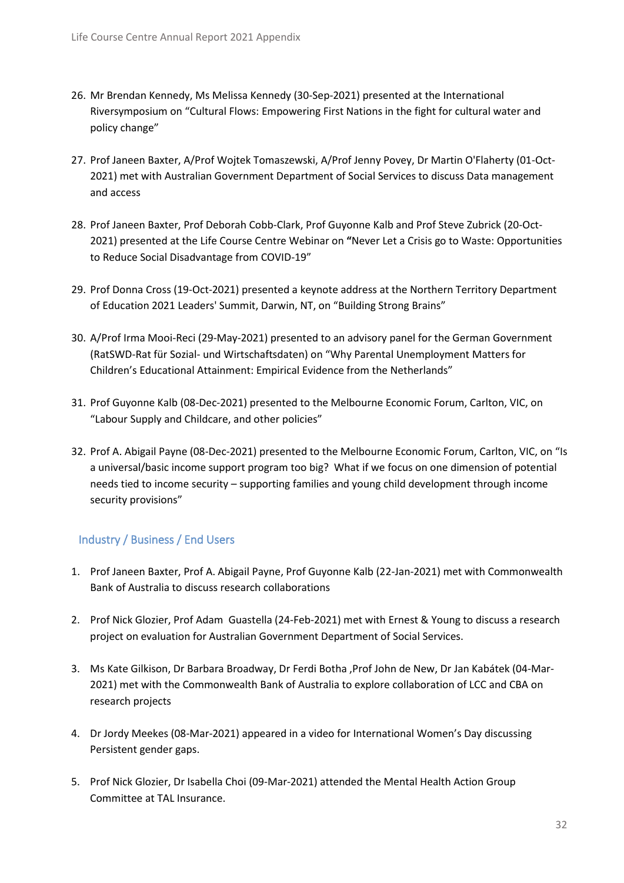26. Mr Brendan Kennedy, Ms Melissa Kennedy (30-Sep-2021) presented at the International Riversymposium on "Cultural Flows: Empowering First Nations in the fight for cultural water and policy change"

27. Prof Janeen Baxter, A/Prof Wojtek Tomaszewski, A/Prof Jenny Povey, Dr Martin O'Flaherty (01-Oct-2021) met with Australian Government Department of Social Services to discuss Data management and access

28. Prof Janeen Baxter, Prof Deborah Cobb-Clark, Prof Guyonne Kalb and Prof Steve Zubrick (20-Oct-2021) presented at the Life Course Centre Webinar on **"**Never Let a Crisis go to Waste: Opportunities to Reduce Social Disadvantage from COVID-19"

29. Prof Donna Cross (19-Oct-2021) presented a keynote address at the Northern Territory Department of Education 2021 Leaders' Summit, Darwin, NT, on "Building Strong Brains"

30. A/Prof Irma Mooi-Reci (29-May-2021) presented to an advisory panel for the German Government (RatSWD-Rat für Sozial- und Wirtschaftsdaten) on "Why Parental Unemployment Matters for Children's Educational Attainment: Empirical Evidence from the Netherlands"

31. Prof Guyonne Kalb (08-Dec-2021) presented to the Melbourne Economic Forum, Carlton, VIC, on "Labour Supply and Childcare, and other policies"

32. Prof A. Abigail Payne (08-Dec-2021) presented to the Melbourne Economic Forum, Carlton, VIC, on "Is a universal/basic income support program too big? What if we focus on one dimension of potential needs tied to income security – supporting families and young child development through income security provisions"

## Industry / Business / End Users

1. Prof Janeen Baxter, Prof A. Abigail Payne, Prof Guyonne Kalb (22-Jan-2021) met with Commonwealth Bank of Australia to discuss research collaborations

2. Prof Nick Glozier, Prof Adam Guastella (24-Feb-2021) met with Ernest & Young to discuss a research project on evaluation for Australian Government Department of Social Services.

3. Ms Kate Gilkison, Dr Barbara Broadway, Dr Ferdi Botha ,Prof John de New, Dr Jan Kabátek (04-Mar-2021) met with the Commonwealth Bank of Australia to explore collaboration of LCC and CBA on research projects

4. Dr Jordy Meekes (08-Mar-2021) appeared in a video for International Women's Day discussing Persistent gender gaps.

5. Prof Nick Glozier, Dr Isabella Choi (09-Mar-2021) attended the Mental Health Action Group Committee at TAL Insurance.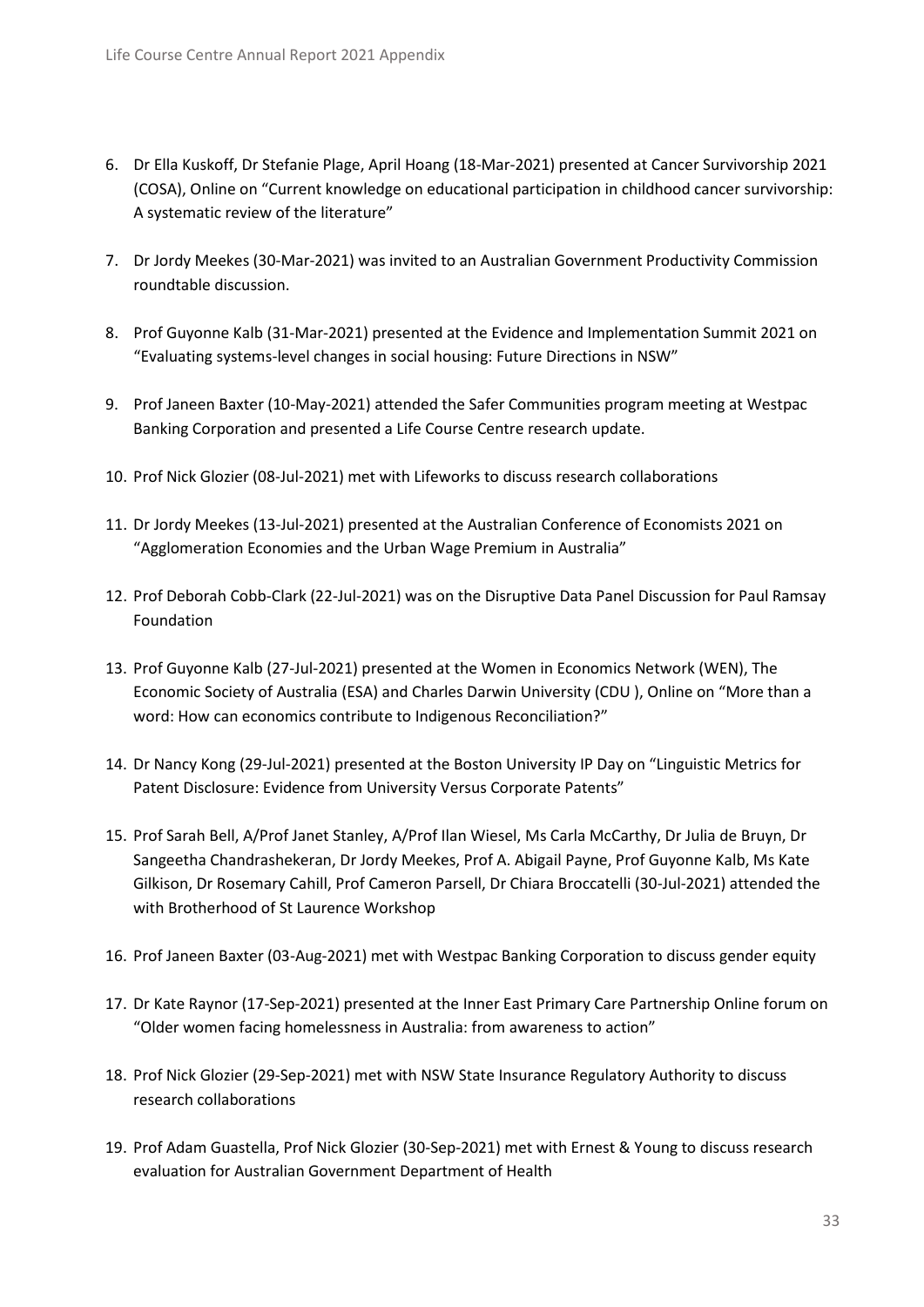6. Dr Ella Kuskoff, Dr Stefanie Plage, April Hoang (18-Mar-2021) presented at Cancer Survivorship 2021 (COSA), Online on "Current knowledge on educational participation in childhood cancer survivorship: A systematic review of the literature"

7. Dr Jordy Meekes (30-Mar-2021) was invited to an Australian Government Productivity Commission roundtable discussion.

8. Prof Guyonne Kalb (31-Mar-2021) presented at the Evidence and Implementation Summit 2021 on "Evaluating systems-level changes in social housing: Future Directions in NSW"

9. Prof Janeen Baxter (10-May-2021) attended the Safer Communities program meeting at Westpac Banking Corporation and presented a Life Course Centre research update.

10. Prof Nick Glozier (08-Jul-2021) met with Lifeworks to discuss research collaborations

11. Dr Jordy Meekes (13-Jul-2021) presented at the Australian Conference of Economists 2021 on "Agglomeration Economies and the Urban Wage Premium in Australia"

12. Prof Deborah Cobb-Clark (22-Jul-2021) was on the Disruptive Data Panel Discussion for Paul Ramsay Foundation

13. Prof Guyonne Kalb (27-Jul-2021) presented at the Women in Economics Network (WEN), The Economic Society of Australia (ESA) and Charles Darwin University (CDU ), Online on "More than a word: How can economics contribute to Indigenous Reconciliation?"

14. Dr Nancy Kong (29-Jul-2021) presented at the Boston University IP Day on "Linguistic Metrics for Patent Disclosure: Evidence from University Versus Corporate Patents"

15. Prof Sarah Bell, A/Prof Janet Stanley, A/Prof Ilan Wiesel, Ms Carla McCarthy, Dr Julia de Bruyn, Dr Sangeetha Chandrashekeran, Dr Jordy Meekes, Prof A. Abigail Payne, Prof Guyonne Kalb, Ms Kate Gilkison, Dr Rosemary Cahill, Prof Cameron Parsell, Dr Chiara Broccatelli (30-Jul-2021) attended the with Brotherhood of St Laurence Workshop

16. Prof Janeen Baxter (03-Aug-2021) met with Westpac Banking Corporation to discuss gender equity

17. Dr Kate Raynor (17-Sep-2021) presented at the Inner East Primary Care Partnership Online forum on "Older women facing homelessness in Australia: from awareness to action"

18. Prof Nick Glozier (29-Sep-2021) met with NSW State Insurance Regulatory Authority to discuss research collaborations

19. Prof Adam Guastella, Prof Nick Glozier (30-Sep-2021) met with Ernest & Young to discuss research evaluation for Australian Government Department of Health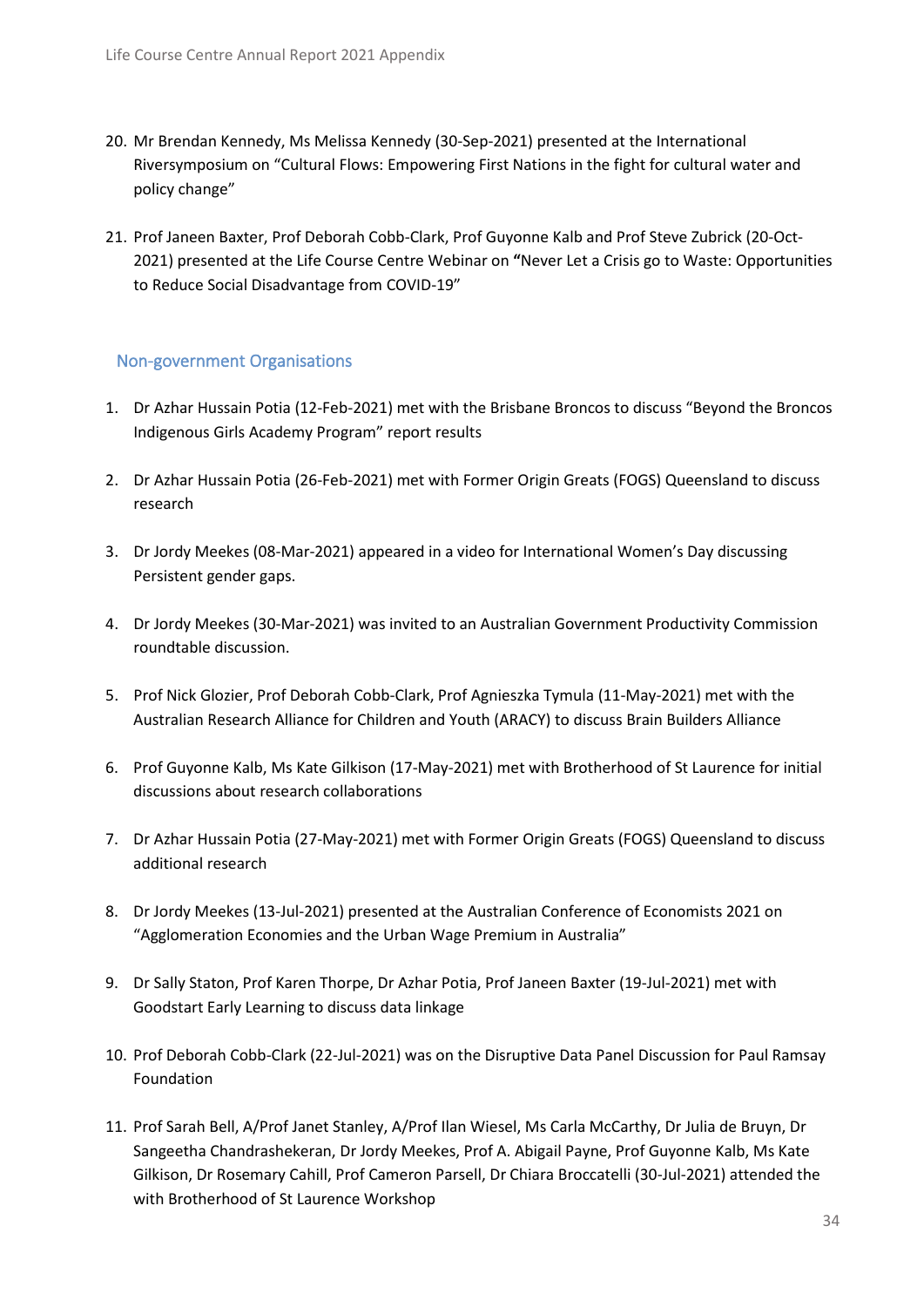20. Mr Brendan Kennedy, Ms Melissa Kennedy (30-Sep-2021) presented at the International Riversymposium on "Cultural Flows: Empowering First Nations in the fight for cultural water and policy change"

21. Prof Janeen Baxter, Prof Deborah Cobb-Clark, Prof Guyonne Kalb and Prof Steve Zubrick (20-Oct-2021) presented at the Life Course Centre Webinar on **"**Never Let a Crisis go to Waste: Opportunities to Reduce Social Disadvantage from COVID-19"

## Non-government Organisations

1. Dr Azhar Hussain Potia (12-Feb-2021) met with the Brisbane Broncos to discuss "Beyond the Broncos Indigenous Girls Academy Program" report results

2. Dr Azhar Hussain Potia (26-Feb-2021) met with Former Origin Greats (FOGS) Queensland to discuss research

3. Dr Jordy Meekes (08-Mar-2021) appeared in a video for International Women's Day discussing Persistent gender gaps.

4. Dr Jordy Meekes (30-Mar-2021) was invited to an Australian Government Productivity Commission roundtable discussion.

5. Prof Nick Glozier, Prof Deborah Cobb-Clark, Prof Agnieszka Tymula (11-May-2021) met with the Australian Research Alliance for Children and Youth (ARACY) to discuss Brain Builders Alliance

6. Prof Guyonne Kalb, Ms Kate Gilkison (17-May-2021) met with Brotherhood of St Laurence for initial discussions about research collaborations

7. Dr Azhar Hussain Potia (27-May-2021) met with Former Origin Greats (FOGS) Queensland to discuss additional research

8. Dr Jordy Meekes (13-Jul-2021) presented at the Australian Conference of Economists 2021 on "Agglomeration Economies and the Urban Wage Premium in Australia"

9. Dr Sally Staton, Prof Karen Thorpe, Dr Azhar Potia, Prof Janeen Baxter (19-Jul-2021) met with Goodstart Early Learning to discuss data linkage

10. Prof Deborah Cobb-Clark (22-Jul-2021) was on the Disruptive Data Panel Discussion for Paul Ramsay Foundation

11. Prof Sarah Bell, A/Prof Janet Stanley, A/Prof Ilan Wiesel, Ms Carla McCarthy, Dr Julia de Bruyn, Dr Sangeetha Chandrashekeran, Dr Jordy Meekes, Prof A. Abigail Payne, Prof Guyonne Kalb, Ms Kate Gilkison, Dr Rosemary Cahill, Prof Cameron Parsell, Dr Chiara Broccatelli (30-Jul-2021) attended the with Brotherhood of St Laurence Workshop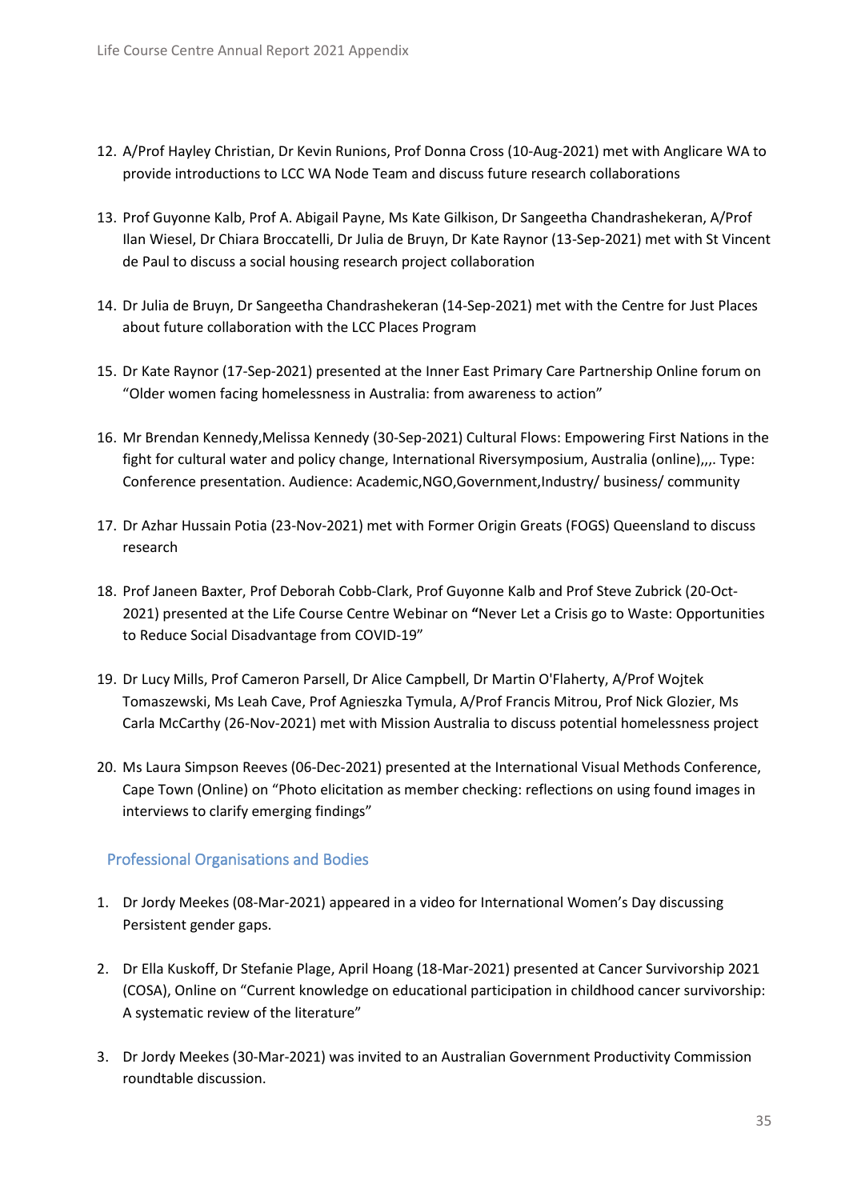12. A/Prof Hayley Christian, Dr Kevin Runions, Prof Donna Cross (10-Aug-2021) met with Anglicare WA to provide introductions to LCC WA Node Team and discuss future research collaborations

13. Prof Guyonne Kalb, Prof A. Abigail Payne, Ms Kate Gilkison, Dr Sangeetha Chandrashekeran, A/Prof Ilan Wiesel, Dr Chiara Broccatelli, Dr Julia de Bruyn, Dr Kate Raynor (13-Sep-2021) met with St Vincent de Paul to discuss a social housing research project collaboration

14. Dr Julia de Bruyn, Dr Sangeetha Chandrashekeran (14-Sep-2021) met with the Centre for Just Places about future collaboration with the LCC Places Program

15. Dr Kate Raynor (17-Sep-2021) presented at the Inner East Primary Care Partnership Online forum on "Older women facing homelessness in Australia: from awareness to action"

16. Mr Brendan Kennedy,Melissa Kennedy (30-Sep-2021) Cultural Flows: Empowering First Nations in the fight for cultural water and policy change, International Riversymposium, Australia (online),,,. Type: Conference presentation. Audience: Academic,NGO,Government,Industry/ business/ community

17. Dr Azhar Hussain Potia (23-Nov-2021) met with Former Origin Greats (FOGS) Queensland to discuss research

18. Prof Janeen Baxter, Prof Deborah Cobb-Clark, Prof Guyonne Kalb and Prof Steve Zubrick (20-Oct-2021) presented at the Life Course Centre Webinar on **"**Never Let a Crisis go to Waste: Opportunities to Reduce Social Disadvantage from COVID-19"

19. Dr Lucy Mills, Prof Cameron Parsell, Dr Alice Campbell, Dr Martin O'Flaherty, A/Prof Wojtek Tomaszewski, Ms Leah Cave, Prof Agnieszka Tymula, A/Prof Francis Mitrou, Prof Nick Glozier, Ms Carla McCarthy (26-Nov-2021) met with Mission Australia to discuss potential homelessness project

20. Ms Laura Simpson Reeves (06-Dec-2021) presented at the International Visual Methods Conference, Cape Town (Online) on "Photo elicitation as member checking: reflections on using found images in interviews to clarify emerging findings"

## Professional Organisations and Bodies

1. Dr Jordy Meekes (08-Mar-2021) appeared in a video for International Women's Day discussing Persistent gender gaps.

2. Dr Ella Kuskoff, Dr Stefanie Plage, April Hoang (18-Mar-2021) presented at Cancer Survivorship 2021 (COSA), Online on "Current knowledge on educational participation in childhood cancer survivorship: A systematic review of the literature"

3. Dr Jordy Meekes (30-Mar-2021) was invited to an Australian Government Productivity Commission roundtable discussion.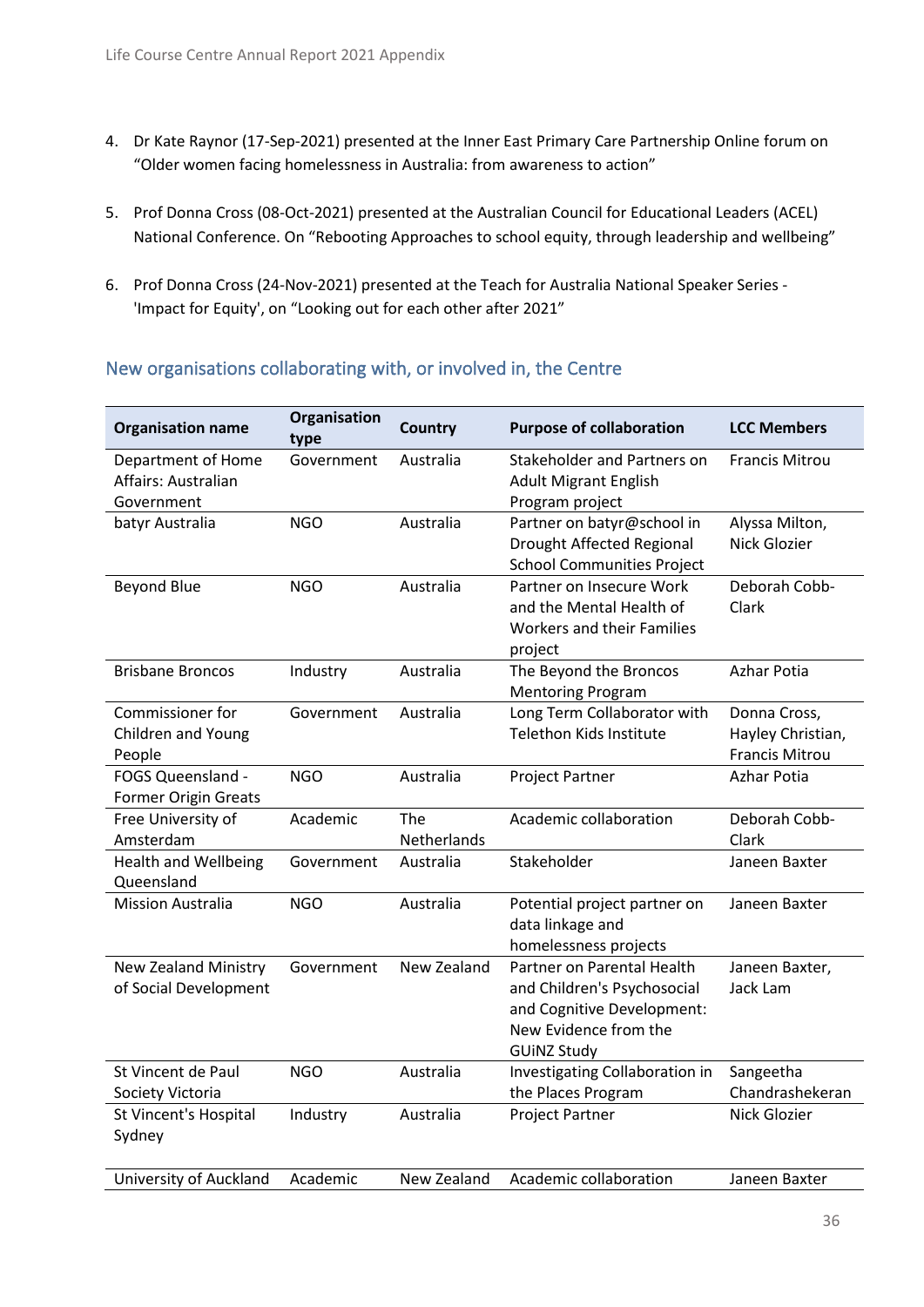4. Dr Kate Raynor (17-Sep-2021) presented at the Inner East Primary Care Partnership Online forum on "Older women facing homelessness in Australia: from awareness to action"

5. Prof Donna Cross (08-Oct-2021) presented at the Australian Council for Educational Leaders (ACEL) National Conference. On "Rebooting Approaches to school equity, through leadership and wellbeing"

6. Prof Donna Cross (24-Nov-2021) presented at the Teach for Australia National Speaker Series - 'Impact for Equity', on "Looking out for each other after 2021"

## New organisations collaborating with, or involved in, the Centre

| Organisation name | Organisation type | Country | Purpose of collaboration | LCC Members |
|---|---|---|---|---|
| Department of Home Affairs: Australian Government | Government | Australia | Stakeholder and Partners on Adult Migrant English Program project | Francis Mitrou |
| batyr Australia | NGO | Australia | Partner on batyr@school in Drought Affected Regional School Communities Project | Alyssa Milton, Nick Glozier |
| Beyond Blue | NGO | Australia | Partner on Insecure Work and the Mental Health of Workers and their Families project | Deborah Cobb-Clark |
| Brisbane Broncos | Industry | Australia | The Beyond the Broncos Mentoring Program | Azhar Potia |
| Commissioner for Children and Young People | Government | Australia | Long Term Collaborator with Telethon Kids Institute | Donna Cross, Hayley Christian, Francis Mitrou |
| FOGS Queensland - Former Origin Greats | NGO | Australia | Project Partner | Azhar Potia |
| Free University of Amsterdam | Academic | The Netherlands | Academic collaboration | Deborah Cobb-Clark |
| Health and Wellbeing Queensland | Government | Australia | Stakeholder | Janeen Baxter |
| Mission Australia | NGO | Australia | Potential project partner on data linkage and homelessness projects | Janeen Baxter |
| New Zealand Ministry of Social Development | Government | New Zealand | Partner on Parental Health and Children's Psychosocial and Cognitive Development: New Evidence from the GUiNZ Study | Janeen Baxter, Jack Lam |
| St Vincent de Paul Society Victoria | NGO | Australia | Investigating Collaboration in the Places Program | Sangeetha Chandrashekeran |
| St Vincent's Hospital Sydney | Industry | Australia | Project Partner | Nick Glozier |
| University of Auckland | Academic | New Zealand | Academic collaboration | Janeen Baxter |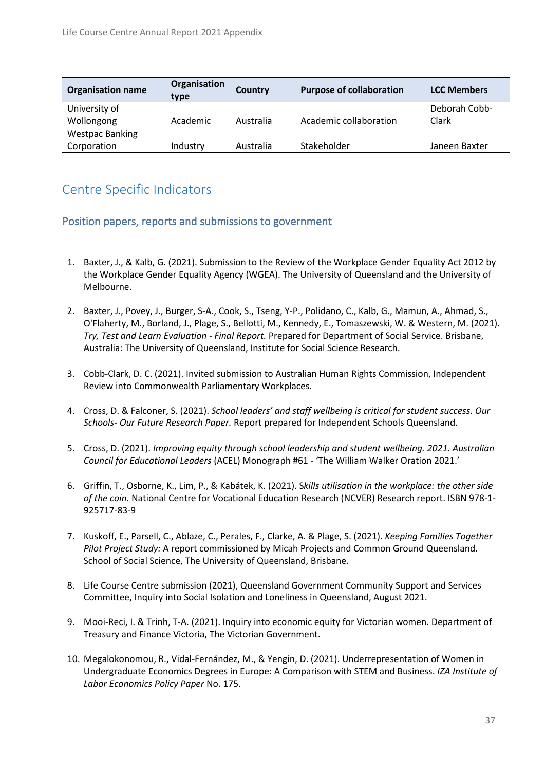| Organisation name | Organisation type | Country | Purpose of collaboration | LCC Members |
|---|---|---|---|---|
| University of Wollongong | Academic | Australia | Academic collaboration | Deborah Cobb-Clark |
| Westpac Banking Corporation | Industry | Australia | Stakeholder | Janeen Baxter |

## Centre Specific Indicators

### Position papers, reports and submissions to government

1. Baxter, J., & Kalb, G. (2021). Submission to the Review of the Workplace Gender Equality Act 2012 by the Workplace Gender Equality Agency (WGEA). The University of Queensland and the University of Melbourne.

2. Baxter, J., Povey, J., Burger, S-A., Cook, S., Tseng, Y-P., Polidano, C., Kalb, G., Mamun, A., Ahmad, S., O'Flaherty, M., Borland, J., Plage, S., Bellotti, M., Kennedy, E., Tomaszewski, W. & Western, M. (2021). *Try, Test and Learn Evaluation - Final Report.* Prepared for Department of Social Service. Brisbane, Australia: The University of Queensland, Institute for Social Science Research.

3. Cobb-Clark, D. C. (2021). Invited submission to Australian Human Rights Commission, Independent Review into Commonwealth Parliamentary Workplaces.

4. Cross, D. & Falconer, S. (2021). *School leaders' and staff wellbeing is critical for student success. Our Schools- Our Future Research Paper.* Report prepared for Independent Schools Queensland.

5. Cross, D. (2021). *Improving equity through school leadership and student wellbeing. 2021. Australian Council for Educational Leaders* (ACEL) Monograph #61 - 'The William Walker Oration 2021.'

6. Griffin, T., Osborne, K., Lim, P., & Kabátek, K. (2021). S*kills utilisation in the workplace: the other side of the coin.* National Centre for Vocational Education Research (NCVER) Research report. ISBN 978-1-925717-83-9

7. Kuskoff, E., Parsell, C., Ablaze, C., Perales, F., Clarke, A. & Plage, S. (2021). *Keeping Families Together Pilot Project Study:* A report commissioned by Micah Projects and Common Ground Queensland. School of Social Science, The University of Queensland, Brisbane.

8. Life Course Centre submission (2021), Queensland Government Community Support and Services Committee, Inquiry into Social Isolation and Loneliness in Queensland, August 2021.

9. Mooi-Reci, I. & Trinh, T-A. (2021). Inquiry into economic equity for Victorian women. Department of Treasury and Finance Victoria, The Victorian Government.

10. Megalokonomou, R., Vidal-Fernández, M., & Yengin, D. (2021). Underrepresentation of Women in Undergraduate Economics Degrees in Europe: A Comparison with STEM and Business. *IZA Institute of Labor Economics Policy Paper* No. 175.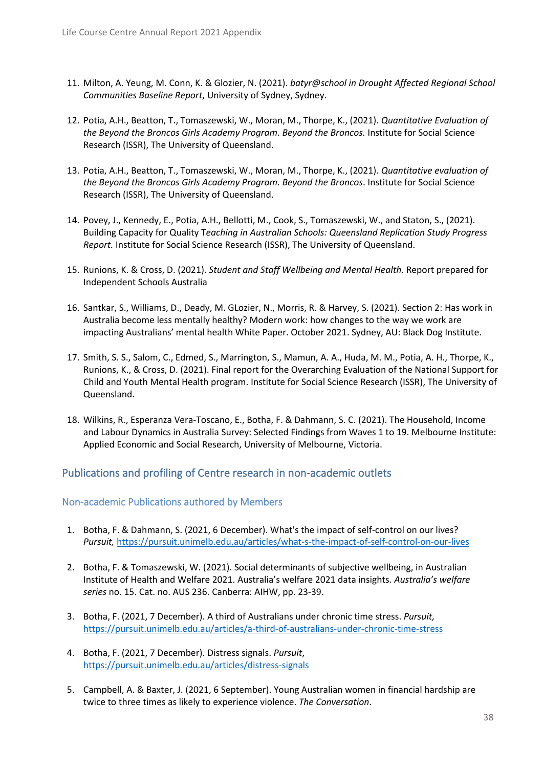11. Milton, A. Yeung, M. Conn, K. & Glozier, N. (2021). *batyr@school in Drought Affected Regional School Communities Baseline Report*, University of Sydney, Sydney.

12. Potia, A.H., Beatton, T., Tomaszewski, W., Moran, M., Thorpe, K., (2021). *Quantitative Evaluation of the Beyond the Broncos Girls Academy Program. Beyond the Broncos.* Institute for Social Science Research (ISSR), The University of Queensland.

13. Potia, A.H., Beatton, T., Tomaszewski, W., Moran, M., Thorpe, K., (2021). *Quantitative evaluation of the Beyond the Broncos Girls Academy Program. Beyond the Broncos*. Institute for Social Science Research (ISSR), The University of Queensland.

14. Povey, J., Kennedy, E., Potia, A.H., Bellotti, M., Cook, S., Tomaszewski, W., and Staton, S., (2021). Building Capacity for Quality T*eaching in Australian Schools: Queensland Replication Study Progress Report.* Institute for Social Science Research (ISSR), The University of Queensland.

15. Runions, K. & Cross, D. (2021). *Student and Staff Wellbeing and Mental Health.* Report prepared for Independent Schools Australia

16. Santkar, S., Williams, D., Deady, M. GLozier, N., Morris, R. & Harvey, S. (2021). Section 2: Has work in Australia become less mentally healthy? Modern work: how changes to the way we work are impacting Australians' mental health White Paper. October 2021. Sydney, AU: Black Dog Institute.

17. Smith, S. S., Salom, C., Edmed, S., Marrington, S., Mamun, A. A., Huda, M. M., Potia, A. H., Thorpe, K., Runions, K., & Cross, D. (2021). Final report for the Overarching Evaluation of the National Support for Child and Youth Mental Health program. Institute for Social Science Research (ISSR), The University of Queensland.

18. Wilkins, R., Esperanza Vera-Toscano, E., Botha, F. & Dahmann, S. C. (2021). The Household, Income and Labour Dynamics in Australia Survey: Selected Findings from Waves 1 to 19. Melbourne Institute: Applied Economic and Social Research, University of Melbourne, Victoria.

## Publications and profiling of Centre research in non-academic outlets

### Non-academic Publications authored by Members

1. Botha, F. & Dahmann, S. (2021, 6 December). What's the impact of self-control on our lives? *Pursuit,* https://pursuit.unimelb.edu.au/articles/what-s-the-impact-of-self-control-on-our-lives

2. Botha, F. & Tomaszewski, W. (2021). Social determinants of subjective wellbeing, in Australian Institute of Health and Welfare 2021. Australia's welfare 2021 data insights. *Australia's welfare series* no. 15. Cat. no. AUS 236. Canberra: AIHW, pp. 23-39.

3. Botha, F. (2021, 7 December). A third of Australians under chronic time stress. *Pursuit,* https://pursuit.unimelb.edu.au/articles/a-third-of-australians-under-chronic-time-stress

4. Botha, F. (2021, 7 December). Distress signals. *Pursuit*, https://pursuit.unimelb.edu.au/articles/distress-signals

5. Campbell, A. & Baxter, J. (2021, 6 September). Young Australian women in financial hardship are twice to three times as likely to experience violence. *The Conversation*.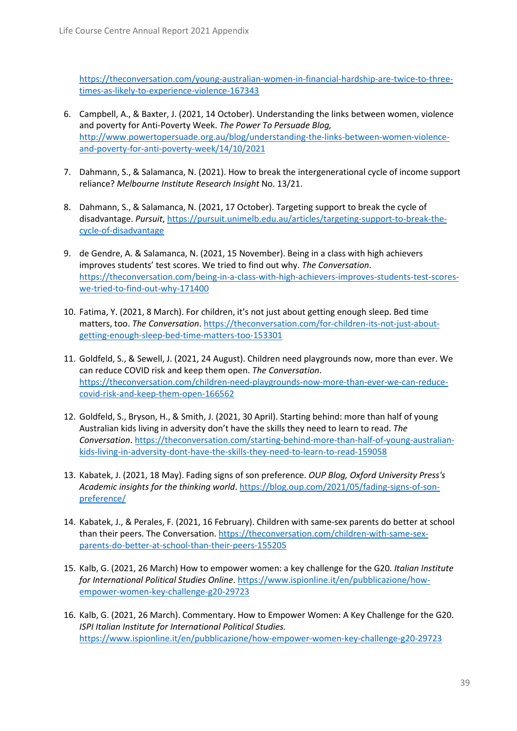https://theconversation.com/young-australian-women-in-financial-hardship-are-twice-to-three-times-as-likely-to-experience-violence-167343

6. Campbell, A., & Baxter, J. (2021, 14 October). Understanding the links between women, violence and poverty for Anti-Poverty Week. *The Power To Persuade Blog,* http://www.powertopersuade.org.au/blog/understanding-the-links-between-women-violence-and-poverty-for-anti-poverty-week/14/10/2021

7. Dahmann, S., & Salamanca, N. (2021). How to break the intergenerational cycle of income support reliance? *Melbourne Institute Research Insight* No. 13/21.

8. Dahmann, S., & Salamanca, N. (2021, 17 October). Targeting support to break the cycle of disadvantage. *Pursuit*, https://pursuit.unimelb.edu.au/articles/targeting-support-to-break-the-cycle-of-disadvantage

9. de Gendre, A. & Salamanca, N. (2021, 15 November). Being in a class with high achievers improves students' test scores. We tried to find out why. *The Conversation*. https://theconversation.com/being-in-a-class-with-high-achievers-improves-students-test-scores-we-tried-to-find-out-why-171400

10. Fatima, Y. (2021, 8 March). For children, it's not just about getting enough sleep. Bed time matters, too. *The Conversation*. https://theconversation.com/for-children-its-not-just-about-getting-enough-sleep-bed-time-matters-too-153301

11. Goldfeld, S., & Sewell, J. (2021, 24 August). Children need playgrounds now, more than ever. We can reduce COVID risk and keep them open. *The Conversation*. https://theconversation.com/children-need-playgrounds-now-more-than-ever-we-can-reduce-covid-risk-and-keep-them-open-166562

12. Goldfeld, S., Bryson, H., & Smith, J. (2021, 30 April). Starting behind: more than half of young Australian kids living in adversity don't have the skills they need to learn to read. *The Conversation*. https://theconversation.com/starting-behind-more-than-half-of-young-australian-kids-living-in-adversity-dont-have-the-skills-they-need-to-learn-to-read-159058

13. Kabatek, J. (2021, 18 May). Fading signs of son preference. *OUP Blog, Oxford University Press's Academic insights for the thinking world*. https://blog.oup.com/2021/05/fading-signs-of-son-preference/

14. Kabatek, J., & Perales, F. (2021, 16 February). Children with same-sex parents do better at school than their peers. The Conversation. https://theconversation.com/children-with-same-sex-parents-do-better-at-school-than-their-peers-155205

15. Kalb, G. (2021, 26 March) How to empower women: a key challenge for the G20. *Italian Institute for International Political Studies Online*. https://www.ispionline.it/en/pubblicazione/how-empower-women-key-challenge-g20-29723

16. Kalb, G. (2021, 26 March). Commentary. How to Empower Women: A Key Challenge for the G20. *ISPI Italian Institute for International Political Studies.* https://www.ispionline.it/en/pubblicazione/how-empower-women-key-challenge-g20-29723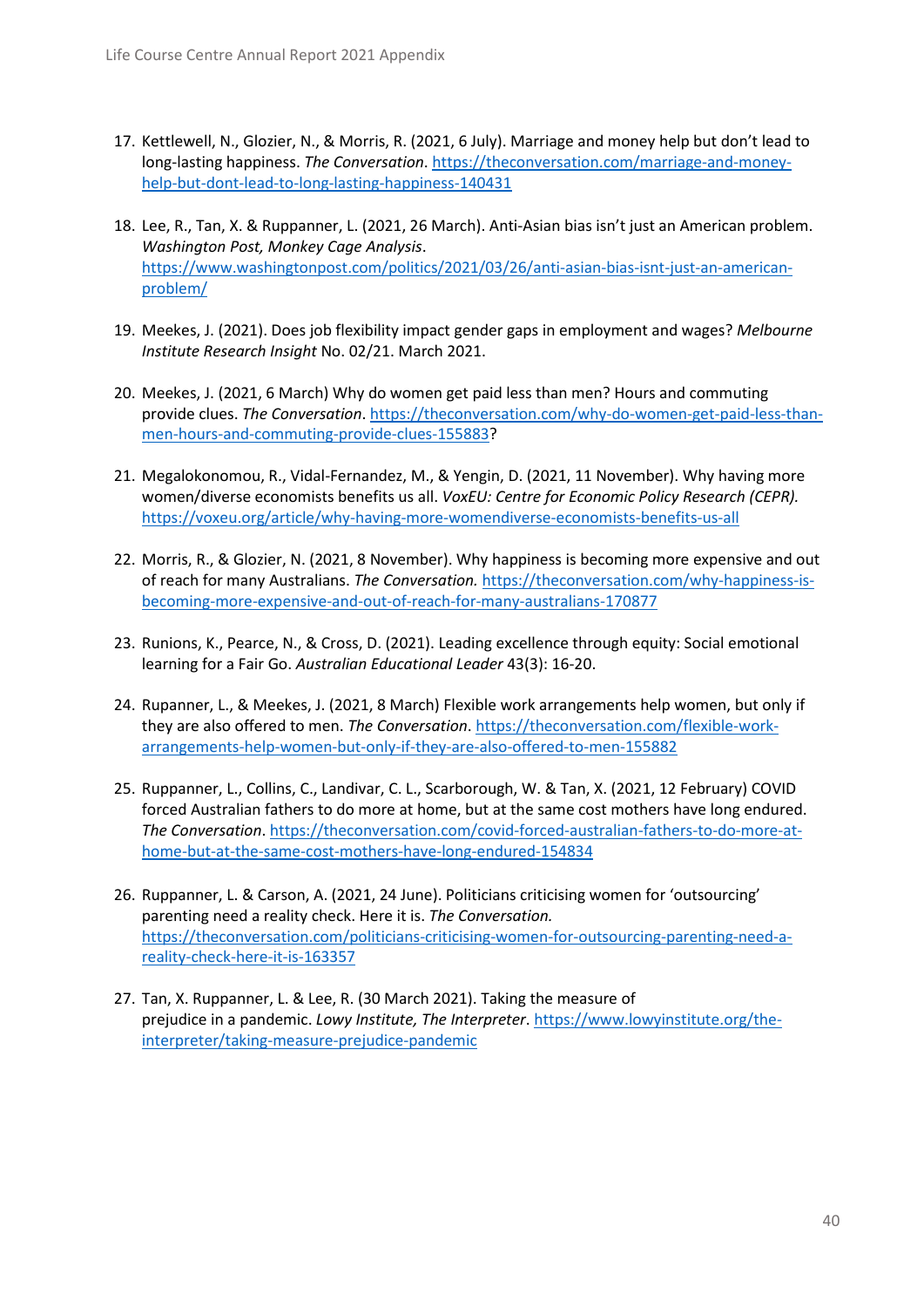17. Kettlewell, N., Glozier, N., & Morris, R. (2021, 6 July). Marriage and money help but don't lead to long-lasting happiness. *The Conversation*. https://theconversation.com/marriage-and-money-help-but-dont-lead-to-long-lasting-happiness-140431

18. Lee, R., Tan, X. & Ruppanner, L. (2021, 26 March). Anti-Asian bias isn't just an American problem. *Washington Post, Monkey Cage Analysis*. https://www.washingtonpost.com/politics/2021/03/26/anti-asian-bias-isnt-just-an-american-problem/

19. Meekes, J. (2021). Does job flexibility impact gender gaps in employment and wages? *Melbourne Institute Research Insight* No. 02/21. March 2021.

20. Meekes, J. (2021, 6 March) Why do women get paid less than men? Hours and commuting provide clues. *The Conversation*. https://theconversation.com/why-do-women-get-paid-less-than-men-hours-and-commuting-provide-clues-155883?

21. Megalokonomou, R., Vidal-Fernandez, M., & Yengin, D. (2021, 11 November). Why having more women/diverse economists benefits us all. *VoxEU: Centre for Economic Policy Research (CEPR).* https://voxeu.org/article/why-having-more-womendiverse-economists-benefits-us-all

22. Morris, R., & Glozier, N. (2021, 8 November). Why happiness is becoming more expensive and out of reach for many Australians. *The Conversation.* https://theconversation.com/why-happiness-is-becoming-more-expensive-and-out-of-reach-for-many-australians-170877

23. Runions, K., Pearce, N., & Cross, D. (2021). Leading excellence through equity: Social emotional learning for a Fair Go. *Australian Educational Leader* 43(3): 16-20.

24. Rupanner, L., & Meekes, J. (2021, 8 March) Flexible work arrangements help women, but only if they are also offered to men. *The Conversation*. https://theconversation.com/flexible-work-arrangements-help-women-but-only-if-they-are-also-offered-to-men-155882

25. Ruppanner, L., Collins, C., Landivar, C. L., Scarborough, W. & Tan, X. (2021, 12 February) COVID forced Australian fathers to do more at home, but at the same cost mothers have long endured. *The Conversation*. https://theconversation.com/covid-forced-australian-fathers-to-do-more-at-home-but-at-the-same-cost-mothers-have-long-endured-154834

26. Ruppanner, L. & Carson, A. (2021, 24 June). Politicians criticising women for 'outsourcing' parenting need a reality check. Here it is. *The Conversation.* https://theconversation.com/politicians-criticising-women-for-outsourcing-parenting-need-a-reality-check-here-it-is-163357

27. Tan, X. Ruppanner, L. & Lee, R. (30 March 2021). Taking the measure of prejudice in a pandemic. *Lowy Institute, The Interpreter*. https://www.lowyinstitute.org/the-interpreter/taking-measure-prejudice-pandemic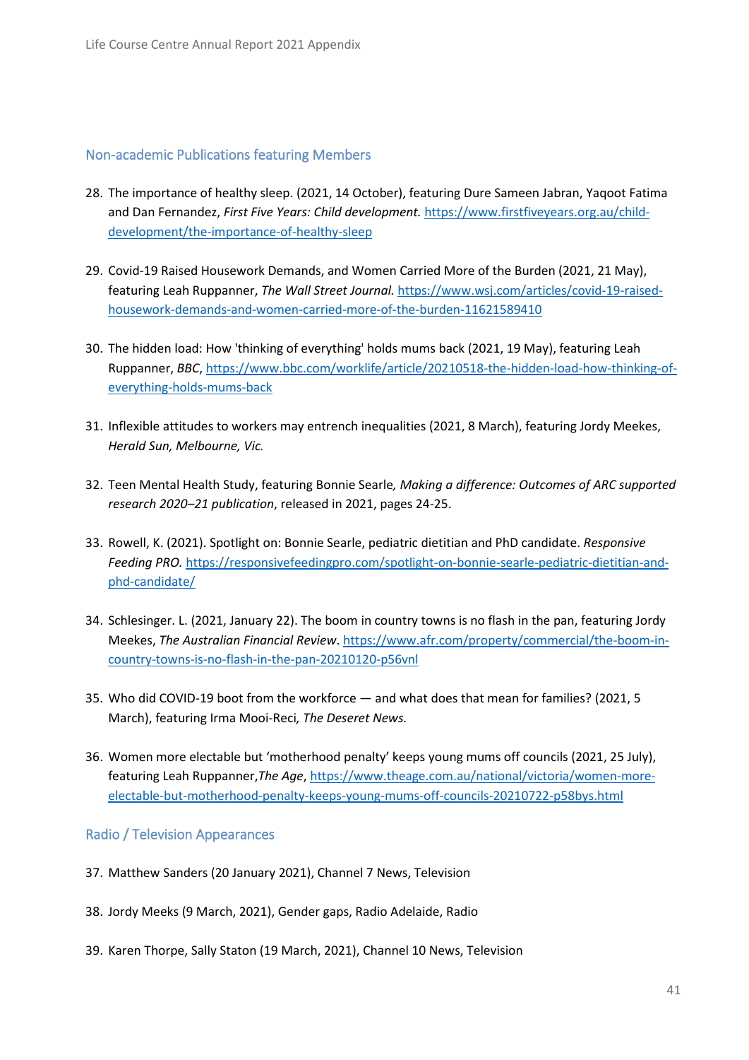## Non-academic Publications featuring Members

28. The importance of healthy sleep. (2021, 14 October), featuring Dure Sameen Jabran, Yaqoot Fatima and Dan Fernandez, *First Five Years: Child development.* https://www.firstfiveyears.org.au/child-development/the-importance-of-healthy-sleep

29. Covid-19 Raised Housework Demands, and Women Carried More of the Burden (2021, 21 May), featuring Leah Ruppanner, *The Wall Street Journal.* https://www.wsj.com/articles/covid-19-raised-housework-demands-and-women-carried-more-of-the-burden-11621589410

30. The hidden load: How 'thinking of everything' holds mums back (2021, 19 May), featuring Leah Ruppanner, *BBC*, https://www.bbc.com/worklife/article/20210518-the-hidden-load-how-thinking-of-everything-holds-mums-back

31. Inflexible attitudes to workers may entrench inequalities (2021, 8 March), featuring Jordy Meekes, *Herald Sun, Melbourne, Vic.*

32. Teen Mental Health Study, featuring Bonnie Searle*, Making a difference: Outcomes of ARC supported research 2020–21 publication*, released in 2021, pages 24-25.

33. Rowell, K. (2021). Spotlight on: Bonnie Searle, pediatric dietitian and PhD candidate. *Responsive Feeding PRO.* https://responsivefeedingpro.com/spotlight-on-bonnie-searle-pediatric-dietitian-and-phd-candidate/

34. Schlesinger. L. (2021, January 22). The boom in country towns is no flash in the pan, featuring Jordy Meekes, *The Australian Financial Review*. https://www.afr.com/property/commercial/the-boom-in-country-towns-is-no-flash-in-the-pan-20210120-p56vnl

35. Who did COVID-19 boot from the workforce — and what does that mean for families? (2021, 5 March), featuring Irma Mooi-Reci*, The Deseret News.*

36. Women more electable but 'motherhood penalty' keeps young mums off councils (2021, 25 July), featuring Leah Ruppanner,*The Age*, https://www.theage.com.au/national/victoria/women-more-electable-but-motherhood-penalty-keeps-young-mums-off-councils-20210722-p58bys.html

## Radio / Television Appearances

37. Matthew Sanders (20 January 2021), Channel 7 News, Television

38. Jordy Meeks (9 March, 2021), Gender gaps, Radio Adelaide, Radio

39. Karen Thorpe, Sally Staton (19 March, 2021), Channel 10 News, Television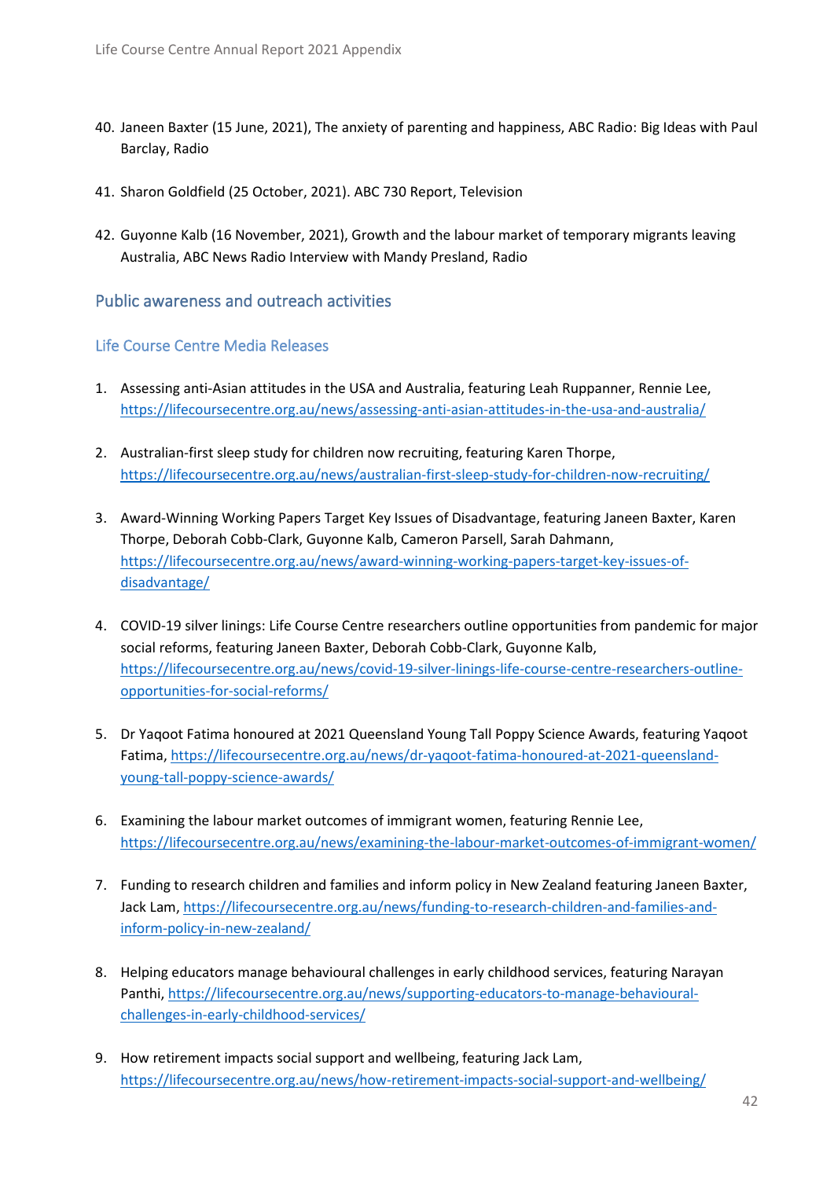40. Janeen Baxter (15 June, 2021), The anxiety of parenting and happiness, ABC Radio: Big Ideas with Paul Barclay, Radio

41. Sharon Goldfield (25 October, 2021). ABC 730 Report, Television

42. Guyonne Kalb (16 November, 2021), Growth and the labour market of temporary migrants leaving Australia, ABC News Radio Interview with Mandy Presland, Radio

## Public awareness and outreach activities

### Life Course Centre Media Releases

1. Assessing anti-Asian attitudes in the USA and Australia, featuring Leah Ruppanner, Rennie Lee, https://lifecoursecentre.org.au/news/assessing-anti-asian-attitudes-in-the-usa-and-australia/

2. Australian-first sleep study for children now recruiting, featuring Karen Thorpe, https://lifecoursecentre.org.au/news/australian-first-sleep-study-for-children-now-recruiting/

3. Award-Winning Working Papers Target Key Issues of Disadvantage, featuring Janeen Baxter, Karen Thorpe, Deborah Cobb-Clark, Guyonne Kalb, Cameron Parsell, Sarah Dahmann, https://lifecoursecentre.org.au/news/award-winning-working-papers-target-key-issues-of-disadvantage/

4. COVID-19 silver linings: Life Course Centre researchers outline opportunities from pandemic for major social reforms, featuring Janeen Baxter, Deborah Cobb-Clark, Guyonne Kalb, https://lifecoursecentre.org.au/news/covid-19-silver-linings-life-course-centre-researchers-outline-opportunities-for-social-reforms/

5. Dr Yaqoot Fatima honoured at 2021 Queensland Young Tall Poppy Science Awards, featuring Yaqoot Fatima, https://lifecoursecentre.org.au/news/dr-yaqoot-fatima-honoured-at-2021-queensland-young-tall-poppy-science-awards/

6. Examining the labour market outcomes of immigrant women, featuring Rennie Lee, https://lifecoursecentre.org.au/news/examining-the-labour-market-outcomes-of-immigrant-women/

7. Funding to research children and families and inform policy in New Zealand featuring Janeen Baxter, Jack Lam, https://lifecoursecentre.org.au/news/funding-to-research-children-and-families-and-inform-policy-in-new-zealand/

8. Helping educators manage behavioural challenges in early childhood services, featuring Narayan Panthi, https://lifecoursecentre.org.au/news/supporting-educators-to-manage-behavioural-challenges-in-early-childhood-services/

9. How retirement impacts social support and wellbeing, featuring Jack Lam, https://lifecoursecentre.org.au/news/how-retirement-impacts-social-support-and-wellbeing/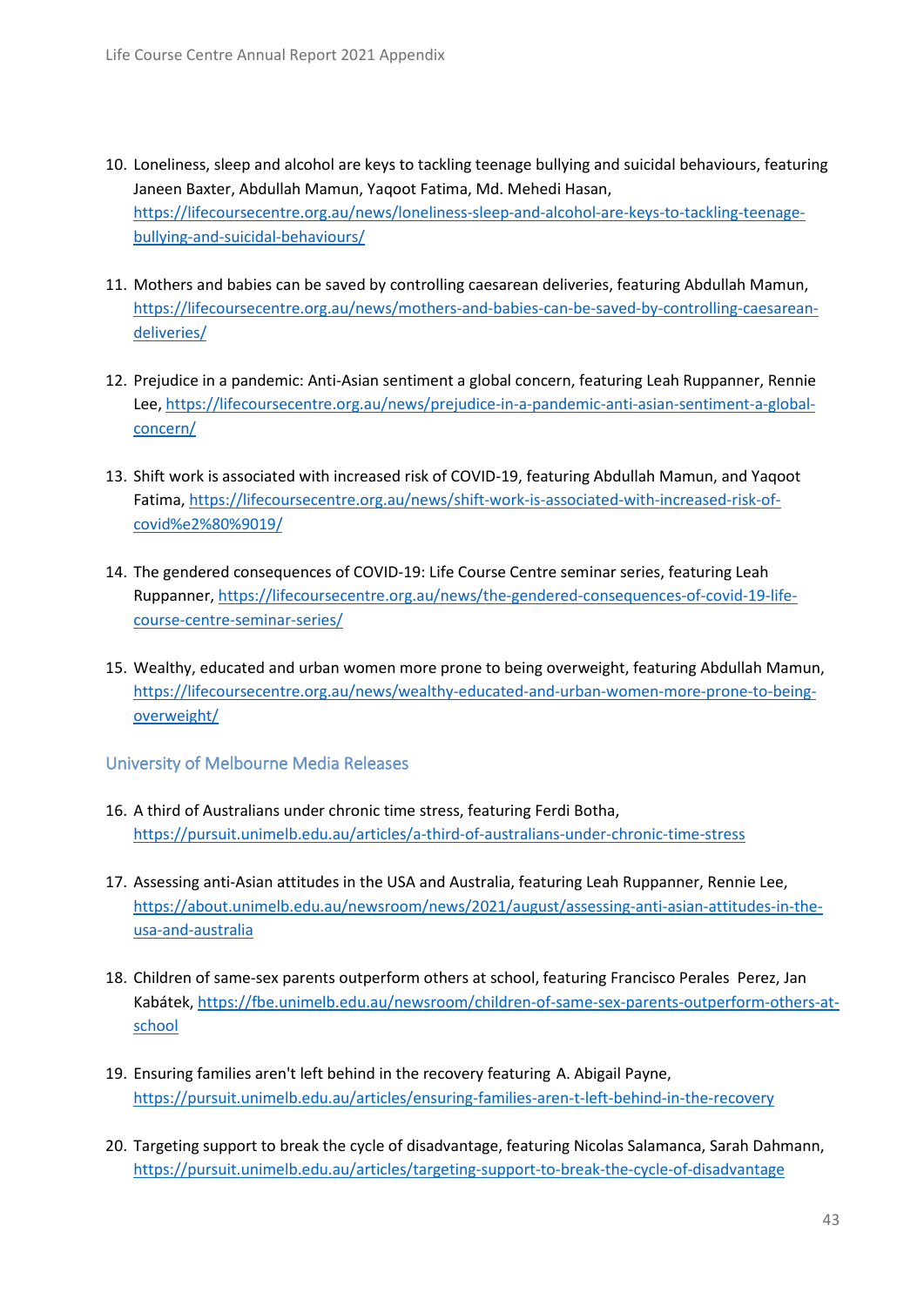10. Loneliness, sleep and alcohol are keys to tackling teenage bullying and suicidal behaviours, featuring Janeen Baxter, Abdullah Mamun, Yaqoot Fatima, Md. Mehedi Hasan, https://lifecoursecentre.org.au/news/loneliness-sleep-and-alcohol-are-keys-to-tackling-teenage-bullying-and-suicidal-behaviours/

11. Mothers and babies can be saved by controlling caesarean deliveries, featuring Abdullah Mamun, https://lifecoursecentre.org.au/news/mothers-and-babies-can-be-saved-by-controlling-caesarean-deliveries/

12. Prejudice in a pandemic: Anti-Asian sentiment a global concern, featuring Leah Ruppanner, Rennie Lee, https://lifecoursecentre.org.au/news/prejudice-in-a-pandemic-anti-asian-sentiment-a-global-concern/

13. Shift work is associated with increased risk of COVID-19, featuring Abdullah Mamun, and Yaqoot Fatima, https://lifecoursecentre.org.au/news/shift-work-is-associated-with-increased-risk-of-covid%e2%80%9019/

14. The gendered consequences of COVID-19: Life Course Centre seminar series, featuring Leah Ruppanner, https://lifecoursecentre.org.au/news/the-gendered-consequences-of-covid-19-life-course-centre-seminar-series/

15. Wealthy, educated and urban women more prone to being overweight, featuring Abdullah Mamun, https://lifecoursecentre.org.au/news/wealthy-educated-and-urban-women-more-prone-to-being-overweight/

### University of Melbourne Media Releases

16. A third of Australians under chronic time stress, featuring Ferdi Botha, https://pursuit.unimelb.edu.au/articles/a-third-of-australians-under-chronic-time-stress

17. Assessing anti-Asian attitudes in the USA and Australia, featuring Leah Ruppanner, Rennie Lee, https://about.unimelb.edu.au/newsroom/news/2021/august/assessing-anti-asian-attitudes-in-the-usa-and-australia

18. Children of same-sex parents outperform others at school, featuring Francisco Perales Perez, Jan Kabátek, https://fbe.unimelb.edu.au/newsroom/children-of-same-sex-parents-outperform-others-at-school

19. Ensuring families aren't left behind in the recovery featuring A. Abigail Payne, https://pursuit.unimelb.edu.au/articles/ensuring-families-aren-t-left-behind-in-the-recovery

20. Targeting support to break the cycle of disadvantage, featuring Nicolas Salamanca, Sarah Dahmann, https://pursuit.unimelb.edu.au/articles/targeting-support-to-break-the-cycle-of-disadvantage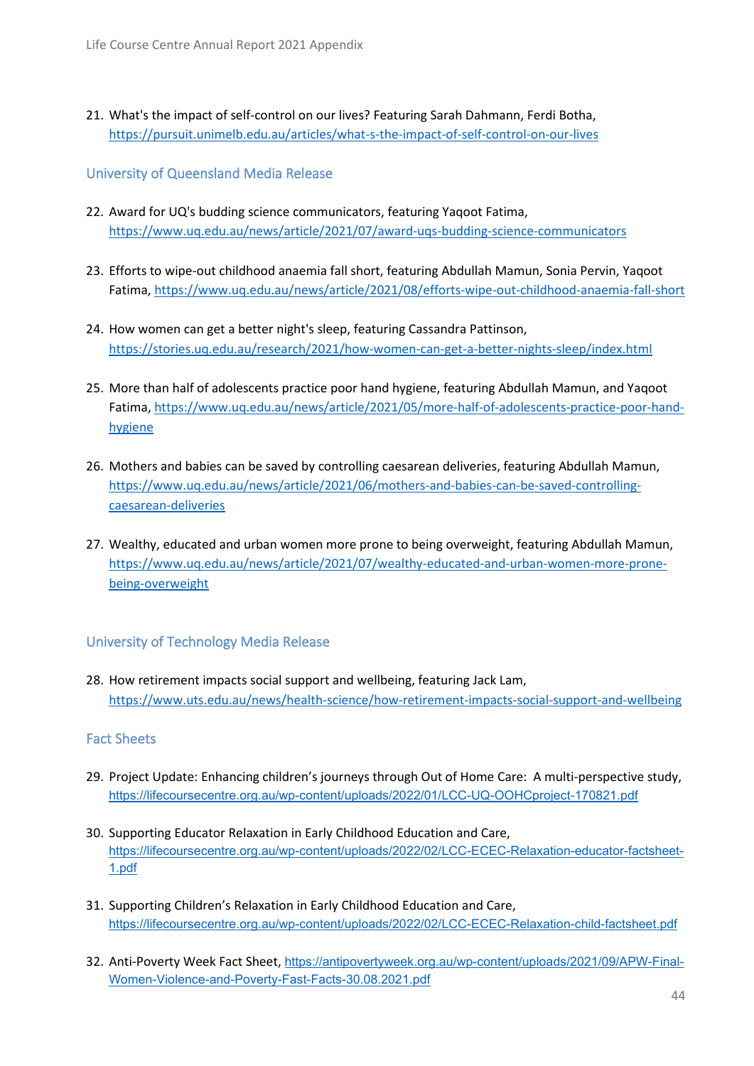21. What's the impact of self-control on our lives? Featuring Sarah Dahmann, Ferdi Botha, https://pursuit.unimelb.edu.au/articles/what-s-the-impact-of-self-control-on-our-lives

## University of Queensland Media Release

22. Award for UQ's budding science communicators, featuring Yaqoot Fatima, https://www.uq.edu.au/news/article/2021/07/award-uqs-budding-science-communicators

23. Efforts to wipe-out childhood anaemia fall short, featuring Abdullah Mamun, Sonia Pervin, Yaqoot Fatima, https://www.uq.edu.au/news/article/2021/08/efforts-wipe-out-childhood-anaemia-fall-short

24. How women can get a better night's sleep, featuring Cassandra Pattinson, https://stories.uq.edu.au/research/2021/how-women-can-get-a-better-nights-sleep/index.html

25. More than half of adolescents practice poor hand hygiene, featuring Abdullah Mamun, and Yaqoot Fatima, https://www.uq.edu.au/news/article/2021/05/more-half-of-adolescents-practice-poor-hand-hygiene

26. Mothers and babies can be saved by controlling caesarean deliveries, featuring Abdullah Mamun, https://www.uq.edu.au/news/article/2021/06/mothers-and-babies-can-be-saved-controlling-caesarean-deliveries

27. Wealthy, educated and urban women more prone to being overweight, featuring Abdullah Mamun, https://www.uq.edu.au/news/article/2021/07/wealthy-educated-and-urban-women-more-prone-being-overweight

## University of Technology Media Release

28. How retirement impacts social support and wellbeing, featuring Jack Lam, https://www.uts.edu.au/news/health-science/how-retirement-impacts-social-support-and-wellbeing

## Fact Sheets

29. Project Update: Enhancing children's journeys through Out of Home Care: A multi-perspective study, https://lifecoursecentre.org.au/wp-content/uploads/2022/01/LCC-UQ-OOHCproject-170821.pdf

30. Supporting Educator Relaxation in Early Childhood Education and Care, https://lifecoursecentre.org.au/wp-content/uploads/2022/02/LCC-ECEC-Relaxation-educator-factsheet-1.pdf

31. Supporting Children's Relaxation in Early Childhood Education and Care, https://lifecoursecentre.org.au/wp-content/uploads/2022/02/LCC-ECEC-Relaxation-child-factsheet.pdf

32. Anti-Poverty Week Fact Sheet, https://antipovertyweek.org.au/wp-content/uploads/2021/09/APW-Final-Women-Violence-and-Poverty-Fast-Facts-30.08.2021.pdf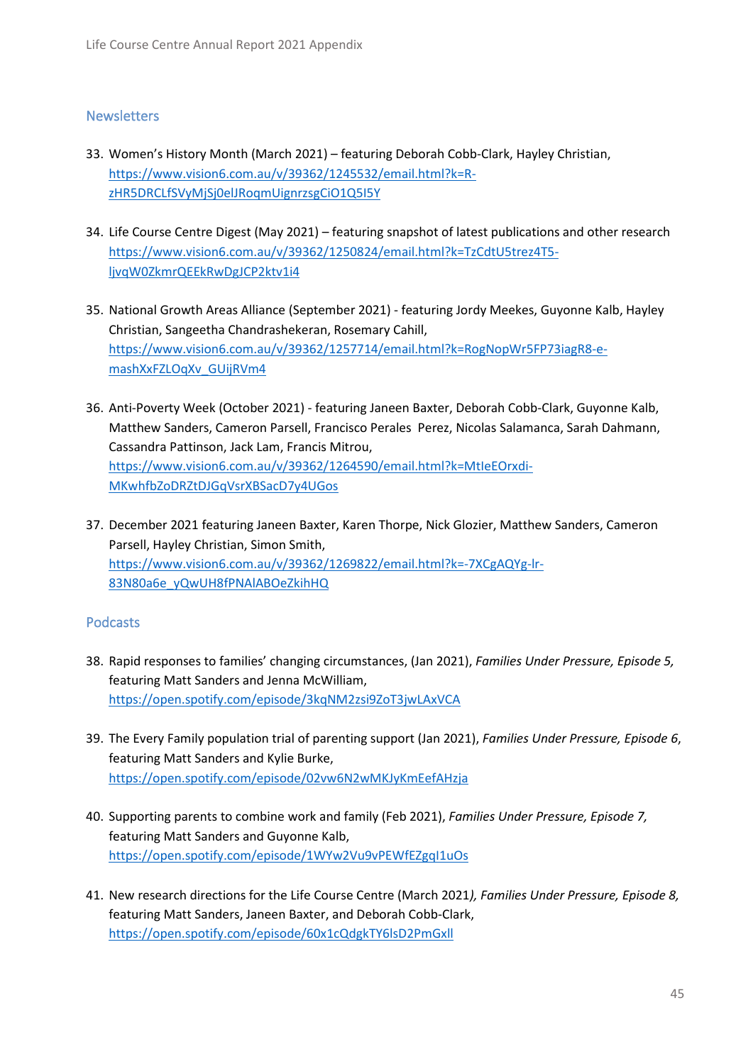## Newsletters

33. Women's History Month (March 2021) – featuring Deborah Cobb-Clark, Hayley Christian, https://www.vision6.com.au/v/39362/1245532/email.html?k=R-zHR5DRCLfSVyMjSj0elJRoqmUignrzsgCiO1Q5I5Y

34. Life Course Centre Digest (May 2021) – featuring snapshot of latest publications and other research https://www.vision6.com.au/v/39362/1250824/email.html?k=TzCdtU5trez4T5-ljvqW0ZkmrQEEkRwDgJCP2ktv1i4

35. National Growth Areas Alliance (September 2021) - featuring Jordy Meekes, Guyonne Kalb, Hayley Christian, Sangeetha Chandrashekeran, Rosemary Cahill, https://www.vision6.com.au/v/39362/1257714/email.html?k=RogNopWr5FP73iagR8-e-mashXxFZLOqXv_GUijRVm4

36. Anti-Poverty Week (October 2021) - featuring Janeen Baxter, Deborah Cobb-Clark, Guyonne Kalb, Matthew Sanders, Cameron Parsell, Francisco Perales Perez, Nicolas Salamanca, Sarah Dahmann, Cassandra Pattinson, Jack Lam, Francis Mitrou, https://www.vision6.com.au/v/39362/1264590/email.html?k=MtIeEOrxdi-MKwhfbZoDRZtDJGqVsrXBSacD7y4UGos

37. December 2021 featuring Janeen Baxter, Karen Thorpe, Nick Glozier, Matthew Sanders, Cameron Parsell, Hayley Christian, Simon Smith, https://www.vision6.com.au/v/39362/1269822/email.html?k=-7XCgAQYg-lr-83N80a6e_yQwUH8fPNAlABOeZkihHQ

## Podcasts

38. Rapid responses to families' changing circumstances, (Jan 2021), *Families Under Pressure, Episode 5,* featuring Matt Sanders and Jenna McWilliam, https://open.spotify.com/episode/3kqNM2zsi9ZoT3jwLAxVCA

39. The Every Family population trial of parenting support (Jan 2021), *Families Under Pressure, Episode 6*, featuring Matt Sanders and Kylie Burke, https://open.spotify.com/episode/02vw6N2wMKJyKmEefAHzja

40. Supporting parents to combine work and family (Feb 2021), *Families Under Pressure, Episode 7,* featuring Matt Sanders and Guyonne Kalb, https://open.spotify.com/episode/1WYw2Vu9vPEWfEZgqI1uOs

41. New research directions for the Life Course Centre (March 2021*), Families Under Pressure, Episode 8,* featuring Matt Sanders, Janeen Baxter, and Deborah Cobb-Clark, https://open.spotify.com/episode/60x1cQdgkTY6lsD2PmGxll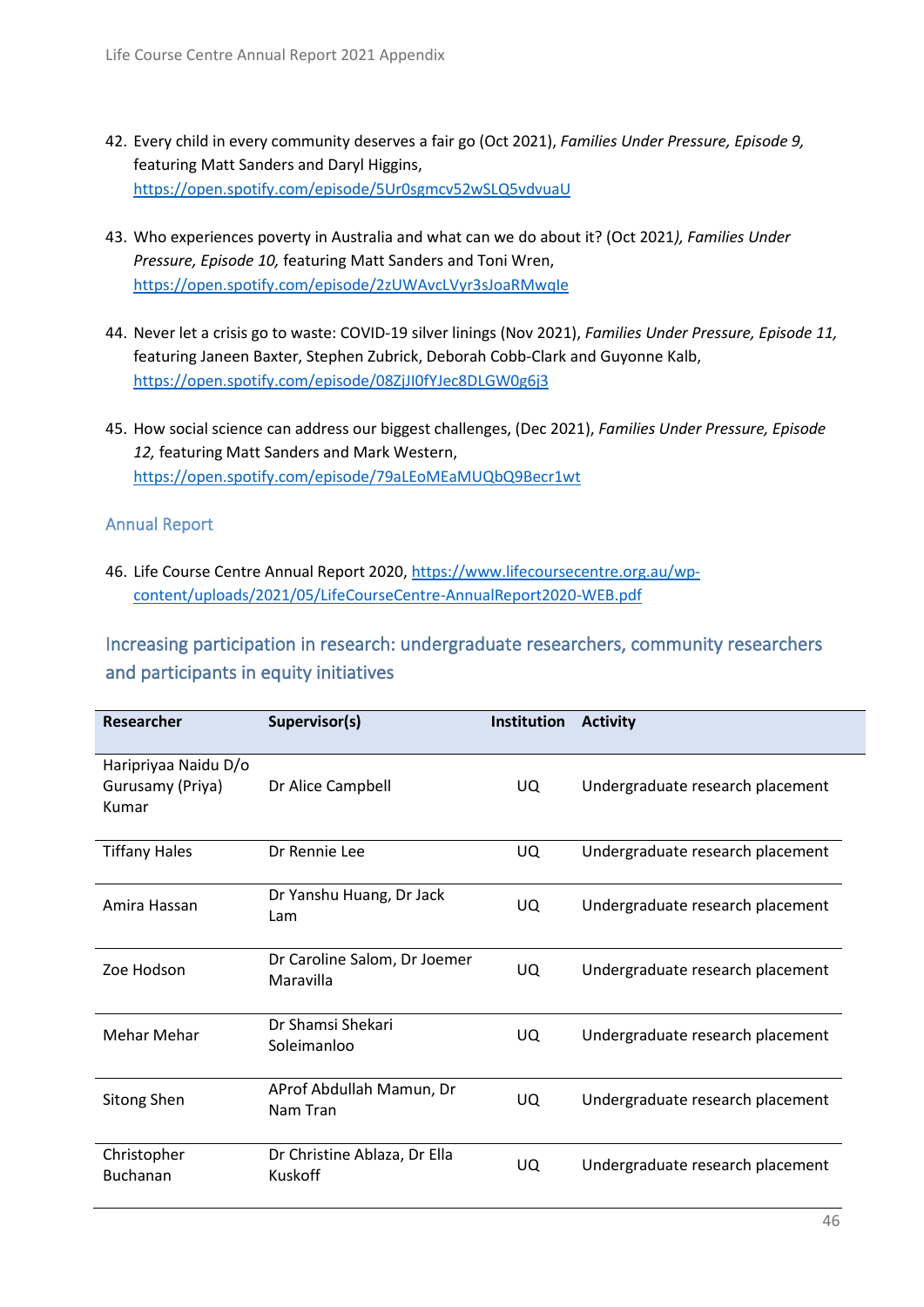42. Every child in every community deserves a fair go (Oct 2021), *Families Under Pressure, Episode 9,* featuring Matt Sanders and Daryl Higgins, https://open.spotify.com/episode/5Ur0sgmcv52wSLQ5vdvuaU

43. Who experiences poverty in Australia and what can we do about it? (Oct 2021*), Families Under Pressure, Episode 10,* featuring Matt Sanders and Toni Wren, https://open.spotify.com/episode/2zUWAvcLVyr3sJoaRMwqle

44. Never let a crisis go to waste: COVID-19 silver linings (Nov 2021), *Families Under Pressure, Episode 11,* featuring Janeen Baxter, Stephen Zubrick, Deborah Cobb-Clark and Guyonne Kalb, https://open.spotify.com/episode/08ZjJI0fYJec8DLGW0g6j3

45. How social science can address our biggest challenges, (Dec 2021), *Families Under Pressure, Episode 12,* featuring Matt Sanders and Mark Western, https://open.spotify.com/episode/79aLEoMEaMUQbQ9Becr1wt

### Annual Report

46. Life Course Centre Annual Report 2020, https://www.lifecoursecentre.org.au/wp-content/uploads/2021/05/LifeCourseCentre-AnnualReport2020-WEB.pdf

## Increasing participation in research: undergraduate researchers, community researchers and participants in equity initiatives

| Researcher | Supervisor(s) | Institution | Activity |
|---|---|---|---|
| Haripriyaa Naidu D/o Gurusamy (Priya) Kumar | Dr Alice Campbell | UQ | Undergraduate research placement |
| Tiffany Hales | Dr Rennie Lee | UQ | Undergraduate research placement |
| Amira Hassan | Dr Yanshu Huang, Dr Jack Lam | UQ | Undergraduate research placement |
| Zoe Hodson | Dr Caroline Salom, Dr Joemer Maravilla | UQ | Undergraduate research placement |
| Mehar Mehar | Dr Shamsi Shekari Soleimanloo | UQ | Undergraduate research placement |
| Sitong Shen | AProf Abdullah Mamun, Dr Nam Tran | UQ | Undergraduate research placement |
| Christopher Buchanan | Dr Christine Ablaza, Dr Ella Kuskoff | UQ | Undergraduate research placement |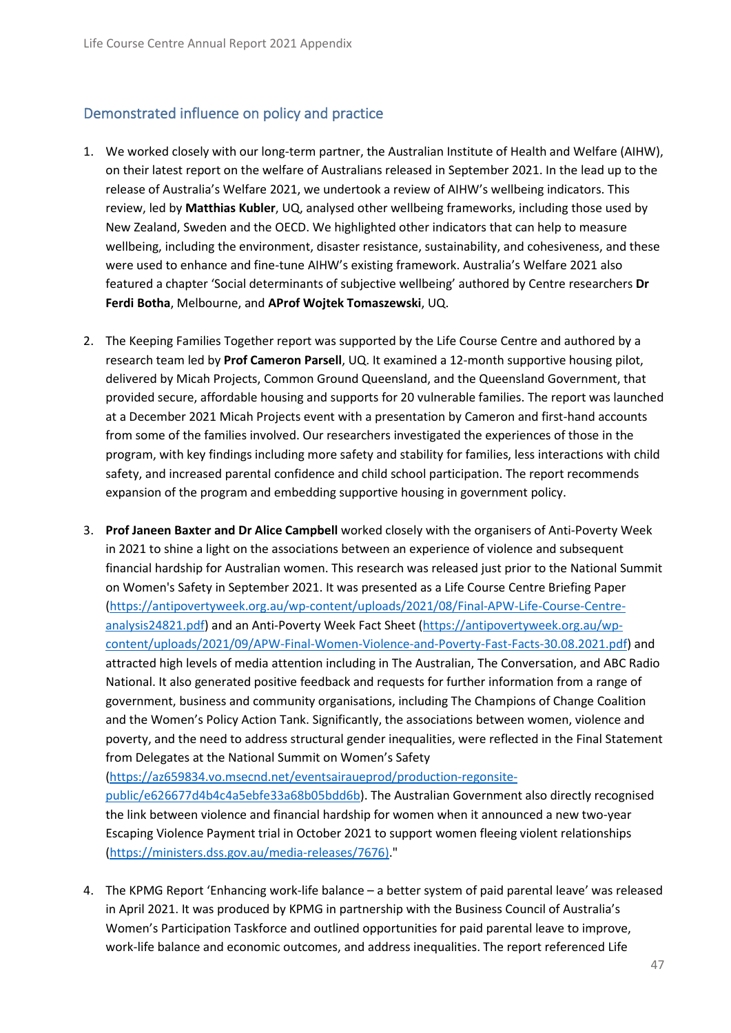## Demonstrated influence on policy and practice

1. We worked closely with our long-term partner, the Australian Institute of Health and Welfare (AIHW), on their latest report on the welfare of Australians released in September 2021. In the lead up to the release of Australia's Welfare 2021, we undertook a review of AIHW's wellbeing indicators. This review, led by **Matthias Kubler**, UQ, analysed other wellbeing frameworks, including those used by New Zealand, Sweden and the OECD. We highlighted other indicators that can help to measure wellbeing, including the environment, disaster resistance, sustainability, and cohesiveness, and these were used to enhance and fine-tune AIHW's existing framework. Australia's Welfare 2021 also featured a chapter 'Social determinants of subjective wellbeing' authored by Centre researchers **Dr Ferdi Botha**, Melbourne, and **AProf Wojtek Tomaszewski**, UQ.

2. The Keeping Families Together report was supported by the Life Course Centre and authored by a research team led by **Prof Cameron Parsell**, UQ. It examined a 12-month supportive housing pilot, delivered by Micah Projects, Common Ground Queensland, and the Queensland Government, that provided secure, affordable housing and supports for 20 vulnerable families. The report was launched at a December 2021 Micah Projects event with a presentation by Cameron and first-hand accounts from some of the families involved. Our researchers investigated the experiences of those in the program, with key findings including more safety and stability for families, less interactions with child safety, and increased parental confidence and child school participation. The report recommends expansion of the program and embedding supportive housing in government policy.

3. **Prof Janeen Baxter and Dr Alice Campbell** worked closely with the organisers of Anti-Poverty Week in 2021 to shine a light on the associations between an experience of violence and subsequent financial hardship for Australian women. This research was released just prior to the National Summit on Women's Safety in September 2021. It was presented as a Life Course Centre Briefing Paper (https://antipovertyweek.org.au/wp-content/uploads/2021/08/Final-APW-Life-Course-Centre-analysis24821.pdf) and an Anti-Poverty Week Fact Sheet (https://antipovertyweek.org.au/wp-content/uploads/2021/09/APW-Final-Women-Violence-and-Poverty-Fast-Facts-30.08.2021.pdf) and attracted high levels of media attention including in The Australian, The Conversation, and ABC Radio National. It also generated positive feedback and requests for further information from a range of government, business and community organisations, including The Champions of Change Coalition and the Women's Policy Action Tank. Significantly, the associations between women, violence and poverty, and the need to address structural gender inequalities, were reflected in the Final Statement from Delegates at the National Summit on Women's Safety (https://az659834.vo.msecnd.net/eventsairaueprod/production-regonsite-public/e626677d4b4c4a5ebfe33a68b05bdd6b). The Australian Government also directly recognised the link between violence and financial hardship for women when it announced a new two-year Escaping Violence Payment trial in October 2021 to support women fleeing violent relationships (https://ministers.dss.gov.au/media-releases/7676)."

4. The KPMG Report 'Enhancing work-life balance – a better system of paid parental leave' was released in April 2021. It was produced by KPMG in partnership with the Business Council of Australia's Women's Participation Taskforce and outlined opportunities for paid parental leave to improve, work-life balance and economic outcomes, and address inequalities. The report referenced Life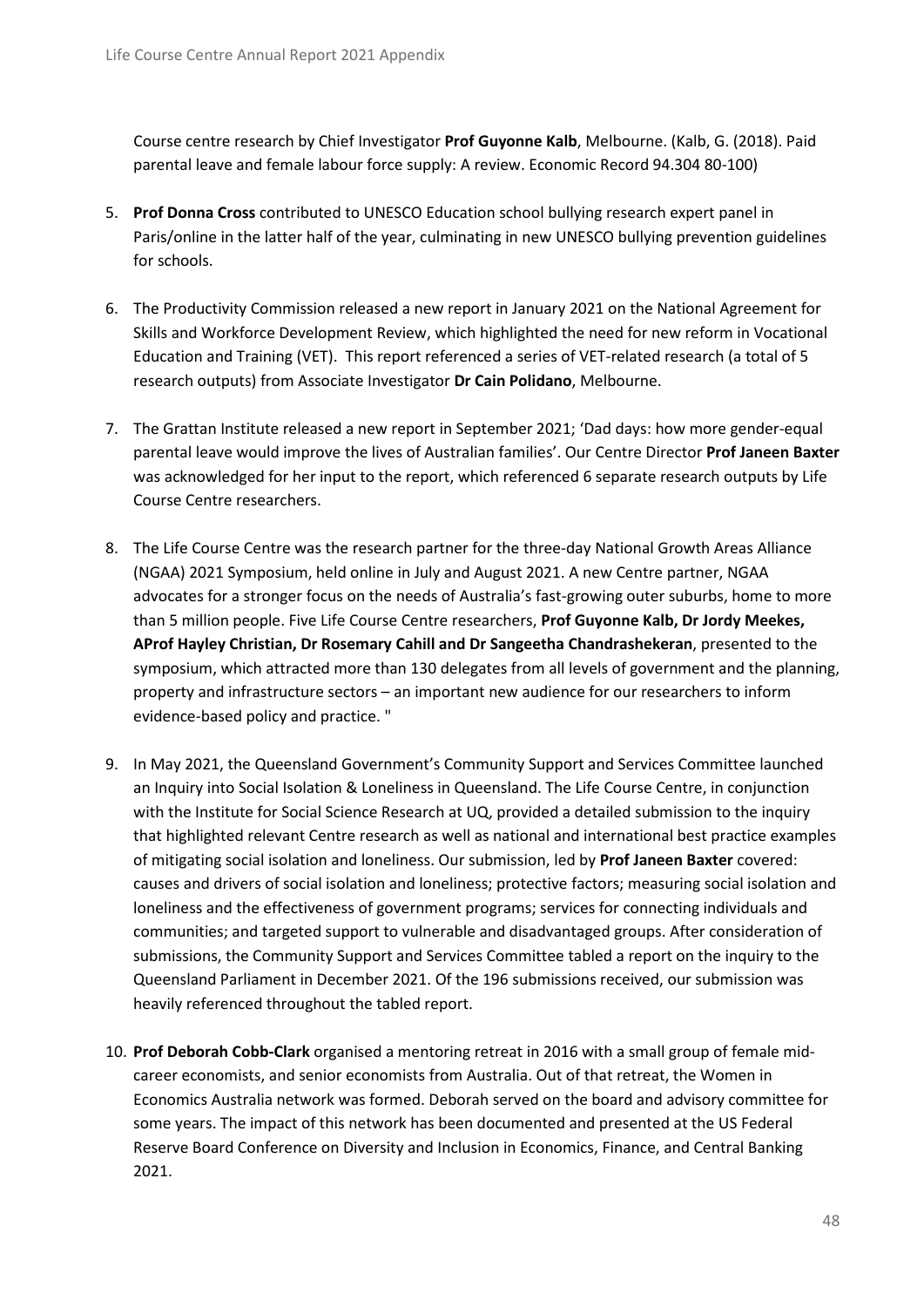Course centre research by Chief Investigator **Prof Guyonne Kalb**, Melbourne. (Kalb, G. (2018). Paid parental leave and female labour force supply: A review. Economic Record 94.304 80-100)

5. **Prof Donna Cross** contributed to UNESCO Education school bullying research expert panel in Paris/online in the latter half of the year, culminating in new UNESCO bullying prevention guidelines for schools.

6. The Productivity Commission released a new report in January 2021 on the National Agreement for Skills and Workforce Development Review, which highlighted the need for new reform in Vocational Education and Training (VET). This report referenced a series of VET-related research (a total of 5 research outputs) from Associate Investigator **Dr Cain Polidano**, Melbourne.

7. The Grattan Institute released a new report in September 2021; 'Dad days: how more gender-equal parental leave would improve the lives of Australian families'. Our Centre Director **Prof Janeen Baxter** was acknowledged for her input to the report, which referenced 6 separate research outputs by Life Course Centre researchers.

8. The Life Course Centre was the research partner for the three-day National Growth Areas Alliance (NGAA) 2021 Symposium, held online in July and August 2021. A new Centre partner, NGAA advocates for a stronger focus on the needs of Australia's fast-growing outer suburbs, home to more than 5 million people. Five Life Course Centre researchers, **Prof Guyonne Kalb, Dr Jordy Meekes, AProf Hayley Christian, Dr Rosemary Cahill and Dr Sangeetha Chandrashekeran**, presented to the symposium, which attracted more than 130 delegates from all levels of government and the planning, property and infrastructure sectors – an important new audience for our researchers to inform evidence-based policy and practice. "

9. In May 2021, the Queensland Government's Community Support and Services Committee launched an Inquiry into Social Isolation & Loneliness in Queensland. The Life Course Centre, in conjunction with the Institute for Social Science Research at UQ, provided a detailed submission to the inquiry that highlighted relevant Centre research as well as national and international best practice examples of mitigating social isolation and loneliness. Our submission, led by **Prof Janeen Baxter** covered: causes and drivers of social isolation and loneliness; protective factors; measuring social isolation and loneliness and the effectiveness of government programs; services for connecting individuals and communities; and targeted support to vulnerable and disadvantaged groups. After consideration of submissions, the Community Support and Services Committee tabled a report on the inquiry to the Queensland Parliament in December 2021. Of the 196 submissions received, our submission was heavily referenced throughout the tabled report.

10. **Prof Deborah Cobb-Clark** organised a mentoring retreat in 2016 with a small group of female mid-career economists, and senior economists from Australia. Out of that retreat, the Women in Economics Australia network was formed. Deborah served on the board and advisory committee for some years. The impact of this network has been documented and presented at the US Federal Reserve Board Conference on Diversity and Inclusion in Economics, Finance, and Central Banking 2021.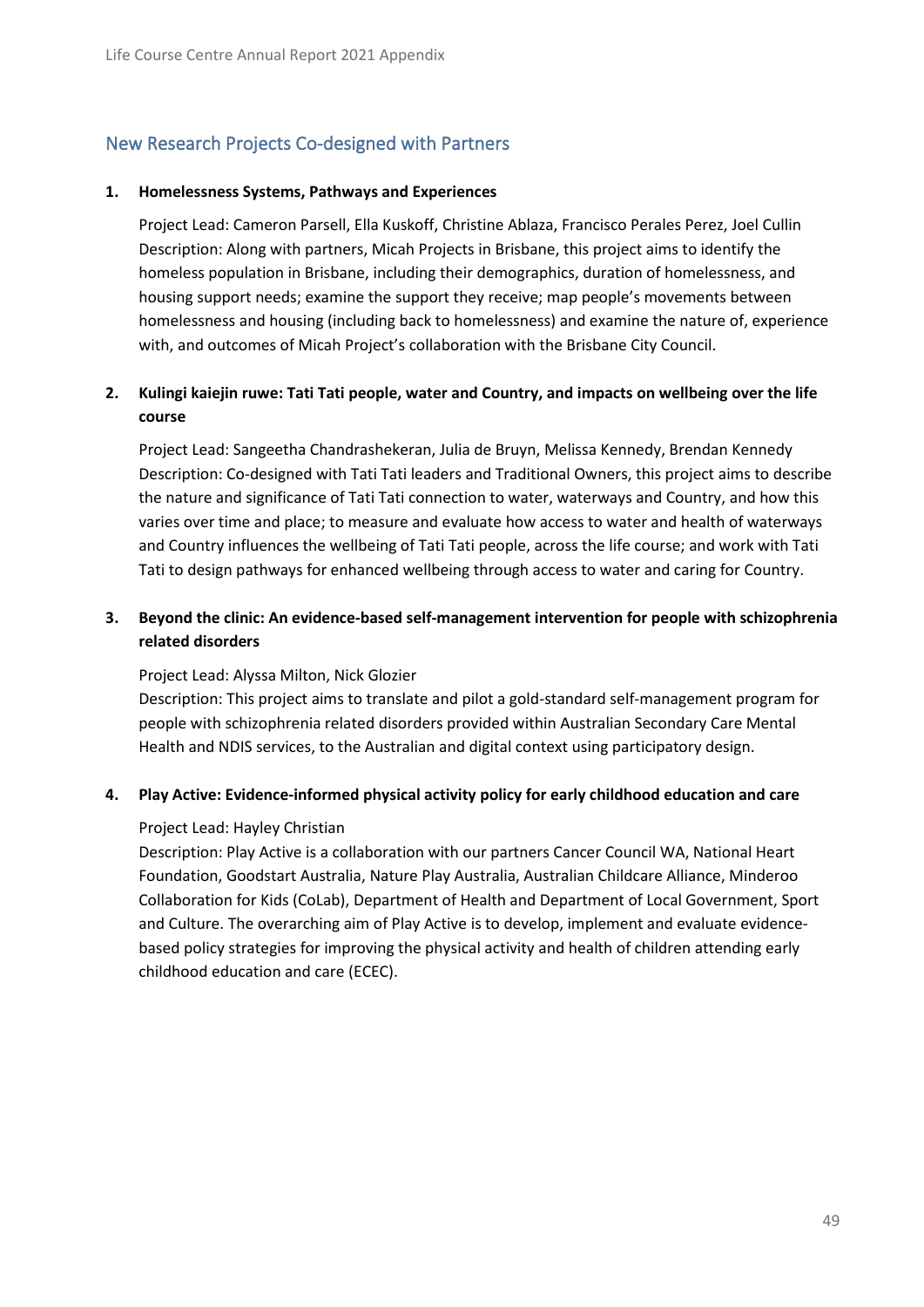## New Research Projects Co-designed with Partners

1. **Homelessness Systems, Pathways and Experiences**

   Project Lead: Cameron Parsell, Ella Kuskoff, Christine Ablaza, Francisco Perales Perez, Joel Cullin
   Description: Along with partners, Micah Projects in Brisbane, this project aims to identify the homeless population in Brisbane, including their demographics, duration of homelessness, and housing support needs; examine the support they receive; map people's movements between homelessness and housing (including back to homelessness) and examine the nature of, experience with, and outcomes of Micah Project's collaboration with the Brisbane City Council.

2. **Kulingi kaiejin ruwe: Tati Tati people, water and Country, and impacts on wellbeing over the life course**

   Project Lead: Sangeetha Chandrashekeran, Julia de Bruyn, Melissa Kennedy, Brendan Kennedy
   Description: Co-designed with Tati Tati leaders and Traditional Owners, this project aims to describe the nature and significance of Tati Tati connection to water, waterways and Country, and how this varies over time and place; to measure and evaluate how access to water and health of waterways and Country influences the wellbeing of Tati Tati people, across the life course; and work with Tati Tati to design pathways for enhanced wellbeing through access to water and caring for Country.

3. **Beyond the clinic: An evidence-based self-management intervention for people with schizophrenia related disorders**

   Project Lead: Alyssa Milton, Nick Glozier
   Description: This project aims to translate and pilot a gold-standard self-management program for people with schizophrenia related disorders provided within Australian Secondary Care Mental Health and NDIS services, to the Australian and digital context using participatory design.

4. **Play Active: Evidence-informed physical activity policy for early childhood education and care**

   Project Lead: Hayley Christian
   Description: Play Active is a collaboration with our partners Cancer Council WA, National Heart Foundation, Goodstart Australia, Nature Play Australia, Australian Childcare Alliance, Minderoo Collaboration for Kids (CoLab), Department of Health and Department of Local Government, Sport and Culture. The overarching aim of Play Active is to develop, implement and evaluate evidence-based policy strategies for improving the physical activity and health of children attending early childhood education and care (ECEC).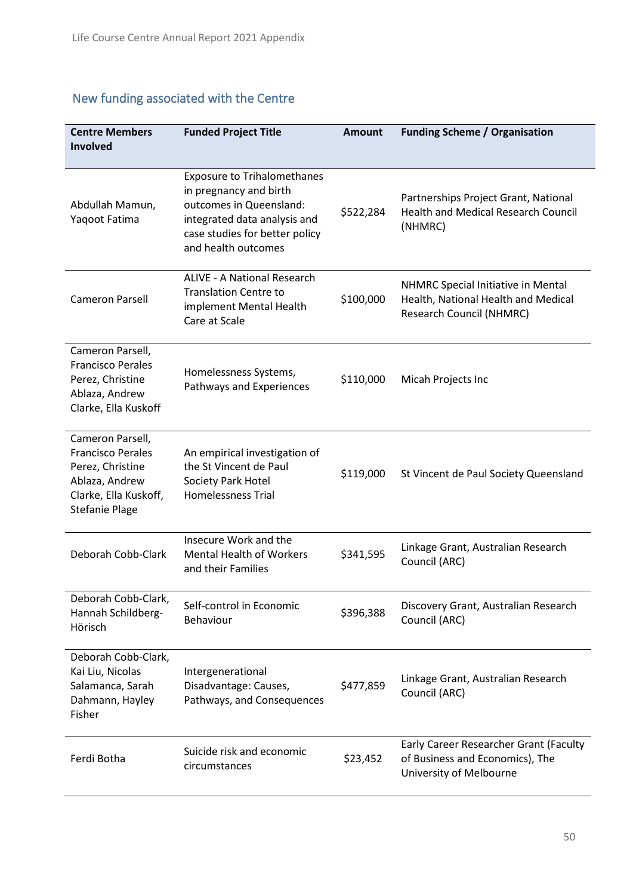## New funding associated with the Centre

| Centre Members Involved | Funded Project Title | Amount | Funding Scheme / Organisation |
|---|---|---|---|
| Abdullah Mamun, Yaqoot Fatima | Exposure to Trihalomethanes in pregnancy and birth outcomes in Queensland: integrated data analysis and case studies for better policy and health outcomes | $522,284 | Partnerships Project Grant, National Health and Medical Research Council (NHMRC) |
| Cameron Parsell | ALIVE - A National Research Translation Centre to implement Mental Health Care at Scale | $100,000 | NHMRC Special Initiative in Mental Health, National Health and Medical Research Council (NHMRC) |
| Cameron Parsell, Francisco Perales Perez, Christine Ablaza, Andrew Clarke, Ella Kuskoff | Homelessness Systems, Pathways and Experiences | $110,000 | Micah Projects Inc |
| Cameron Parsell, Francisco Perales Perez, Christine Ablaza, Andrew Clarke, Ella Kuskoff, Stefanie Plage | An empirical investigation of the St Vincent de Paul Society Park Hotel Homelessness Trial | $119,000 | St Vincent de Paul Society Queensland |
| Deborah Cobb-Clark | Insecure Work and the Mental Health of Workers and their Families | $341,595 | Linkage Grant, Australian Research Council (ARC) |
| Deborah Cobb-Clark, Hannah Schildberg-Hörisch | Self-control in Economic Behaviour | $396,388 | Discovery Grant, Australian Research Council (ARC) |
| Deborah Cobb-Clark, Kai Liu, Nicolas Salamanca, Sarah Dahmann, Hayley Fisher | Intergenerational Disadvantage: Causes, Pathways, and Consequences | $477,859 | Linkage Grant, Australian Research Council (ARC) |
| Ferdi Botha | Suicide risk and economic circumstances | $23,452 | Early Career Researcher Grant (Faculty of Business and Economics), The University of Melbourne |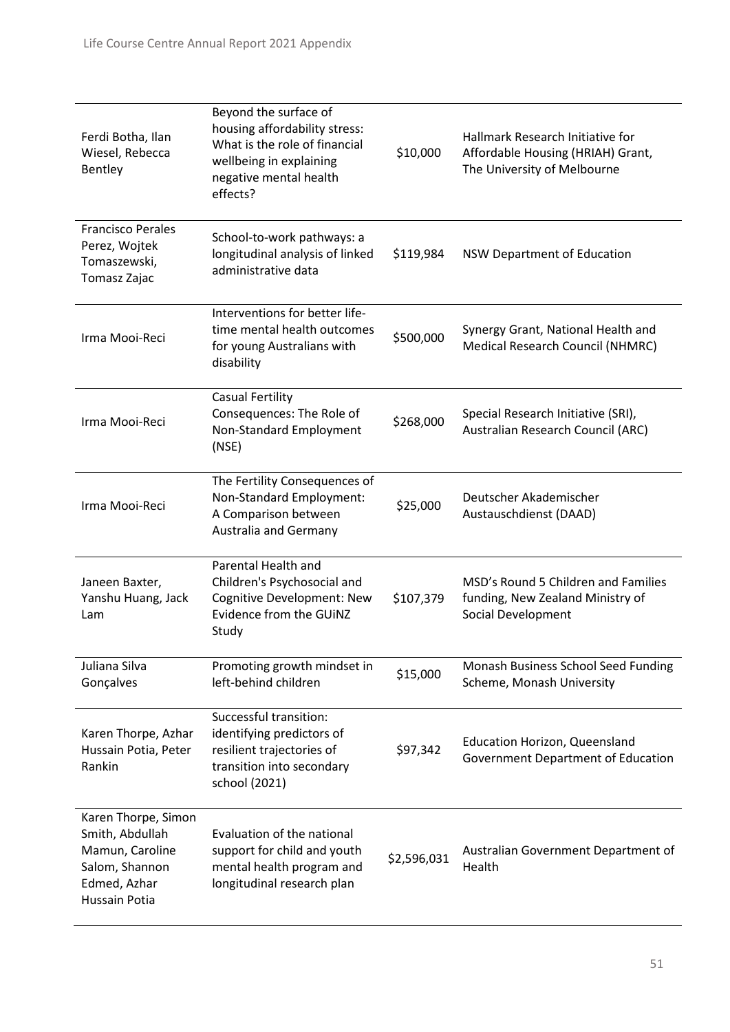| | | | |
|---|---|---|---|
| Ferdi Botha, Ilan Wiesel, Rebecca Bentley | Beyond the surface of housing affordability stress: What is the role of financial wellbeing in explaining negative mental health effects? | \$10,000 | Hallmark Research Initiative for Affordable Housing (HRIAH) Grant, The University of Melbourne |
| Francisco Perales Perez, Wojtek Tomaszewski, Tomasz Zajac | School-to-work pathways: a longitudinal analysis of linked administrative data | \$119,984 | NSW Department of Education |
| Irma Mooi-Reci | Interventions for better life-time mental health outcomes for young Australians with disability | \$500,000 | Synergy Grant, National Health and Medical Research Council (NHMRC) |
| Irma Mooi-Reci | Casual Fertility Consequences: The Role of Non-Standard Employment (NSE) | \$268,000 | Special Research Initiative (SRI), Australian Research Council (ARC) |
| Irma Mooi-Reci | The Fertility Consequences of Non-Standard Employment: A Comparison between Australia and Germany | \$25,000 | Deutscher Akademischer Austauschdienst (DAAD) |
| Janeen Baxter, Yanshu Huang, Jack Lam | Parental Health and Children's Psychosocial and Cognitive Development: New Evidence from the GUiNZ Study | \$107,379 | MSD's Round 5 Children and Families funding, New Zealand Ministry of Social Development |
| Juliana Silva Gonçalves | Promoting growth mindset in left-behind children | \$15,000 | Monash Business School Seed Funding Scheme, Monash University |
| Karen Thorpe, Azhar Hussain Potia, Peter Rankin | Successful transition: identifying predictors of resilient trajectories of transition into secondary school (2021) | \$97,342 | Education Horizon, Queensland Government Department of Education |
| Karen Thorpe, Simon Smith, Abdullah Mamun, Caroline Salom, Shannon Edmed, Azhar Hussain Potia | Evaluation of the national support for child and youth mental health program and longitudinal research plan | \$2,596,031 | Australian Government Department of Health |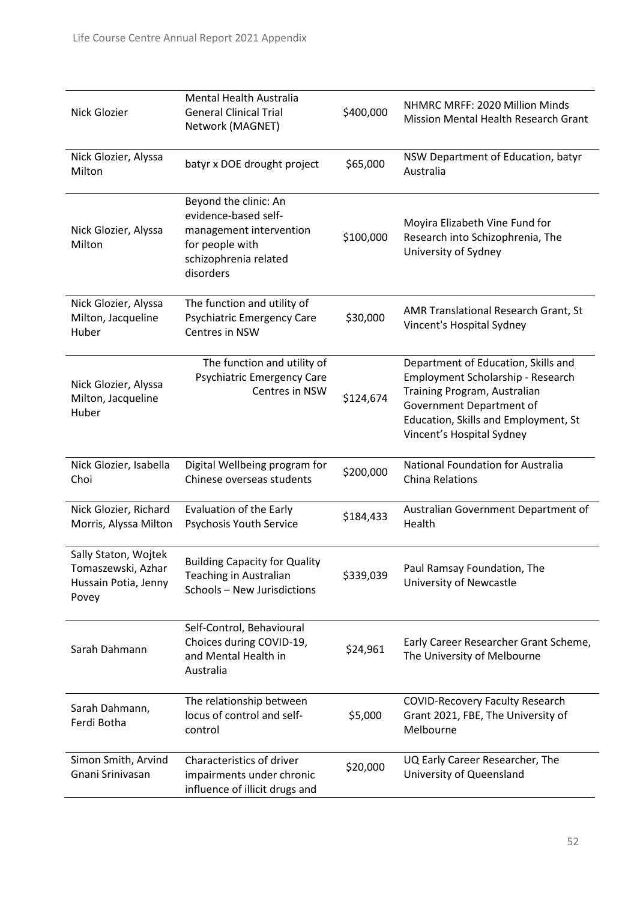| | | | |
|---|---|---|---|
| Nick Glozier | Mental Health Australia General Clinical Trial Network (MAGNET) | \$400,000 | NHMRC MRFF: 2020 Million Minds Mission Mental Health Research Grant |
| Nick Glozier, Alyssa Milton | batyr x DOE drought project | \$65,000 | NSW Department of Education, batyr Australia |
| Nick Glozier, Alyssa Milton | Beyond the clinic: An evidence-based self-management intervention for people with schizophrenia related disorders | \$100,000 | Moyira Elizabeth Vine Fund for Research into Schizophrenia, The University of Sydney |
| Nick Glozier, Alyssa Milton, Jacqueline Huber | The function and utility of Psychiatric Emergency Care Centres in NSW | \$30,000 | AMR Translational Research Grant, St Vincent's Hospital Sydney |
| Nick Glozier, Alyssa Milton, Jacqueline Huber | The function and utility of Psychiatric Emergency Care Centres in NSW | \$124,674 | Department of Education, Skills and Employment Scholarship - Research Training Program, Australian Government Department of Education, Skills and Employment, St Vincent's Hospital Sydney |
| Nick Glozier, Isabella Choi | Digital Wellbeing program for Chinese overseas students | \$200,000 | National Foundation for Australia China Relations |
| Nick Glozier, Richard Morris, Alyssa Milton | Evaluation of the Early Psychosis Youth Service | \$184,433 | Australian Government Department of Health |
| Sally Staton, Wojtek Tomaszewski, Azhar Hussain Potia, Jenny Povey | Building Capacity for Quality Teaching in Australian Schools – New Jurisdictions | \$339,039 | Paul Ramsay Foundation, The University of Newcastle |
| Sarah Dahmann | Self-Control, Behavioural Choices during COVID-19, and Mental Health in Australia | \$24,961 | Early Career Researcher Grant Scheme, The University of Melbourne |
| Sarah Dahmann, Ferdi Botha | The relationship between locus of control and self-control | \$5,000 | COVID-Recovery Faculty Research Grant 2021, FBE, The University of Melbourne |
| Simon Smith, Arvind Gnani Srinivasan | Characteristics of driver impairments under chronic influence of illicit drugs and | \$20,000 | UQ Early Career Researcher, The University of Queensland |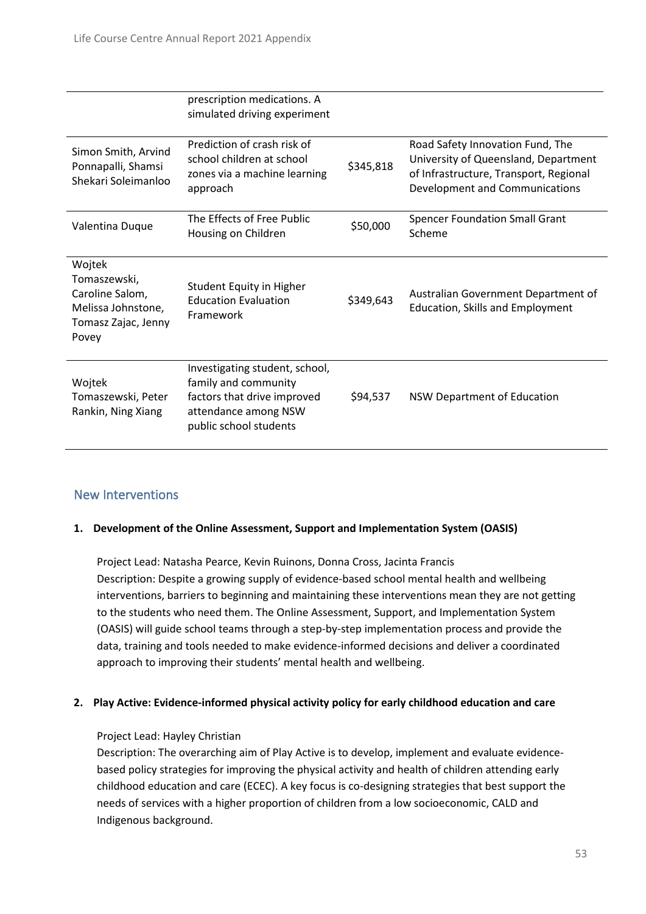| | | | |
|---|---|---|---|
| | prescription medications. A simulated driving experiment | | |
| Simon Smith, Arvind Ponnapalli, Shamsi Shekari Soleimanloo | Prediction of crash risk of school children at school zones via a machine learning approach | $345,818 | Road Safety Innovation Fund, The University of Queensland, Department of Infrastructure, Transport, Regional Development and Communications |
| Valentina Duque | The Effects of Free Public Housing on Children | $50,000 | Spencer Foundation Small Grant Scheme |
| Wojtek Tomaszewski, Caroline Salom, Melissa Johnstone, Tomasz Zajac, Jenny Povey | Student Equity in Higher Education Evaluation Framework | $349,643 | Australian Government Department of Education, Skills and Employment |
| Wojtek Tomaszewski, Peter Rankin, Ning Xiang | Investigating student, school, family and community factors that drive improved attendance among NSW public school students | $94,537 | NSW Department of Education |

## New Interventions

**1. Development of the Online Assessment, Support and Implementation System (OASIS)**

Project Lead: Natasha Pearce, Kevin Ruinons, Donna Cross, Jacinta Francis
Description: Despite a growing supply of evidence-based school mental health and wellbeing interventions, barriers to beginning and maintaining these interventions mean they are not getting to the students who need them. The Online Assessment, Support, and Implementation System (OASIS) will guide school teams through a step-by-step implementation process and provide the data, training and tools needed to make evidence-informed decisions and deliver a coordinated approach to improving their students' mental health and wellbeing.

**2. Play Active: Evidence-informed physical activity policy for early childhood education and care**

Project Lead: Hayley Christian
Description: The overarching aim of Play Active is to develop, implement and evaluate evidence-based policy strategies for improving the physical activity and health of children attending early childhood education and care (ECEC). A key focus is co-designing strategies that best support the needs of services with a higher proportion of children from a low socioeconomic, CALD and Indigenous background.